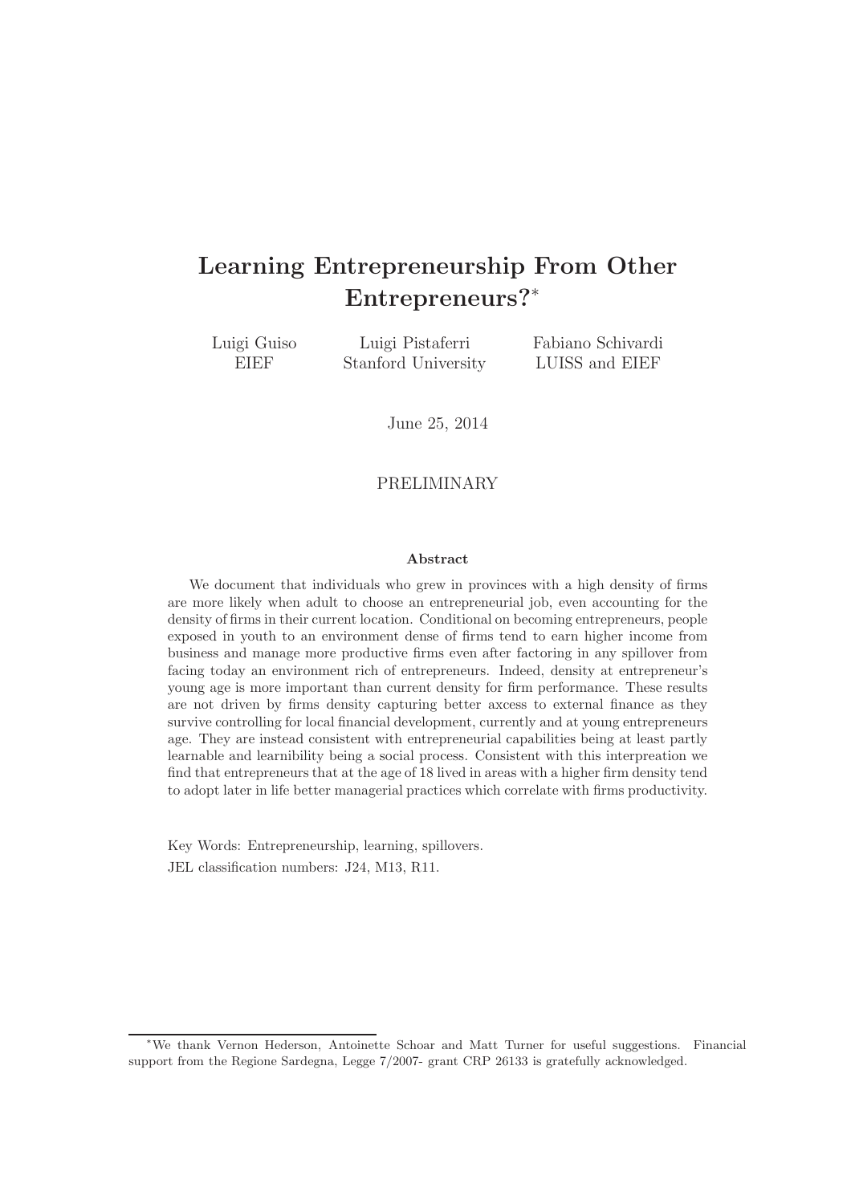# Learning Entrepreneurship From Other Entrepreneurs?[*]

Luigi Guiso
EIEF

Luigi Pistaferri
Stanford University

Fabiano Schivardi
LUISS and EIEF

June 25, 2014

PRELIMINARY

### Abstract

We document that individuals who grew in provinces with a high density of firms are more likely when adult to choose an entrepreneurial job, even accounting for the density of firms in their current location. Conditional on becoming entrepreneurs, people exposed in youth to an environment dense of firms tend to earn higher income from business and manage more productive firms even after factoring in any spillover from facing today an environment rich of entrepreneurs. Indeed, density at entrepreneur's young age is more important than current density for firm performance. These results are not driven by firms density capturing better axcess to external finance as they survive controlling for local financial development, currently and at young entrepreneurs age. They are instead consistent with entrepreneurial capabilities being at least partly learnable and learnibility being a social process. Consistent with this interpreation we find that entrepreneurs that at the age of 18 lived in areas with a higher firm density tend to adopt later in life better managerial practices which correlate with firms productivity.

Key Words: Entrepreneurship, learning, spillovers.

JEL classification numbers: J24, M13, R11.

---

[*]We thank Vernon Hederson, Antoinette Schoar and Matt Turner for useful suggestions. Financial support from the Regione Sardegna, Legge 7/2007- grant CRP 26133 is gratefully acknowledged.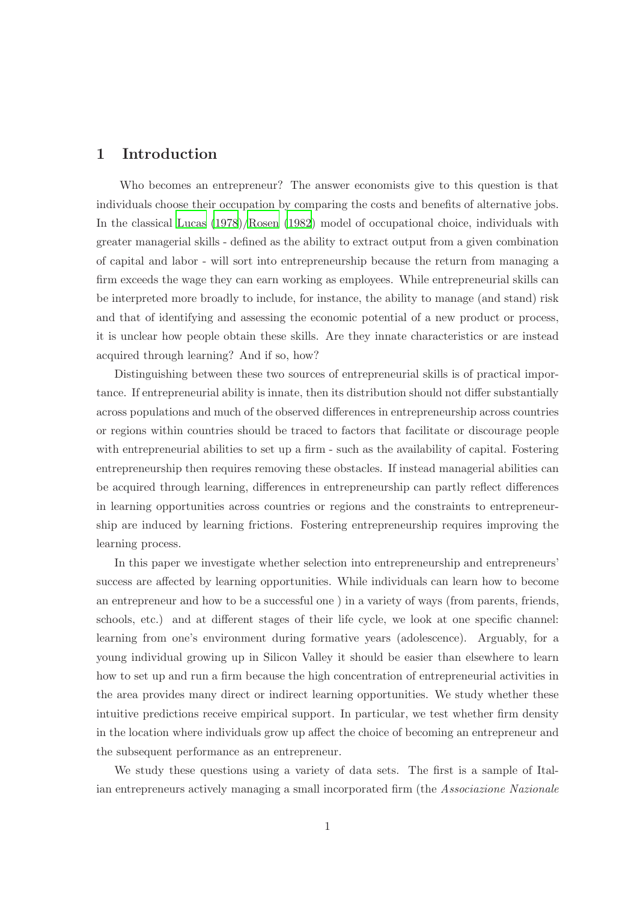# 1 Introduction

Who becomes an entrepreneur? The answer economists give to this question is that individuals choose their occupation by comparing the costs and benefits of alternative jobs. In the classical Lucas (1978)/Rosen (1982) model of occupational choice, individuals with greater managerial skills - defined as the ability to extract output from a given combination of capital and labor - will sort into entrepreneurship because the return from managing a firm exceeds the wage they can earn working as employees. While entrepreneurial skills can be interpreted more broadly to include, for instance, the ability to manage (and stand) risk and that of identifying and assessing the economic potential of a new product or process, it is unclear how people obtain these skills. Are they innate characteristics or are instead acquired through learning? And if so, how?

Distinguishing between these two sources of entrepreneurial skills is of practical importance. If entrepreneurial ability is innate, then its distribution should not differ substantially across populations and much of the observed differences in entrepreneurship across countries or regions within countries should be traced to factors that facilitate or discourage people with entrepreneurial abilities to set up a firm - such as the availability of capital. Fostering entrepreneurship then requires removing these obstacles. If instead managerial abilities can be acquired through learning, differences in entrepreneurship can partly reflect differences in learning opportunities across countries or regions and the constraints to entrepreneurship are induced by learning frictions. Fostering entrepreneurship requires improving the learning process.

In this paper we investigate whether selection into entrepreneurship and entrepreneurs' success are affected by learning opportunities. While individuals can learn how to become an entrepreneur and how to be a successful one ) in a variety of ways (from parents, friends, schools, etc.) and at different stages of their life cycle, we look at one specific channel: learning from one's environment during formative years (adolescence). Arguably, for a young individual growing up in Silicon Valley it should be easier than elsewhere to learn how to set up and run a firm because the high concentration of entrepreneurial activities in the area provides many direct or indirect learning opportunities. We study whether these intuitive predictions receive empirical support. In particular, we test whether firm density in the location where individuals grow up affect the choice of becoming an entrepreneur and the subsequent performance as an entrepreneur.

We study these questions using a variety of data sets. The first is a sample of Italian entrepreneurs actively managing a small incorporated firm (the *Associazione Nazionale*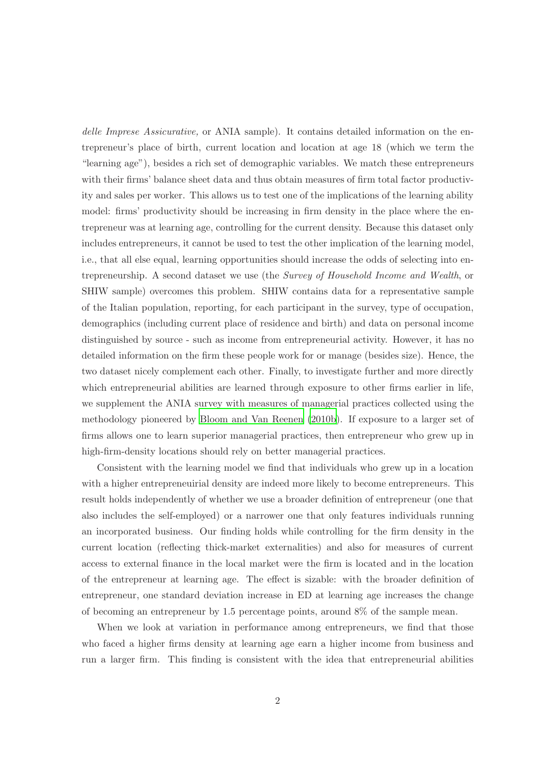*delle Imprese Assicurative,* or ANIA sample). It contains detailed information on the entrepreneur's place of birth, current location and location at age 18 (which we term the "learning age"), besides a rich set of demographic variables. We match these entrepreneurs with their firms' balance sheet data and thus obtain measures of firm total factor productivity and sales per worker. This allows us to test one of the implications of the learning ability model: firms' productivity should be increasing in firm density in the place where the entrepreneur was at learning age, controlling for the current density. Because this dataset only includes entrepreneurs, it cannot be used to test the other implication of the learning model, i.e., that all else equal, learning opportunities should increase the odds of selecting into entrepreneurship. A second dataset we use (the *Survey of Household Income and Wealth*, or SHIW sample) overcomes this problem. SHIW contains data for a representative sample of the Italian population, reporting, for each participant in the survey, type of occupation, demographics (including current place of residence and birth) and data on personal income distinguished by source - such as income from entrepreneurial activity. However, it has no detailed information on the firm these people work for or manage (besides size). Hence, the two dataset nicely complement each other. Finally, to investigate further and more directly which entrepreneurial abilities are learned through exposure to other firms earlier in life, we supplement the ANIA survey with measures of managerial practices collected using the methodology pioneered by Bloom and Van Reenen (2010b). If exposure to a larger set of firms allows one to learn superior managerial practices, then entrepreneur who grew up in high-firm-density locations should rely on better managerial practices.

Consistent with the learning model we find that individuals who grew up in a location with a higher entrepreneuirial density are indeed more likely to become entrepreneurs. This result holds independently of whether we use a broader definition of entrepreneur (one that also includes the self-employed) or a narrower one that only features individuals running an incorporated business. Our finding holds while controlling for the firm density in the current location (reflecting thick-market externalities) and also for measures of current access to external finance in the local market were the firm is located and in the location of the entrepreneur at learning age. The effect is sizable: with the broader definition of entrepreneur, one standard deviation increase in ED at learning age increases the change of becoming an entrepreneur by 1.5 percentage points, around 8% of the sample mean.

When we look at variation in performance among entrepreneurs, we find that those who faced a higher firms density at learning age earn a higher income from business and run a larger firm. This finding is consistent with the idea that entrepreneurial abilities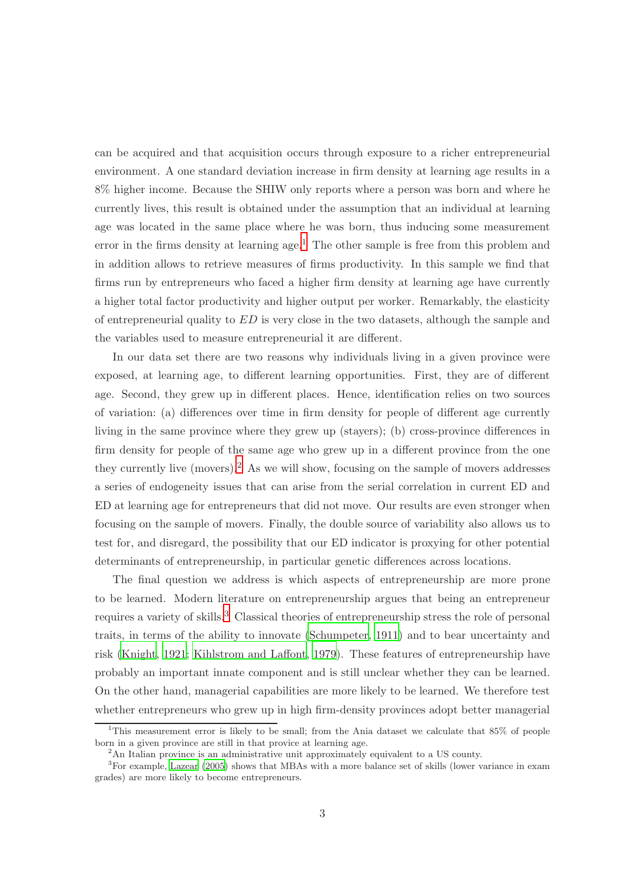can be acquired and that acquisition occurs through exposure to a richer entrepreneurial environment. A one standard deviation increase in firm density at learning age results in a 8% higher income. Because the SHIW only reports where a person was born and where he currently lives, this result is obtained under the assumption that an individual at learning age was located in the same place where he was born, thus inducing some measurement error in the firms density at learning age.[1] The other sample is free from this problem and in addition allows to retrieve measures of firms productivity. In this sample we find that firms run by entrepreneurs who faced a higher firm density at learning age have currently a higher total factor productivity and higher output per worker. Remarkably, the elasticity of entrepreneurial quality to $ED$ is very close in the two datasets, although the sample and the variables used to measure entrepreneurial it are different.

In our data set there are two reasons why individuals living in a given province were exposed, at learning age, to different learning opportunities. First, they are of different age. Second, they grew up in different places. Hence, identification relies on two sources of variation: (a) differences over time in firm density for people of different age currently living in the same province where they grew up (stayers); (b) cross-province differences in firm density for people of the same age who grew up in a different province from the one they currently live (movers).[2] As we will show, focusing on the sample of movers addresses a series of endogeneity issues that can arise from the serial correlation in current ED and ED at learning age for entrepreneurs that did not move. Our results are even stronger when focusing on the sample of movers. Finally, the double source of variability also allows us to test for, and disregard, the possibility that our ED indicator is proxying for other potential determinants of entrepreneurship, in particular genetic differences across locations.

The final question we address is which aspects of entrepreneurship are more prone to be learned. Modern literature on entrepreneurship argues that being an entrepreneur requires a variety of skills.[3] Classical theories of entrepreneurship stress the role of personal traits, in terms of the ability to innovate (Schumpeter, 1911) and to bear uncertainty and risk (Knight, 1921; Kihlstrom and Laffont, 1979). These features of entrepreneurship have probably an important innate component and is still unclear whether they can be learned. On the other hand, managerial capabilities are more likely to be learned. We therefore test whether entrepreneurs who grew up in high firm-density provinces adopt better managerial

[1] This measurement error is likely to be small; from the Ania dataset we calculate that 85% of people born in a given province are still in that provice at learning age.

[2] An Italian province is an administrative unit approximately equivalent to a US county.

[3] For example, Lazear (2005) shows that MBAs with a more balance set of skills (lower variance in exam grades) are more likely to become entrepreneurs.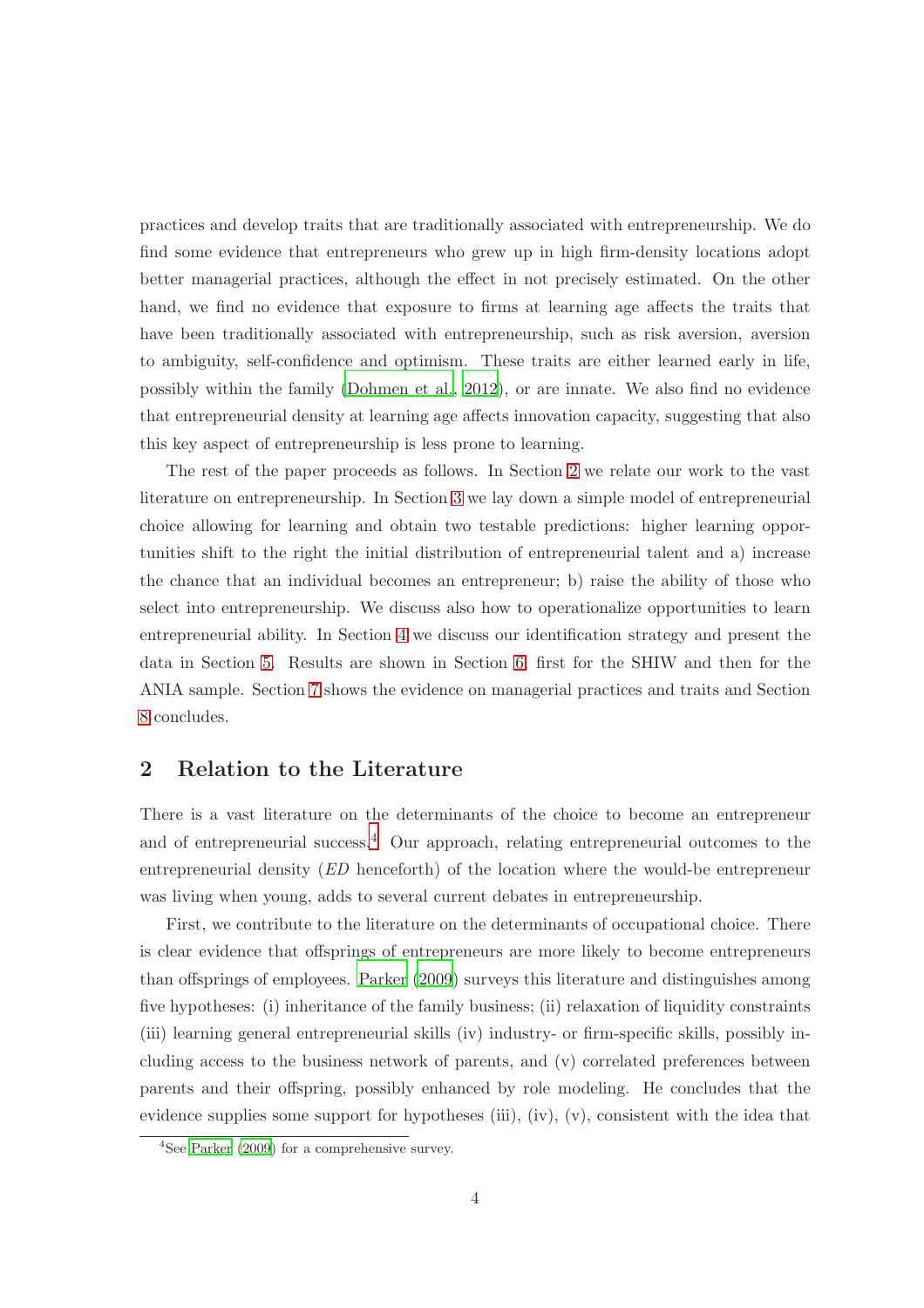practices and develop traits that are traditionally associated with entrepreneurship. We do find some evidence that entrepreneurs who grew up in high firm-density locations adopt better managerial practices, although the effect in not precisely estimated. On the other hand, we find no evidence that exposure to firms at learning age affects the traits that have been traditionally associated with entrepreneurship, such as risk aversion, aversion to ambiguity, self-confidence and optimism. These traits are either learned early in life, possibly within the family (Dohmen et al., 2012), or are innate. We also find no evidence that entrepreneurial density at learning age affects innovation capacity, suggesting that also this key aspect of entrepreneurship is less prone to learning.

The rest of the paper proceeds as follows. In Section 2 we relate our work to the vast literature on entrepreneurship. In Section 3 we lay down a simple model of entrepreneurial choice allowing for learning and obtain two testable predictions: higher learning opportunities shift to the right the initial distribution of entrepreneurial talent and a) increase the chance that an individual becomes an entrepreneur; b) raise the ability of those who select into entrepreneurship. We discuss also how to operationalize opportunities to learn entrepreneurial ability. In Section 4 we discuss our identification strategy and present the data in Section 5. Results are shown in Section 6, first for the SHIW and then for the ANIA sample. Section 7 shows the evidence on managerial practices and traits and Section 8 concludes.

## 2 Relation to the Literature

There is a vast literature on the determinants of the choice to become an entrepreneur and of entrepreneurial success.[4] Our approach, relating entrepreneurial outcomes to the entrepreneurial density (*ED* henceforth) of the location where the would-be entrepreneur was living when young, adds to several current debates in entrepreneurship.

First, we contribute to the literature on the determinants of occupational choice. There is clear evidence that offsprings of entrepreneurs are more likely to become entrepreneurs than offsprings of employees. Parker (2009) surveys this literature and distinguishes among five hypotheses: (i) inheritance of the family business; (ii) relaxation of liquidity constraints (iii) learning general entrepreneurial skills (iv) industry- or firm-specific skills, possibly including access to the business network of parents, and (v) correlated preferences between parents and their offspring, possibly enhanced by role modeling. He concludes that the evidence supplies some support for hypotheses (iii), (iv), (v), consistent with the idea that

[4] See Parker (2009) for a comprehensive survey.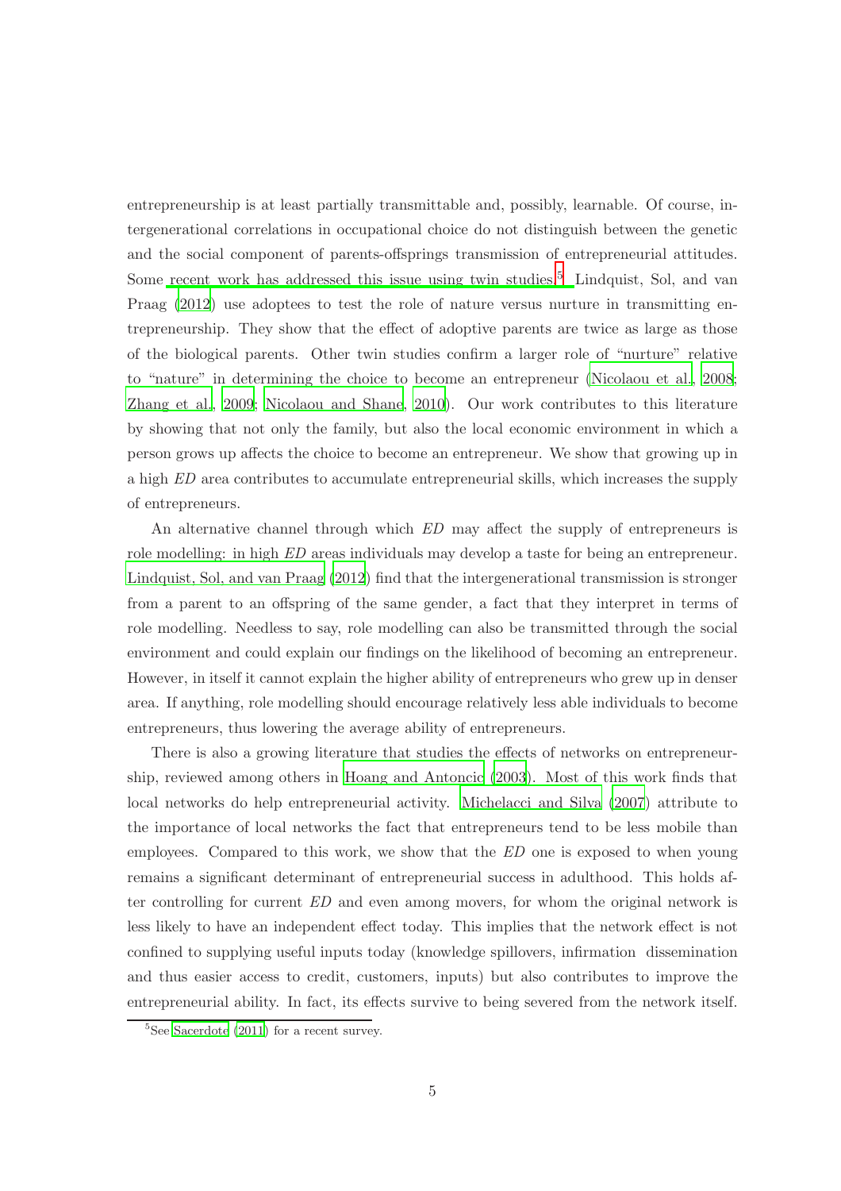entrepreneurship is at least partially transmittable and, possibly, learnable. Of course, intergenerational correlations in occupational choice do not distinguish between the genetic and the social component of parents-offsprings transmission of entrepreneurial attitudes. Some recent work has addressed this issue using twin studies.[5] Lindquist, Sol, and van Praag (2012) use adoptees to test the role of nature versus nurture in transmitting entrepreneurship. They show that the effect of adoptive parents are twice as large as those of the biological parents. Other twin studies confirm a larger role of "nurture" relative to "nature" in determining the choice to become an entrepreneur (Nicolaou et al., 2008; Zhang et al., 2009; Nicolaou and Shane, 2010). Our work contributes to this literature by showing that not only the family, but also the local economic environment in which a person grows up affects the choice to become an entrepreneur. We show that growing up in a high *ED* area contributes to accumulate entrepreneurial skills, which increases the supply of entrepreneurs.

An alternative channel through which *ED* may affect the supply of entrepreneurs is role modelling: in high *ED* areas individuals may develop a taste for being an entrepreneur. Lindquist, Sol, and van Praag (2012) find that the intergenerational transmission is stronger from a parent to an offspring of the same gender, a fact that they interpret in terms of role modelling. Needless to say, role modelling can also be transmitted through the social environment and could explain our findings on the likelihood of becoming an entrepreneur. However, in itself it cannot explain the higher ability of entrepreneurs who grew up in denser area. If anything, role modelling should encourage relatively less able individuals to become entrepreneurs, thus lowering the average ability of entrepreneurs.

There is also a growing literature that studies the effects of networks on entrepreneurship, reviewed among others in Hoang and Antoncic (2003). Most of this work finds that local networks do help entrepreneurial activity. Michelacci and Silva (2007) attribute to the importance of local networks the fact that entrepreneurs tend to be less mobile than employees. Compared to this work, we show that the *ED* one is exposed to when young remains a significant determinant of entrepreneurial success in adulthood. This holds after controlling for current *ED* and even among movers, for whom the original network is less likely to have an independent effect today. This implies that the network effect is not confined to supplying useful inputs today (knowledge spillovers, infirmation dissemination and thus easier access to credit, customers, inputs) but also contributes to improve the entrepreneurial ability. In fact, its effects survive to being severed from the network itself.

[5] See Sacerdote (2011) for a recent survey.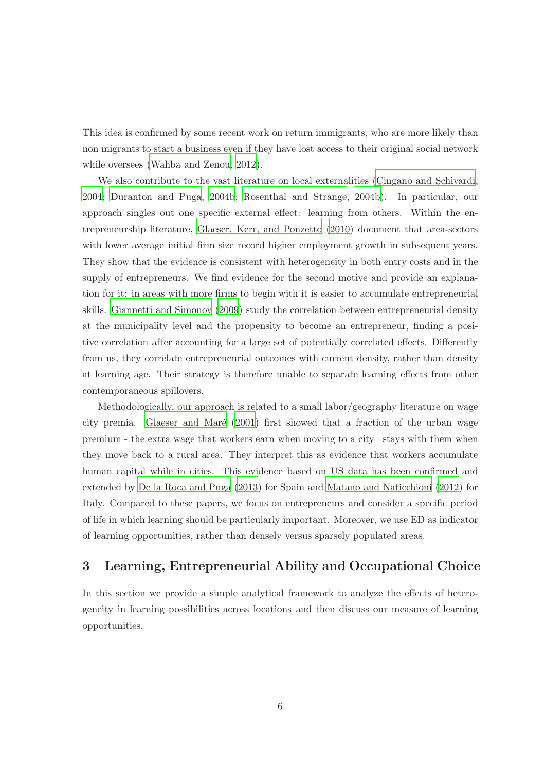This idea is confirmed by some recent work on return immigrants, who are more likely than non migrants to start a business even if they have lost access to their original social network while oversees (Wahba and Zenou, 2012).

We also contribute to the vast literature on local externalities (Cingano and Schivardi, 2004; Duranton and Puga, 2004b; Rosenthal and Strange, 2004b). In particular, our approach singles out one specific external effect: learning from others. Within the entrepreneurship literature, Glaeser, Kerr, and Ponzetto (2010) document that area-sectors with lower average initial firm size record higher employment growth in subsequent years. They show that the evidence is consistent with heterogeneity in both entry costs and in the supply of entrepreneurs. We find evidence for the second motive and provide an explanation for it: in areas with more firms to begin with it is easier to accumulate entrepreneurial skills. Giannetti and Simonov (2009) study the correlation between entrepreneurial density at the municipality level and the propensity to become an entrepreneur, finding a positive correlation after accounting for a large set of potentially correlated effects. Differently from us, they correlate entrepreneurial outcomes with current density, rather than density at learning age. Their strategy is therefore unable to separate learning effects from other contemporaneous spillovers.

Methodologically, our approach is related to a small labor/geography literature on wage city premia. Glaeser and Maré (2001) first showed that a fraction of the urban wage premium - the extra wage that workers earn when moving to a city– stays with them when they move back to a rural area. They interpret this as evidence that workers accumulate human capital while in cities. This evidence based on US data has been confirmed and extended by De la Roca and Puga (2013) for Spain and Matano and Naticchioni (2012) for Italy. Compared to these papers, we focus on entrepreneurs and consider a specific period of life in which learning should be particularly important. Moreover, we use ED as indicator of learning opportunities, rather than densely versus sparsely populated areas.

## 3 Learning, Entrepreneurial Ability and Occupational Choice

In this section we provide a simple analytical framework to analyze the effects of heterogeneity in learning possibilities across locations and then discuss our measure of learning opportunities.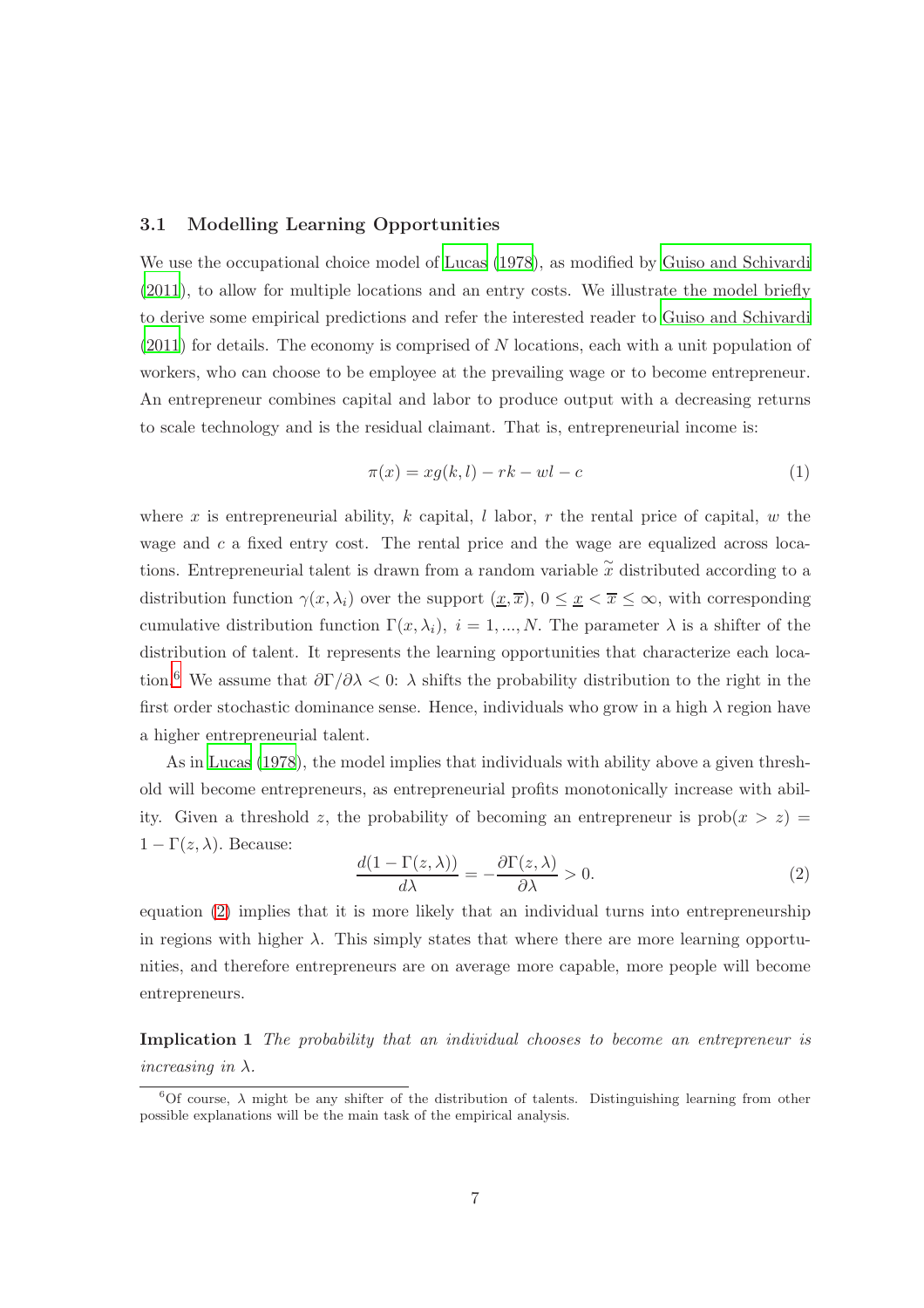### 3.1 Modelling Learning Opportunities

We use the occupational choice model of Lucas (1978), as modified by Guiso and Schivardi (2011), to allow for multiple locations and an entry costs. We illustrate the model briefly to derive some empirical predictions and refer the interested reader to Guiso and Schivardi (2011) for details. The economy is comprised of $N$ locations, each with a unit population of workers, who can choose to be employee at the prevailing wage or to become entrepreneur. An entrepreneur combines capital and labor to produce output with a decreasing returns to scale technology and is the residual claimant. That is, entrepreneurial income is:

$$\pi(x) = xg(k, l) - rk - wl - c \tag{1}$$

where $x$ is entrepreneurial ability, $k$ capital, $l$ labor, $r$ the rental price of capital, $w$ the wage and $c$ a fixed entry cost. The rental price and the wage are equalized across locations. Entrepreneurial talent is drawn from a random variable $\widetilde{x}$ distributed according to a distribution function $\gamma(x, \lambda_i)$ over the support $(\underline{x}, \overline{x})$, $0 \leq \underline{x} < \overline{x} \leq \infty$, with corresponding cumulative distribution function $\Gamma(x, \lambda_i)$, $i = 1, ..., N$. The parameter $\lambda$ is a shifter of the distribution of talent. It represents the learning opportunities that characterize each location.[6] We assume that $\partial\Gamma/\partial\lambda < 0$: $\lambda$ shifts the probability distribution to the right in the first order stochastic dominance sense. Hence, individuals who grow in a high $\lambda$ region have a higher entrepreneurial talent.

As in Lucas (1978), the model implies that individuals with ability above a given threshold will become entrepreneurs, as entrepreneurial profits monotonically increase with ability. Given a threshold $z$, the probability of becoming an entrepreneur is $\text{prob}(x > z) = 1 - \Gamma(z, \lambda)$. Because:

$$\frac{d(1 - \Gamma(z, \lambda))}{d\lambda} = -\frac{\partial\Gamma(z, \lambda)}{\partial\lambda} > 0. \tag{2}$$

equation (2) implies that it is more likely that an individual turns into entrepreneurship in regions with higher $\lambda$. This simply states that where there are more learning opportunities, and therefore entrepreneurs are on average more capable, more people will become entrepreneurs.

**Implication 1** *The probability that an individual chooses to become an entrepreneur is increasing in* $\lambda$.

[6] Of course, $\lambda$ might be any shifter of the distribution of talents. Distinguishing learning from other possible explanations will be the main task of the empirical analysis.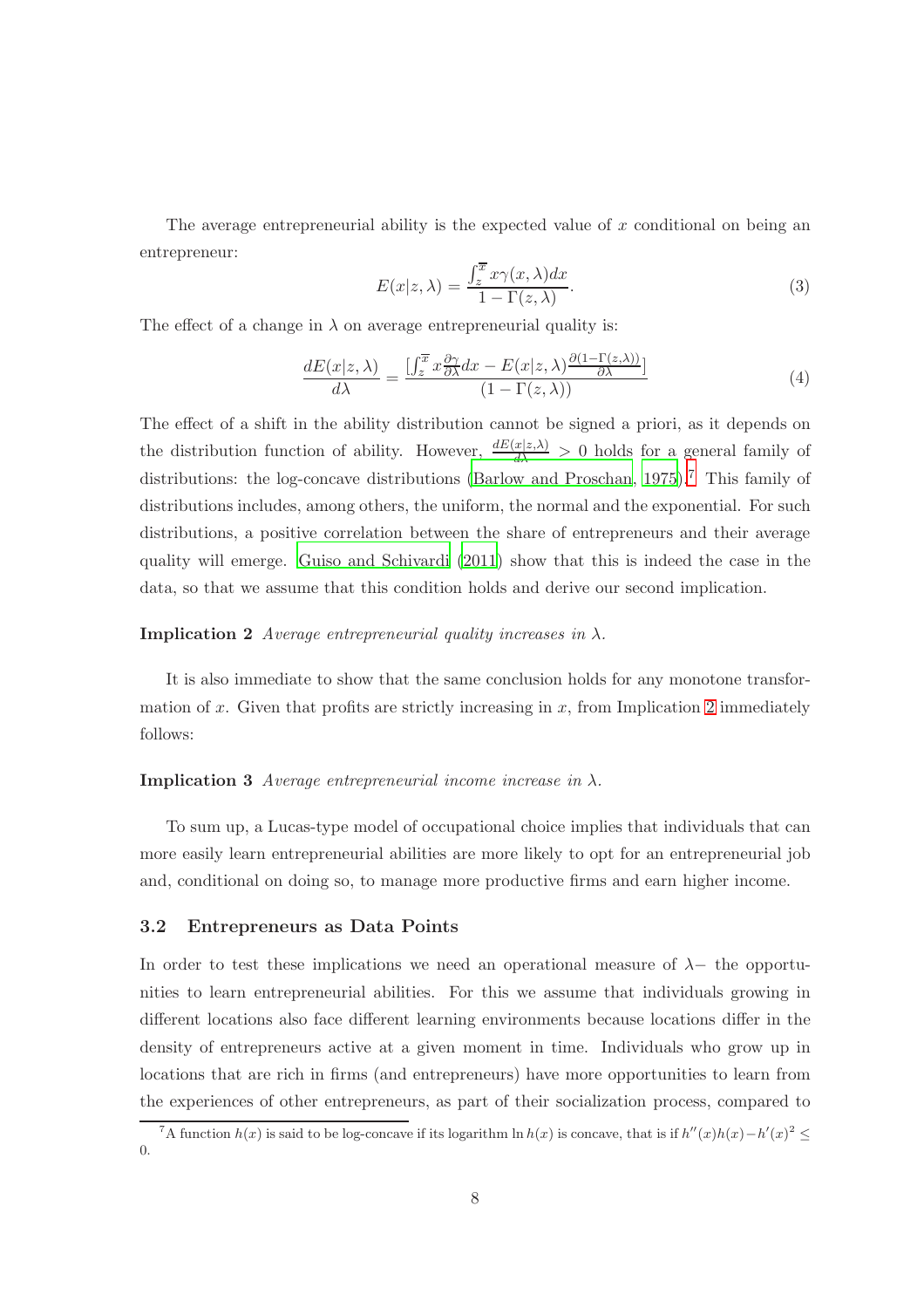The average entrepreneurial ability is the expected value of $x$ conditional on being an entrepreneur:

$$E(x|z,\lambda) = \frac{\int_z^{\overline{x}} x\gamma(x,\lambda)dx}{1-\Gamma(z,\lambda)}. \tag{3}$$

The effect of a change in $\lambda$ on average entrepreneurial quality is:

$$\frac{dE(x|z,\lambda)}{d\lambda} = \frac{[\int_z^{\overline{x}} x\frac{\partial\gamma}{\partial\lambda}dx - E(x|z,\lambda)\frac{\partial(1-\Gamma(z,\lambda))}{\partial\lambda}]}{(1-\Gamma(z,\lambda))} \tag{4}$$

The effect of a shift in the ability distribution cannot be signed a priori, as it depends on the distribution function of ability. However, $\frac{dE(x|z,\lambda)}{d\lambda} > 0$ holds for a general family of distributions: the log-concave distributions (Barlow and Proschan, 1975).[7] This family of distributions includes, among others, the uniform, the normal and the exponential. For such distributions, a positive correlation between the share of entrepreneurs and their average quality will emerge. Guiso and Schivardi (2011) show that this is indeed the case in the data, so that we assume that this condition holds and derive our second implication.

**Implication 2** *Average entrepreneurial quality increases in $\lambda$.*

It is also immediate to show that the same conclusion holds for any monotone transformation of $x$. Given that profits are strictly increasing in $x$, from Implication 2 immediately follows:

**Implication 3** *Average entrepreneurial income increase in $\lambda$.*

To sum up, a Lucas-type model of occupational choice implies that individuals that can more easily learn entrepreneurial abilities are more likely to opt for an entrepreneurial job and, conditional on doing so, to manage more productive firms and earn higher income.

### 3.2 Entrepreneurs as Data Points

In order to test these implications we need an operational measure of $\lambda-$ the opportunities to learn entrepreneurial abilities. For this we assume that individuals growing in different locations also face different learning environments because locations differ in the density of entrepreneurs active at a given moment in time. Individuals who grow up in locations that are rich in firms (and entrepreneurs) have more opportunities to learn from the experiences of other entrepreneurs, as part of their socialization process, compared to

[7] A function $h(x)$ is said to be log-concave if its logarithm $\ln h(x)$ is concave, that is if $h''(x)h(x) - h'(x)^2 \leq 0$.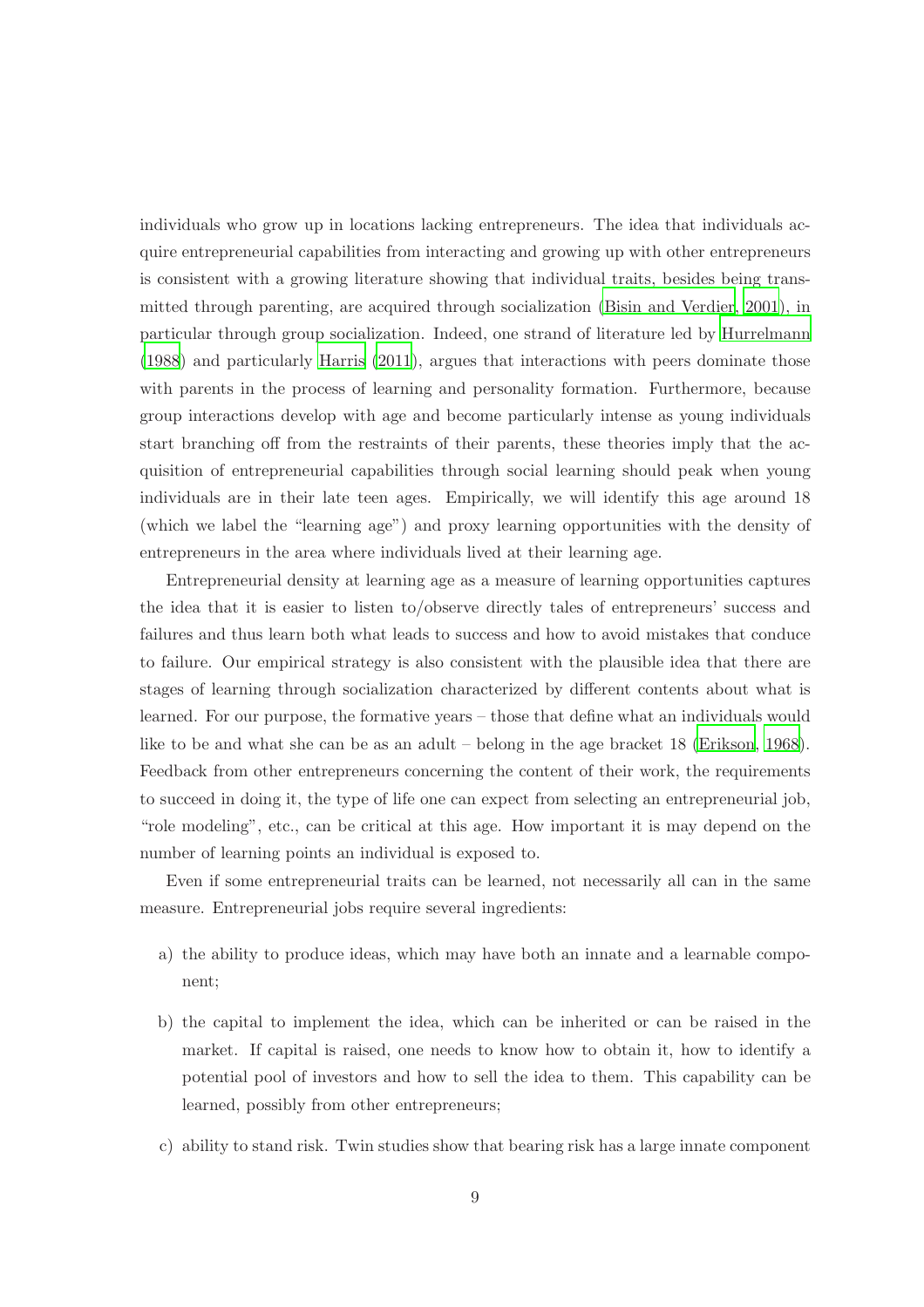individuals who grow up in locations lacking entrepreneurs. The idea that individuals acquire entrepreneurial capabilities from interacting and growing up with other entrepreneurs is consistent with a growing literature showing that individual traits, besides being transmitted through parenting, are acquired through socialization (Bisin and Verdier, 2001), in particular through group socialization. Indeed, one strand of literature led by Hurrelmann (1988) and particularly Harris (2011), argues that interactions with peers dominate those with parents in the process of learning and personality formation. Furthermore, because group interactions develop with age and become particularly intense as young individuals start branching off from the restraints of their parents, these theories imply that the acquisition of entrepreneurial capabilities through social learning should peak when young individuals are in their late teen ages. Empirically, we will identify this age around 18 (which we label the "learning age") and proxy learning opportunities with the density of entrepreneurs in the area where individuals lived at their learning age.

Entrepreneurial density at learning age as a measure of learning opportunities captures the idea that it is easier to listen to/observe directly tales of entrepreneurs' success and failures and thus learn both what leads to success and how to avoid mistakes that conduce to failure. Our empirical strategy is also consistent with the plausible idea that there are stages of learning through socialization characterized by different contents about what is learned. For our purpose, the formative years – those that define what an individuals would like to be and what she can be as an adult – belong in the age bracket 18 (Erikson, 1968). Feedback from other entrepreneurs concerning the content of their work, the requirements to succeed in doing it, the type of life one can expect from selecting an entrepreneurial job, "role modeling", etc., can be critical at this age. How important it is may depend on the number of learning points an individual is exposed to.

Even if some entrepreneurial traits can be learned, not necessarily all can in the same measure. Entrepreneurial jobs require several ingredients:

a) the ability to produce ideas, which may have both an innate and a learnable component;

b) the capital to implement the idea, which can be inherited or can be raised in the market. If capital is raised, one needs to know how to obtain it, how to identify a potential pool of investors and how to sell the idea to them. This capability can be learned, possibly from other entrepreneurs;

c) ability to stand risk. Twin studies show that bearing risk has a large innate component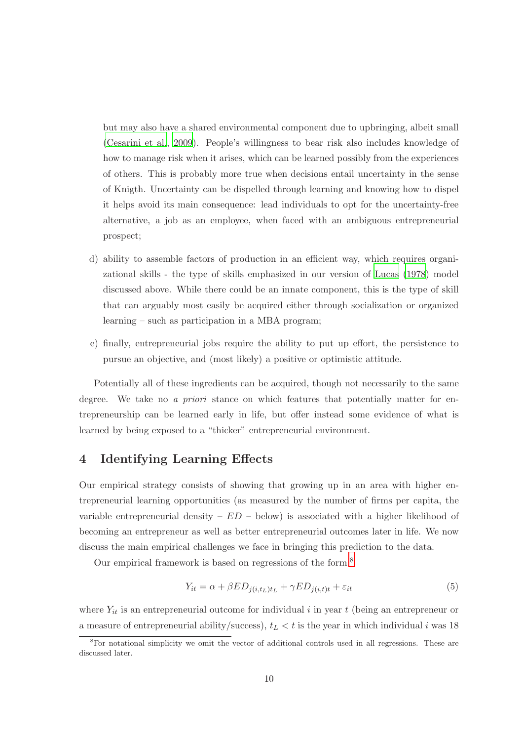but may also have a shared environmental component due to upbringing, albeit small (Cesarini et al., 2009). People's willingness to bear risk also includes knowledge of how to manage risk when it arises, which can be learned possibly from the experiences of others. This is probably more true when decisions entail uncertainty in the sense of Knigth. Uncertainty can be dispelled through learning and knowing how to dispel it helps avoid its main consequence: lead individuals to opt for the uncertainty-free alternative, a job as an employee, when faced with an ambiguous entrepreneurial prospect;

d) ability to assemble factors of production in an efficient way, which requires organizational skills - the type of skills emphasized in our version of Lucas (1978) model discussed above. While there could be an innate component, this is the type of skill that can arguably most easily be acquired either through socialization or organized learning – such as participation in a MBA program;

e) finally, entrepreneurial jobs require the ability to put up effort, the persistence to pursue an objective, and (most likely) a positive or optimistic attitude.

Potentially all of these ingredients can be acquired, though not necessarily to the same degree. We take no *a priori* stance on which features that potentially matter for entrepreneurship can be learned early in life, but offer instead some evidence of what is learned by being exposed to a "thicker" entrepreneurial environment.

# 4 Identifying Learning Effects

Our empirical strategy consists of showing that growing up in an area with higher entrepreneurial learning opportunities (as measured by the number of firms per capita, the variable entrepreneurial density – $ED$ – below) is associated with a higher likelihood of becoming an entrepreneur as well as better entrepreneurial outcomes later in life. We now discuss the main empirical challenges we face in bringing this prediction to the data.

Our empirical framework is based on regressions of the form:[8]

$$Y_{it} = \alpha + \beta ED_{j(i,t_L)t_L} + \gamma ED_{j(i,t)t} + \varepsilon_{it} \tag{5}$$

where $Y_{it}$ is an entrepreneurial outcome for individual $i$ in year $t$ (being an entrepreneur or a measure of entrepreneurial ability/success), $t_L < t$ is the year in which individual $i$ was 18

[8] For notational simplicity we omit the vector of additional controls used in all regressions. These are discussed later.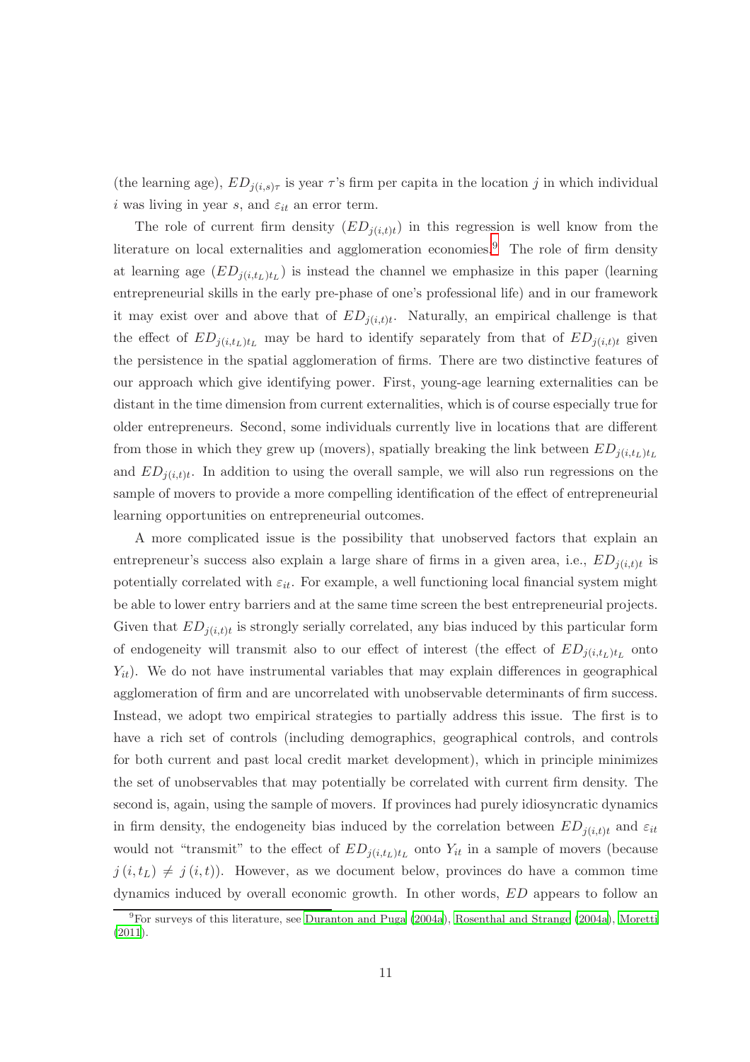(the learning age), $ED_{j(i,s)\tau}$ is year $\tau$'s firm per capita in the location $j$ in which individual $i$ was living in year $s$, and $\varepsilon_{it}$ an error term.

The role of current firm density ($ED_{j(i,t)t}$) in this regression is well know from the literature on local externalities and agglomeration economies.[9] The role of firm density at learning age ($ED_{j(i,t_L)t_L}$) is instead the channel we emphasize in this paper (learning entrepreneurial skills in the early pre-phase of one's professional life) and in our framework it may exist over and above that of $ED_{j(i,t)t}$. Naturally, an empirical challenge is that the effect of $ED_{j(i,t_L)t_L}$ may be hard to identify separately from that of $ED_{j(i,t)t}$ given the persistence in the spatial agglomeration of firms. There are two distinctive features of our approach which give identifying power. First, young-age learning externalities can be distant in the time dimension from current externalities, which is of course especially true for older entrepreneurs. Second, some individuals currently live in locations that are different from those in which they grew up (movers), spatially breaking the link between $ED_{j(i,t_L)t_L}$ and $ED_{j(i,t)t}$. In addition to using the overall sample, we will also run regressions on the sample of movers to provide a more compelling identification of the effect of entrepreneurial learning opportunities on entrepreneurial outcomes.

A more complicated issue is the possibility that unobserved factors that explain an entrepreneur's success also explain a large share of firms in a given area, i.e., $ED_{j(i,t)t}$ is potentially correlated with $\varepsilon_{it}$. For example, a well functioning local financial system might be able to lower entry barriers and at the same time screen the best entrepreneurial projects. Given that $ED_{j(i,t)t}$ is strongly serially correlated, any bias induced by this particular form of endogeneity will transmit also to our effect of interest (the effect of $ED_{j(i,t_L)t_L}$ onto $Y_{it}$). We do not have instrumental variables that may explain differences in geographical agglomeration of firm and are uncorrelated with unobservable determinants of firm success. Instead, we adopt two empirical strategies to partially address this issue. The first is to have a rich set of controls (including demographics, geographical controls, and controls for both current and past local credit market development), which in principle minimizes the set of unobservables that may potentially be correlated with current firm density. The second is, again, using the sample of movers. If provinces had purely idiosyncratic dynamics in firm density, the endogeneity bias induced by the correlation between $ED_{j(i,t)t}$ and $\varepsilon_{it}$ would not "transmit" to the effect of $ED_{j(i,t_L)t_L}$ onto $Y_{it}$ in a sample of movers (because $j(i,t_L) \neq j(i,t)$). However, as we document below, provinces do have a common time dynamics induced by overall economic growth. In other words, $ED$ appears to follow an

[9]For surveys of this literature, see Duranton and Puga (2004a), Rosenthal and Strange (2004a), Moretti (2011).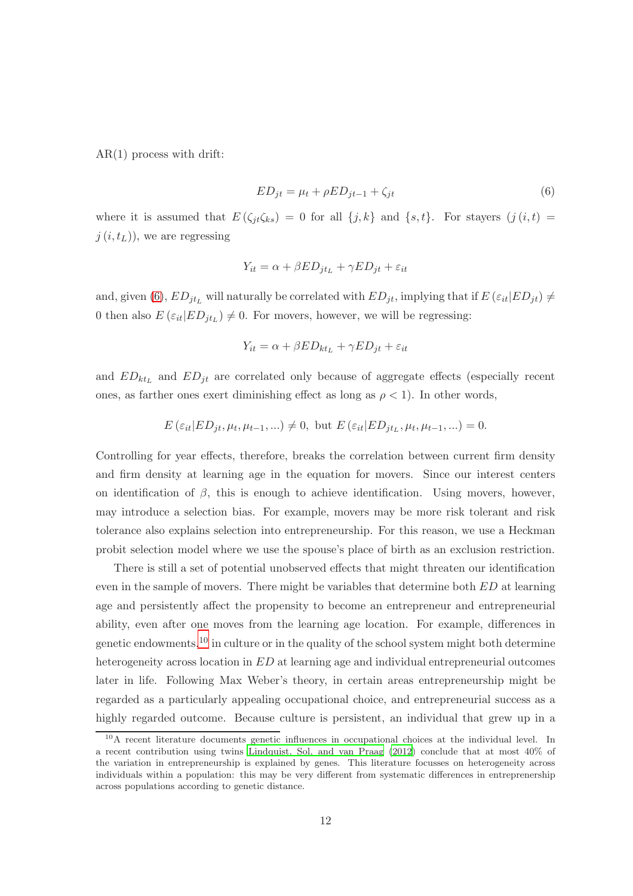AR(1) process with drift:

$$ED_{jt} = \mu_t + \rho ED_{jt-1} + \zeta_{jt} \tag{6}$$

where it is assumed that $E(\zeta_{jt}\zeta_{ks}) = 0$ for all $\{j,k\}$ and $\{s,t\}$. For stayers $(j(i,t) = j(i,t_L))$, we are regressing

$$Y_{it} = \alpha + \beta ED_{jt_L} + \gamma ED_{jt} + \varepsilon_{it}$$

and, given (6), $ED_{jt_L}$ will naturally be correlated with $ED_{jt}$, implying that if $E(\varepsilon_{it}|ED_{jt}) \neq 0$ then also $E(\varepsilon_{it}|ED_{jt_L}) \neq 0$. For movers, however, we will be regressing:

$$Y_{it} = \alpha + \beta ED_{kt_L} + \gamma ED_{jt} + \varepsilon_{it}$$

and $ED_{kt_L}$ and $ED_{jt}$ are correlated only because of aggregate effects (especially recent ones, as farther ones exert diminishing effect as long as $\rho < 1$). In other words,

$$E(\varepsilon_{it}|ED_{jt}, \mu_t, \mu_{t-1}, ...) \neq 0, \text{ but } E(\varepsilon_{it}|ED_{jt_L}, \mu_t, \mu_{t-1}, ...) = 0.$$

Controlling for year effects, therefore, breaks the correlation between current firm density and firm density at learning age in the equation for movers. Since our interest centers on identification of $\beta$, this is enough to achieve identification. Using movers, however, may introduce a selection bias. For example, movers may be more risk tolerant and risk tolerance also explains selection into entrepreneurship. For this reason, we use a Heckman probit selection model where we use the spouse's place of birth as an exclusion restriction.

There is still a set of potential unobserved effects that might threaten our identification even in the sample of movers. There might be variables that determine both $ED$ at learning age and persistently affect the propensity to become an entrepreneur and entrepreneurial ability, even after one moves from the learning age location. For example, differences in genetic endowments,[10] in culture or in the quality of the school system might both determine heterogeneity across location in $ED$ at learning age and individual entrepreneurial outcomes later in life. Following Max Weber's theory, in certain areas entrepreneurship might be regarded as a particularly appealing occupational choice, and entrepreneurial success as a highly regarded outcome. Because culture is persistent, an individual that grew up in a

[10] A recent literature documents genetic influences in occupational choices at the individual level. In a recent contribution using twins Lindquist, Sol, and van Praag (2012) conclude that at most 40% of the variation in entrepreneurship is explained by genes. This literature focusses on heterogeneity across individuals within a population: this may be very different from systematic differences in entreprenership across populations according to genetic distance.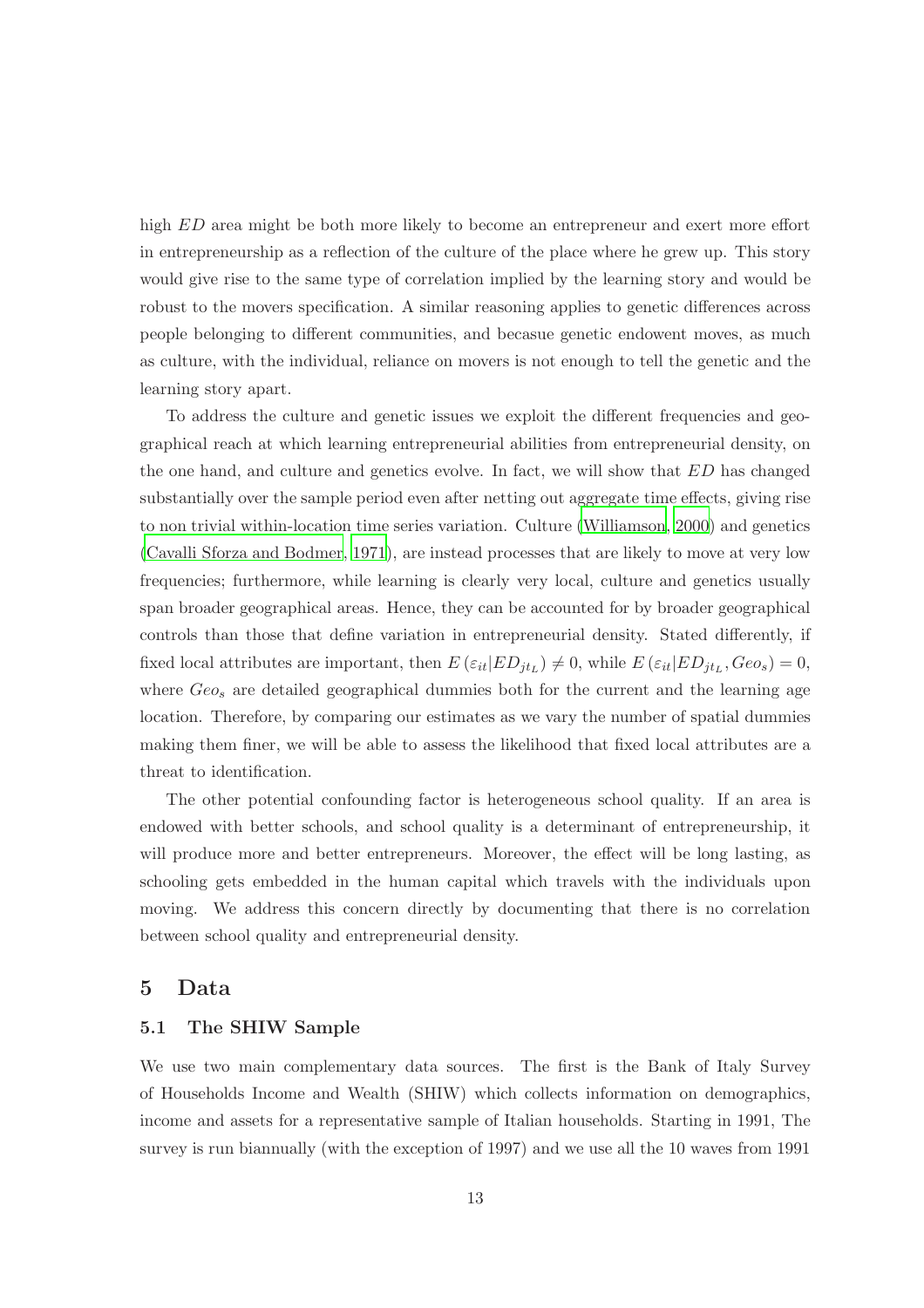high $ED$ area might be both more likely to become an entrepreneur and exert more effort in entrepreneurship as a reflection of the culture of the place where he grew up. This story would give rise to the same type of correlation implied by the learning story and would be robust to the movers specification. A similar reasoning applies to genetic differences across people belonging to different communities, and becasue genetic endowent moves, as much as culture, with the individual, reliance on movers is not enough to tell the genetic and the learning story apart.

To address the culture and genetic issues we exploit the different frequencies and geographical reach at which learning entrepreneurial abilities from entrepreneurial density, on the one hand, and culture and genetics evolve. In fact, we will show that $ED$ has changed substantially over the sample period even after netting out aggregate time effects, giving rise to non trivial within-location time series variation. Culture (Williamson, 2000) and genetics (Cavalli Sforza and Bodmer, 1971), are instead processes that are likely to move at very low frequencies; furthermore, while learning is clearly very local, culture and genetics usually span broader geographical areas. Hence, they can be accounted for by broader geographical controls than those that define variation in entrepreneurial density. Stated differently, if fixed local attributes are important, then $E\left(\varepsilon_{it}|ED_{jt_L}\right) \neq 0$, while $E\left(\varepsilon_{it}|ED_{jt_L}, Geo_s\right) = 0$, where $Geo_s$ are detailed geographical dummies both for the current and the learning age location. Therefore, by comparing our estimates as we vary the number of spatial dummies making them finer, we will be able to assess the likelihood that fixed local attributes are a threat to identification.

The other potential confounding factor is heterogeneous school quality. If an area is endowed with better schools, and school quality is a determinant of entrepreneurship, it will produce more and better entrepreneurs. Moreover, the effect will be long lasting, as schooling gets embedded in the human capital which travels with the individuals upon moving. We address this concern directly by documenting that there is no correlation between school quality and entrepreneurial density.

## 5 Data

### 5.1 The SHIW Sample

We use two main complementary data sources. The first is the Bank of Italy Survey of Households Income and Wealth (SHIW) which collects information on demographics, income and assets for a representative sample of Italian households. Starting in 1991, The survey is run biannually (with the exception of 1997) and we use all the 10 waves from 1991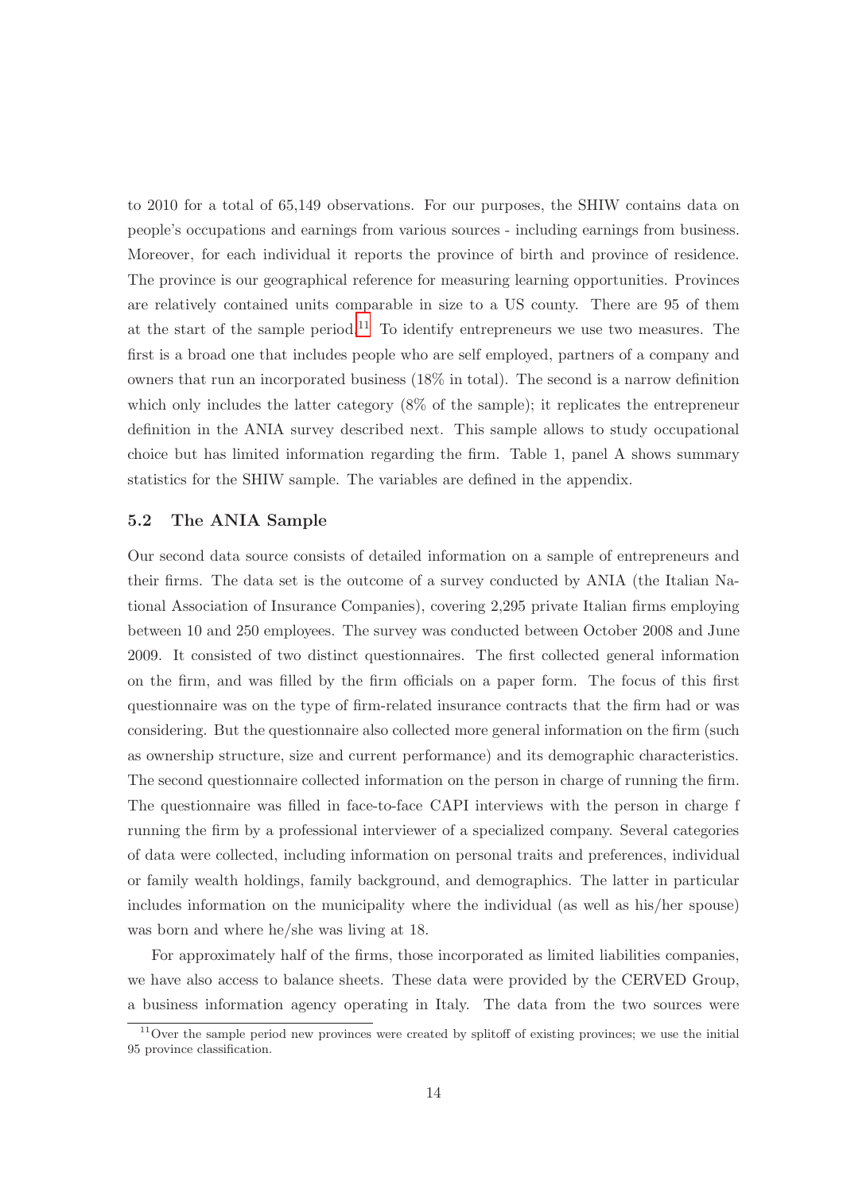to 2010 for a total of 65,149 observations. For our purposes, the SHIW contains data on people's occupations and earnings from various sources - including earnings from business. Moreover, for each individual it reports the province of birth and province of residence. The province is our geographical reference for measuring learning opportunities. Provinces are relatively contained units comparable in size to a US county. There are 95 of them at the start of the sample period.[11] To identify entrepreneurs we use two measures. The first is a broad one that includes people who are self employed, partners of a company and owners that run an incorporated business (18% in total). The second is a narrow definition which only includes the latter category (8% of the sample); it replicates the entrepreneur definition in the ANIA survey described next. This sample allows to study occupational choice but has limited information regarding the firm. Table 1, panel A shows summary statistics for the SHIW sample. The variables are defined in the appendix.

### 5.2 The ANIA Sample

Our second data source consists of detailed information on a sample of entrepreneurs and their firms. The data set is the outcome of a survey conducted by ANIA (the Italian National Association of Insurance Companies), covering 2,295 private Italian firms employing between 10 and 250 employees. The survey was conducted between October 2008 and June 2009. It consisted of two distinct questionnaires. The first collected general information on the firm, and was filled by the firm officials on a paper form. The focus of this first questionnaire was on the type of firm-related insurance contracts that the firm had or was considering. But the questionnaire also collected more general information on the firm (such as ownership structure, size and current performance) and its demographic characteristics. The second questionnaire collected information on the person in charge of running the firm. The questionnaire was filled in face-to-face CAPI interviews with the person in charge f running the firm by a professional interviewer of a specialized company. Several categories of data were collected, including information on personal traits and preferences, individual or family wealth holdings, family background, and demographics. The latter in particular includes information on the municipality where the individual (as well as his/her spouse) was born and where he/she was living at 18.

For approximately half of the firms, those incorporated as limited liabilities companies, we have also access to balance sheets. These data were provided by the CERVED Group, a business information agency operating in Italy. The data from the two sources were

[11] Over the sample period new provinces were created by splitoff of existing provinces; we use the initial 95 province classification.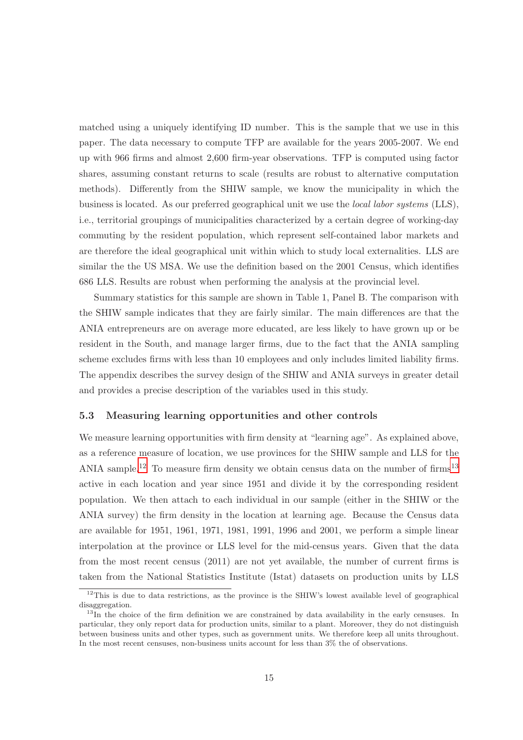matched using a uniquely identifying ID number. This is the sample that we use in this paper. The data necessary to compute TFP are available for the years 2005-2007. We end up with 966 firms and almost 2,600 firm-year observations. TFP is computed using factor shares, assuming constant returns to scale (results are robust to alternative computation methods). Differently from the SHIW sample, we know the municipality in which the business is located. As our preferred geographical unit we use the *local labor systems* (LLS), i.e., territorial groupings of municipalities characterized by a certain degree of working-day commuting by the resident population, which represent self-contained labor markets and are therefore the ideal geographical unit within which to study local externalities. LLS are similar the the US MSA. We use the definition based on the 2001 Census, which identifies 686 LLS. Results are robust when performing the analysis at the provincial level.

Summary statistics for this sample are shown in Table 1, Panel B. The comparison with the SHIW sample indicates that they are fairly similar. The main differences are that the ANIA entrepreneurs are on average more educated, are less likely to have grown up or be resident in the South, and manage larger firms, due to the fact that the ANIA sampling scheme excludes firms with less than 10 employees and only includes limited liability firms. The appendix describes the survey design of the SHIW and ANIA surveys in greater detail and provides a precise description of the variables used in this study.

### 5.3 Measuring learning opportunities and other controls

We measure learning opportunities with firm density at "learning age". As explained above, as a reference measure of location, we use provinces for the SHIW sample and LLS for the ANIA sample.[12] To measure firm density we obtain census data on the number of firms[13] active in each location and year since 1951 and divide it by the corresponding resident population. We then attach to each individual in our sample (either in the SHIW or the ANIA survey) the firm density in the location at learning age. Because the Census data are available for 1951, 1961, 1971, 1981, 1991, 1996 and 2001, we perform a simple linear interpolation at the province or LLS level for the mid-census years. Given that the data from the most recent census (2011) are not yet available, the number of current firms is taken from the National Statistics Institute (Istat) datasets on production units by LLS

[12] This is due to data restrictions, as the province is the SHIW's lowest available level of geographical disaggregation.

[13] In the choice of the firm definition we are constrained by data availability in the early censuses. In particular, they only report data for production units, similar to a plant. Moreover, they do not distinguish between business units and other types, such as government units. We therefore keep all units throughout. In the most recent censuses, non-business units account for less than 3% the of observations.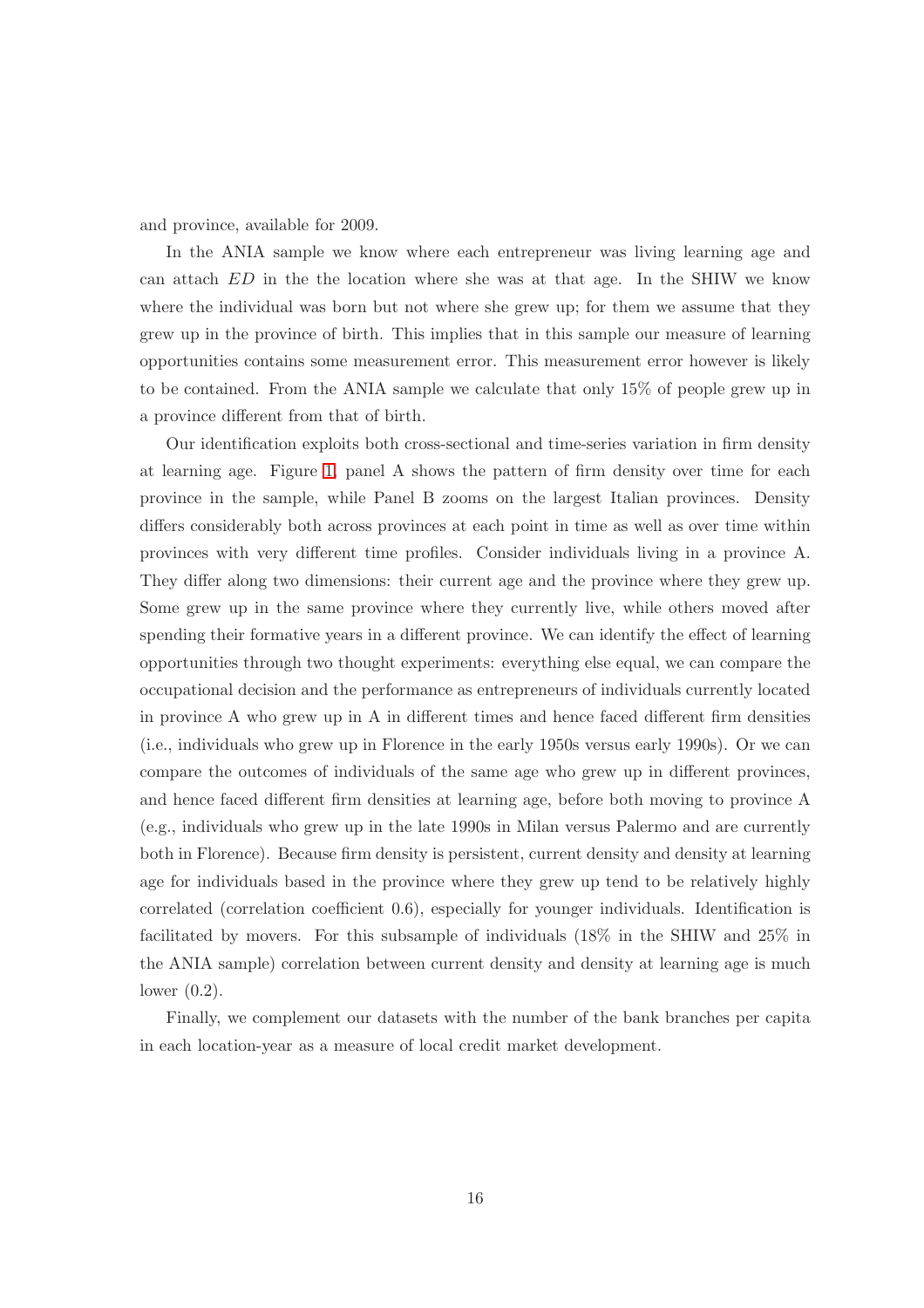and province, available for 2009.

In the ANIA sample we know where each entrepreneur was living learning age and can attach $ED$ in the the location where she was at that age. In the SHIW we know where the individual was born but not where she grew up; for them we assume that they grew up in the province of birth. This implies that in this sample our measure of learning opportunities contains some measurement error. This measurement error however is likely to be contained. From the ANIA sample we calculate that only 15% of people grew up in a province different from that of birth.

Our identification exploits both cross-sectional and time-series variation in firm density at learning age. Figure 1, panel A shows the pattern of firm density over time for each province in the sample, while Panel B zooms on the largest Italian provinces. Density differs considerably both across provinces at each point in time as well as over time within provinces with very different time profiles. Consider individuals living in a province A. They differ along two dimensions: their current age and the province where they grew up. Some grew up in the same province where they currently live, while others moved after spending their formative years in a different province. We can identify the effect of learning opportunities through two thought experiments: everything else equal, we can compare the occupational decision and the performance as entrepreneurs of individuals currently located in province A who grew up in A in different times and hence faced different firm densities (i.e., individuals who grew up in Florence in the early 1950s versus early 1990s). Or we can compare the outcomes of individuals of the same age who grew up in different provinces, and hence faced different firm densities at learning age, before both moving to province A (e.g., individuals who grew up in the late 1990s in Milan versus Palermo and are currently both in Florence). Because firm density is persistent, current density and density at learning age for individuals based in the province where they grew up tend to be relatively highly correlated (correlation coefficient 0.6), especially for younger individuals. Identification is facilitated by movers. For this subsample of individuals (18% in the SHIW and 25% in the ANIA sample) correlation between current density and density at learning age is much lower (0.2).

Finally, we complement our datasets with the number of the bank branches per capita in each location-year as a measure of local credit market development.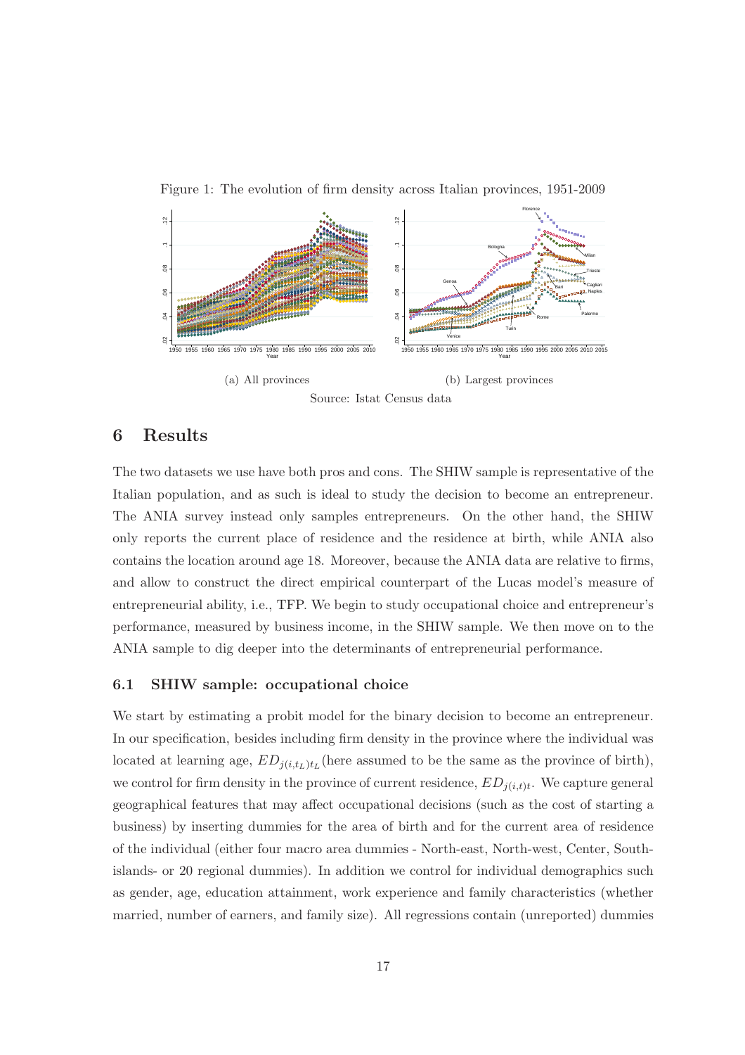Figure 1: The evolution of firm density across Italian provinces, 1951-2009

(a) All provinces

(b) Largest provinces

Source: Istat Census data

# 6 Results

The two datasets we use have both pros and cons. The SHIW sample is representative of the Italian population, and as such is ideal to study the decision to become an entrepreneur. The ANIA survey instead only samples entrepreneurs. On the other hand, the SHIW only reports the current place of residence and the residence at birth, while ANIA also contains the location around age 18. Moreover, because the ANIA data are relative to firms, and allow to construct the direct empirical counterpart of the Lucas model's measure of entrepreneurial ability, i.e., TFP. We begin to study occupational choice and entrepreneur's performance, measured by business income, in the SHIW sample. We then move on to the ANIA sample to dig deeper into the determinants of entrepreneurial performance.

## 6.1 SHIW sample: occupational choice

We start by estimating a probit model for the binary decision to become an entrepreneur. In our specification, besides including firm density in the province where the individual was located at learning age, $ED_{j(i,t_L)t_L}$(here assumed to be the same as the province of birth), we control for firm density in the province of current residence, $ED_{j(i,t)t}$. We capture general geographical features that may affect occupational decisions (such as the cost of starting a business) by inserting dummies for the area of birth and for the current area of residence of the individual (either four macro area dummies - North-east, North-west, Center, South-islands- or 20 regional dummies). In addition we control for individual demographics such as gender, age, education attainment, work experience and family characteristics (whether married, number of earners, and family size). All regressions contain (unreported) dummies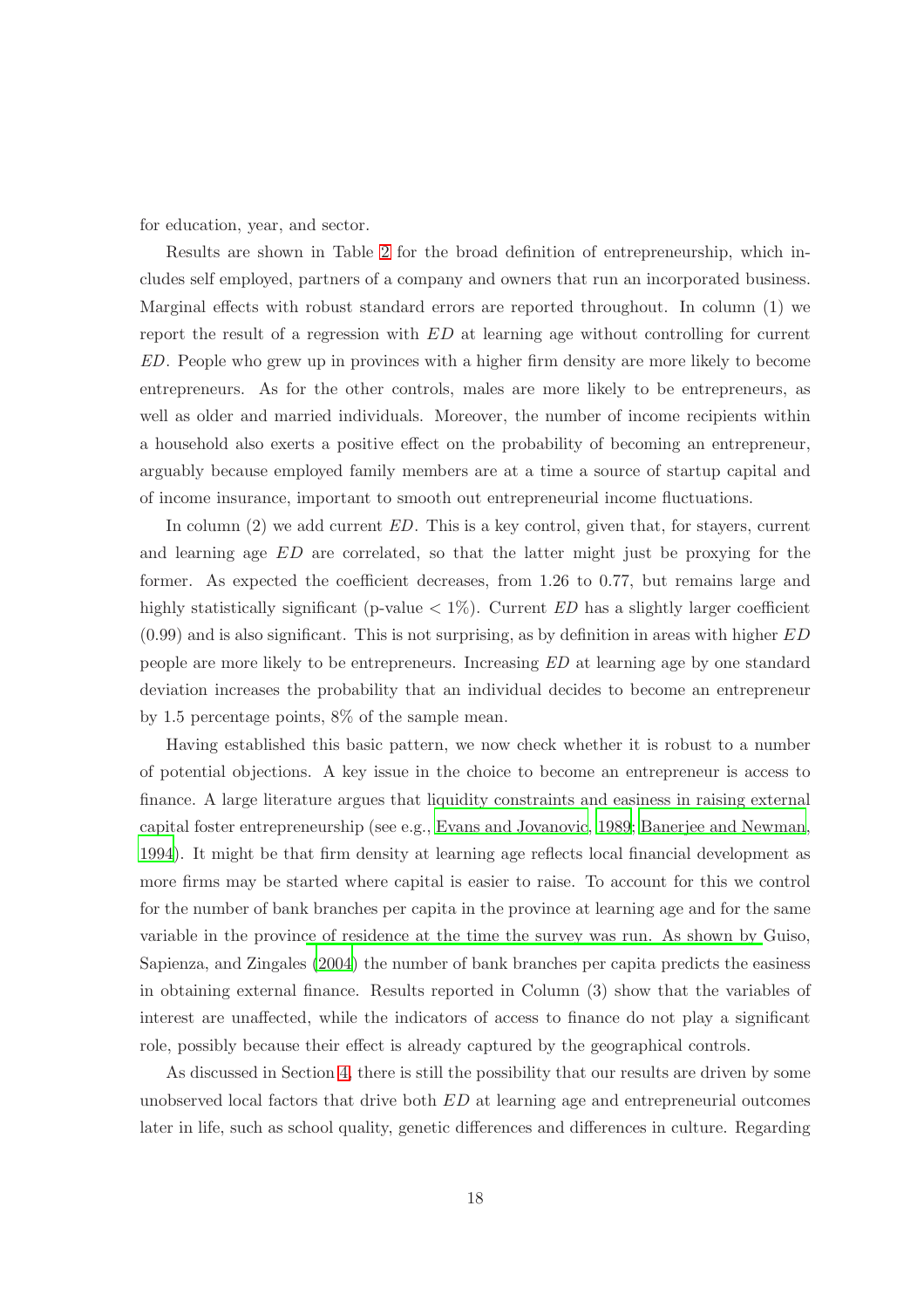for education, year, and sector.

Results are shown in Table 2 for the broad definition of entrepreneurship, which includes self employed, partners of a company and owners that run an incorporated business. Marginal effects with robust standard errors are reported throughout. In column (1) we report the result of a regression with $ED$ at learning age without controlling for current $ED$. People who grew up in provinces with a higher firm density are more likely to become entrepreneurs. As for the other controls, males are more likely to be entrepreneurs, as well as older and married individuals. Moreover, the number of income recipients within a household also exerts a positive effect on the probability of becoming an entrepreneur, arguably because employed family members are at a time a source of startup capital and of income insurance, important to smooth out entrepreneurial income fluctuations.

In column (2) we add current $ED$. This is a key control, given that, for stayers, current and learning age $ED$ are correlated, so that the latter might just be proxying for the former. As expected the coefficient decreases, from 1.26 to 0.77, but remains large and highly statistically significant (p-value $< 1\%$). Current $ED$ has a slightly larger coefficient (0.99) and is also significant. This is not surprising, as by definition in areas with higher $ED$ people are more likely to be entrepreneurs. Increasing $ED$ at learning age by one standard deviation increases the probability that an individual decides to become an entrepreneur by 1.5 percentage points, 8% of the sample mean.

Having established this basic pattern, we now check whether it is robust to a number of potential objections. A key issue in the choice to become an entrepreneur is access to finance. A large literature argues that liquidity constraints and easiness in raising external capital foster entrepreneurship (see e.g., Evans and Jovanovic, 1989; Banerjee and Newman, 1994). It might be that firm density at learning age reflects local financial development as more firms may be started where capital is easier to raise. To account for this we control for the number of bank branches per capita in the province at learning age and for the same variable in the province of residence at the time the survey was run. As shown by Guiso, Sapienza, and Zingales (2004) the number of bank branches per capita predicts the easiness in obtaining external finance. Results reported in Column (3) show that the variables of interest are unaffected, while the indicators of access to finance do not play a significant role, possibly because their effect is already captured by the geographical controls.

As discussed in Section 4, there is still the possibility that our results are driven by some unobserved local factors that drive both $ED$ at learning age and entrepreneurial outcomes later in life, such as school quality, genetic differences and differences in culture. Regarding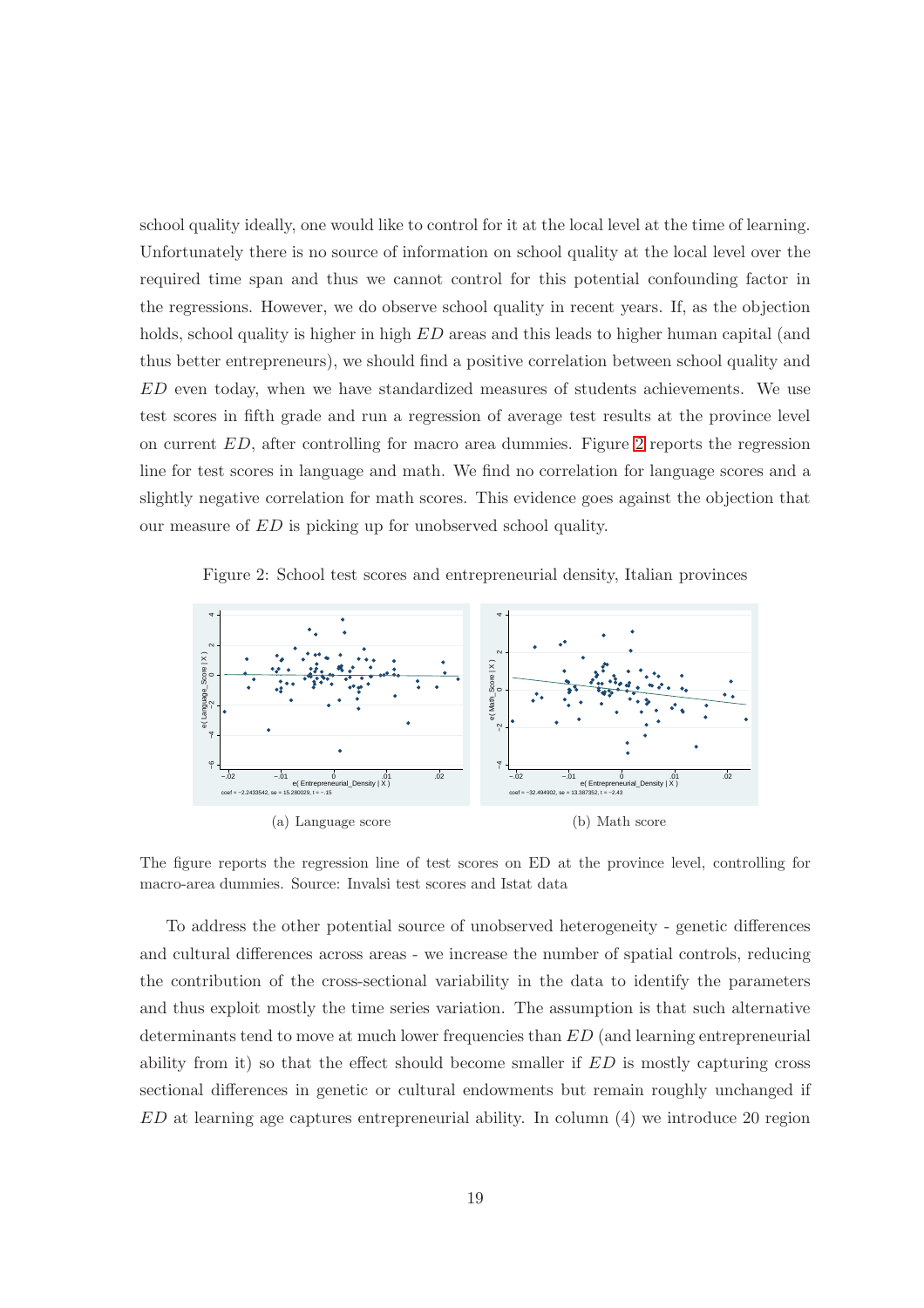school quality ideally, one would like to control for it at the local level at the time of learning. Unfortunately there is no source of information on school quality at the local level over the required time span and thus we cannot control for this potential confounding factor in the regressions. However, we do observe school quality in recent years. If, as the objection holds, school quality is higher in high $ED$ areas and this leads to higher human capital (and thus better entrepreneurs), we should find a positive correlation between school quality and $ED$ even today, when we have standardized measures of students achievements. We use test scores in fifth grade and run a regression of average test results at the province level on current $ED$, after controlling for macro area dummies. Figure 2 reports the regression line for test scores in language and math. We find no correlation for language scores and a slightly negative correlation for math scores. This evidence goes against the objection that our measure of $ED$ is picking up for unobserved school quality.

Figure 2: School test scores and entrepreneurial density, Italian provinces

(a) Language score

(b) Math score

The figure reports the regression line of test scores on ED at the province level, controlling for macro-area dummies. Source: Invalsi test scores and Istat data

To address the other potential source of unobserved heterogeneity - genetic differences and cultural differences across areas - we increase the number of spatial controls, reducing the contribution of the cross-sectional variability in the data to identify the parameters and thus exploit mostly the time series variation. The assumption is that such alternative determinants tend to move at much lower frequencies than $ED$ (and learning entrepreneurial ability from it) so that the effect should become smaller if $ED$ is mostly capturing cross sectional differences in genetic or cultural endowments but remain roughly unchanged if $ED$ at learning age captures entrepreneurial ability. In column (4) we introduce 20 region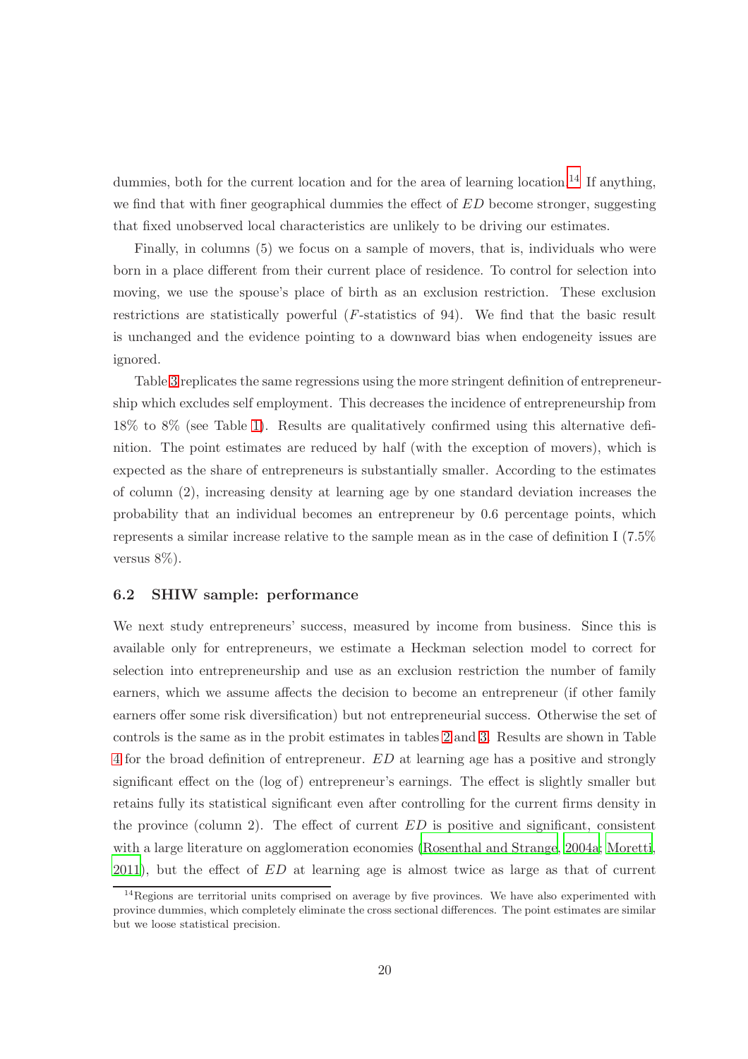dummies, both for the current location and for the area of learning location.[14] If anything, we find that with finer geographical dummies the effect of $ED$ become stronger, suggesting that fixed unobserved local characteristics are unlikely to be driving our estimates.

Finally, in columns (5) we focus on a sample of movers, that is, individuals who were born in a place different from their current place of residence. To control for selection into moving, we use the spouse's place of birth as an exclusion restriction. These exclusion restrictions are statistically powerful ($F$-statistics of 94). We find that the basic result is unchanged and the evidence pointing to a downward bias when endogeneity issues are ignored.

Table 3 replicates the same regressions using the more stringent definition of entrepreneurship which excludes self employment. This decreases the incidence of entrepreneurship from 18% to 8% (see Table 1). Results are qualitatively confirmed using this alternative definition. The point estimates are reduced by half (with the exception of movers), which is expected as the share of entrepreneurs is substantially smaller. According to the estimates of column (2), increasing density at learning age by one standard deviation increases the probability that an individual becomes an entrepreneur by 0.6 percentage points, which represents a similar increase relative to the sample mean as in the case of definition I (7.5% versus 8%).

### 6.2 SHIW sample: performance

We next study entrepreneurs' success, measured by income from business. Since this is available only for entrepreneurs, we estimate a Heckman selection model to correct for selection into entrepreneurship and use as an exclusion restriction the number of family earners, which we assume affects the decision to become an entrepreneur (if other family earners offer some risk diversification) but not entrepreneurial success. Otherwise the set of controls is the same as in the probit estimates in tables 2 and 3. Results are shown in Table 4 for the broad definition of entrepreneur. $ED$ at learning age has a positive and strongly significant effect on the (log of) entrepreneur's earnings. The effect is slightly smaller but retains fully its statistical significant even after controlling for the current firms density in the province (column 2). The effect of current $ED$ is positive and significant, consistent with a large literature on agglomeration economies (Rosenthal and Strange, 2004a; Moretti, 2011), but the effect of $ED$ at learning age is almost twice as large as that of current

[14] Regions are territorial units comprised on average by five provinces. We have also experimented with province dummies, which completely eliminate the cross sectional differences. The point estimates are similar but we loose statistical precision.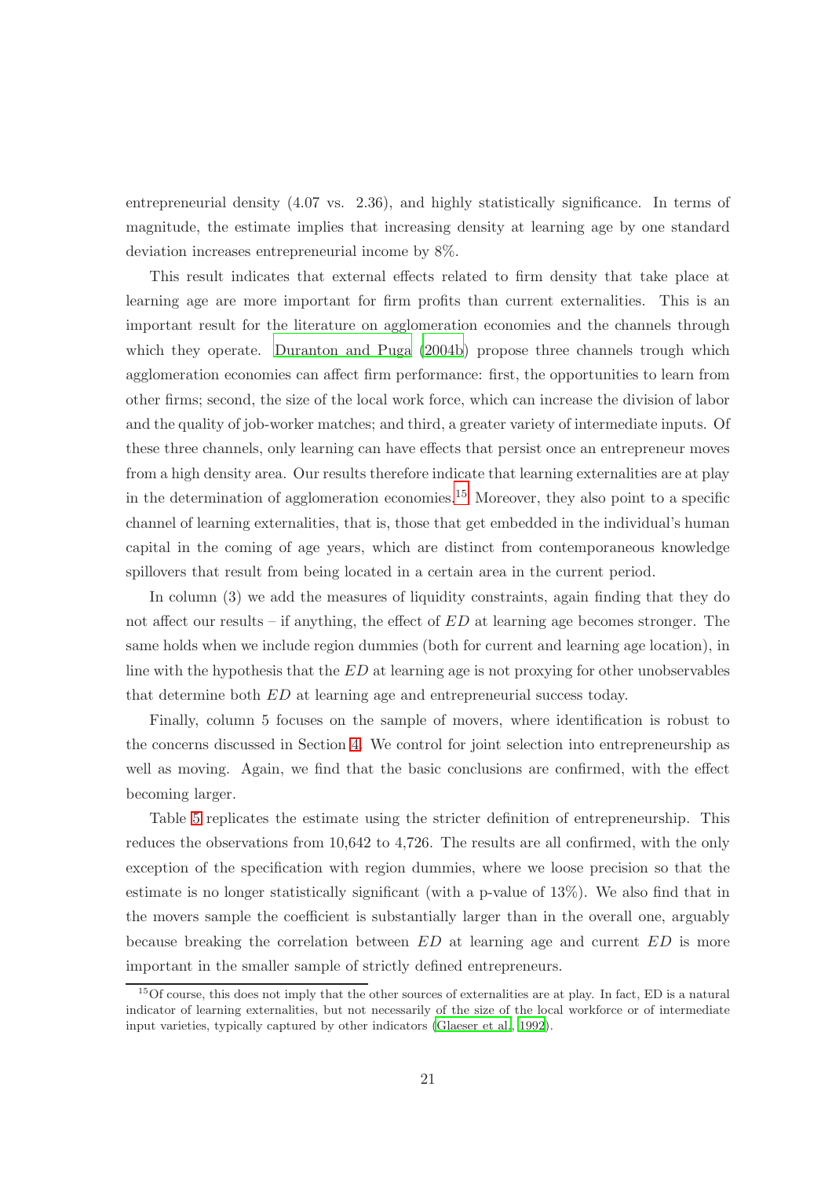entrepreneurial density (4.07 vs. 2.36), and highly statistically significance. In terms of magnitude, the estimate implies that increasing density at learning age by one standard deviation increases entrepreneurial income by 8%.

This result indicates that external effects related to firm density that take place at learning age are more important for firm profits than current externalities. This is an important result for the literature on agglomeration economies and the channels through which they operate. Duranton and Puga (2004b) propose three channels trough which agglomeration economies can affect firm performance: first, the opportunities to learn from other firms; second, the size of the local work force, which can increase the division of labor and the quality of job-worker matches; and third, a greater variety of intermediate inputs. Of these three channels, only learning can have effects that persist once an entrepreneur moves from a high density area. Our results therefore indicate that learning externalities are at play in the determination of agglomeration economies.[15] Moreover, they also point to a specific channel of learning externalities, that is, those that get embedded in the individual's human capital in the coming of age years, which are distinct from contemporaneous knowledge spillovers that result from being located in a certain area in the current period.

In column (3) we add the measures of liquidity constraints, again finding that they do not affect our results – if anything, the effect of $ED$ at learning age becomes stronger. The same holds when we include region dummies (both for current and learning age location), in line with the hypothesis that the $ED$ at learning age is not proxying for other unobservables that determine both $ED$ at learning age and entrepreneurial success today.

Finally, column 5 focuses on the sample of movers, where identification is robust to the concerns discussed in Section 4. We control for joint selection into entrepreneurship as well as moving. Again, we find that the basic conclusions are confirmed, with the effect becoming larger.

Table 5 replicates the estimate using the stricter definition of entrepreneurship. This reduces the observations from 10,642 to 4,726. The results are all confirmed, with the only exception of the specification with region dummies, where we loose precision so that the estimate is no longer statistically significant (with a p-value of 13%). We also find that in the movers sample the coefficient is substantially larger than in the overall one, arguably because breaking the correlation between $ED$ at learning age and current $ED$ is more important in the smaller sample of strictly defined entrepreneurs.

[15] Of course, this does not imply that the other sources of externalities are at play. In fact, ED is a natural indicator of learning externalities, but not necessarily of the size of the local workforce or of intermediate input varieties, typically captured by other indicators (Glaeser et al., 1992).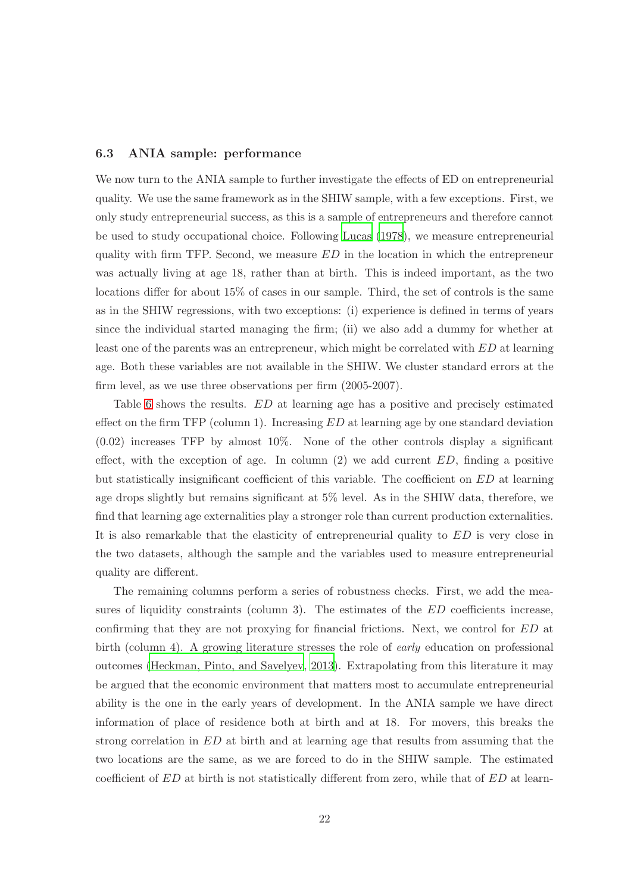### 6.3 ANIA sample: performance

We now turn to the ANIA sample to further investigate the effects of ED on entrepreneurial quality. We use the same framework as in the SHIW sample, with a few exceptions. First, we only study entrepreneurial success, as this is a sample of entrepreneurs and therefore cannot be used to study occupational choice. Following Lucas (1978), we measure entrepreneurial quality with firm TFP. Second, we measure $ED$ in the location in which the entrepreneur was actually living at age 18, rather than at birth. This is indeed important, as the two locations differ for about 15% of cases in our sample. Third, the set of controls is the same as in the SHIW regressions, with two exceptions: (i) experience is defined in terms of years since the individual started managing the firm; (ii) we also add a dummy for whether at least one of the parents was an entrepreneur, which might be correlated with $ED$ at learning age. Both these variables are not available in the SHIW. We cluster standard errors at the firm level, as we use three observations per firm (2005-2007).

Table 6 shows the results. $ED$ at learning age has a positive and precisely estimated effect on the firm TFP (column 1). Increasing $ED$ at learning age by one standard deviation (0.02) increases TFP by almost 10%. None of the other controls display a significant effect, with the exception of age. In column (2) we add current $ED$, finding a positive but statistically insignificant coefficient of this variable. The coefficient on $ED$ at learning age drops slightly but remains significant at 5% level. As in the SHIW data, therefore, we find that learning age externalities play a stronger role than current production externalities. It is also remarkable that the elasticity of entrepreneurial quality to $ED$ is very close in the two datasets, although the sample and the variables used to measure entrepreneurial quality are different.

The remaining columns perform a series of robustness checks. First, we add the measures of liquidity constraints (column 3). The estimates of the $ED$ coefficients increase, confirming that they are not proxying for financial frictions. Next, we control for $ED$ at birth (column 4). A growing literature stresses the role of *early* education on professional outcomes (Heckman, Pinto, and Savelyev, 2013). Extrapolating from this literature it may be argued that the economic environment that matters most to accumulate entrepreneurial ability is the one in the early years of development. In the ANIA sample we have direct information of place of residence both at birth and at 18. For movers, this breaks the strong correlation in $ED$ at birth and at learning age that results from assuming that the two locations are the same, as we are forced to do in the SHIW sample. The estimated coefficient of $ED$ at birth is not statistically different from zero, while that of $ED$ at learn-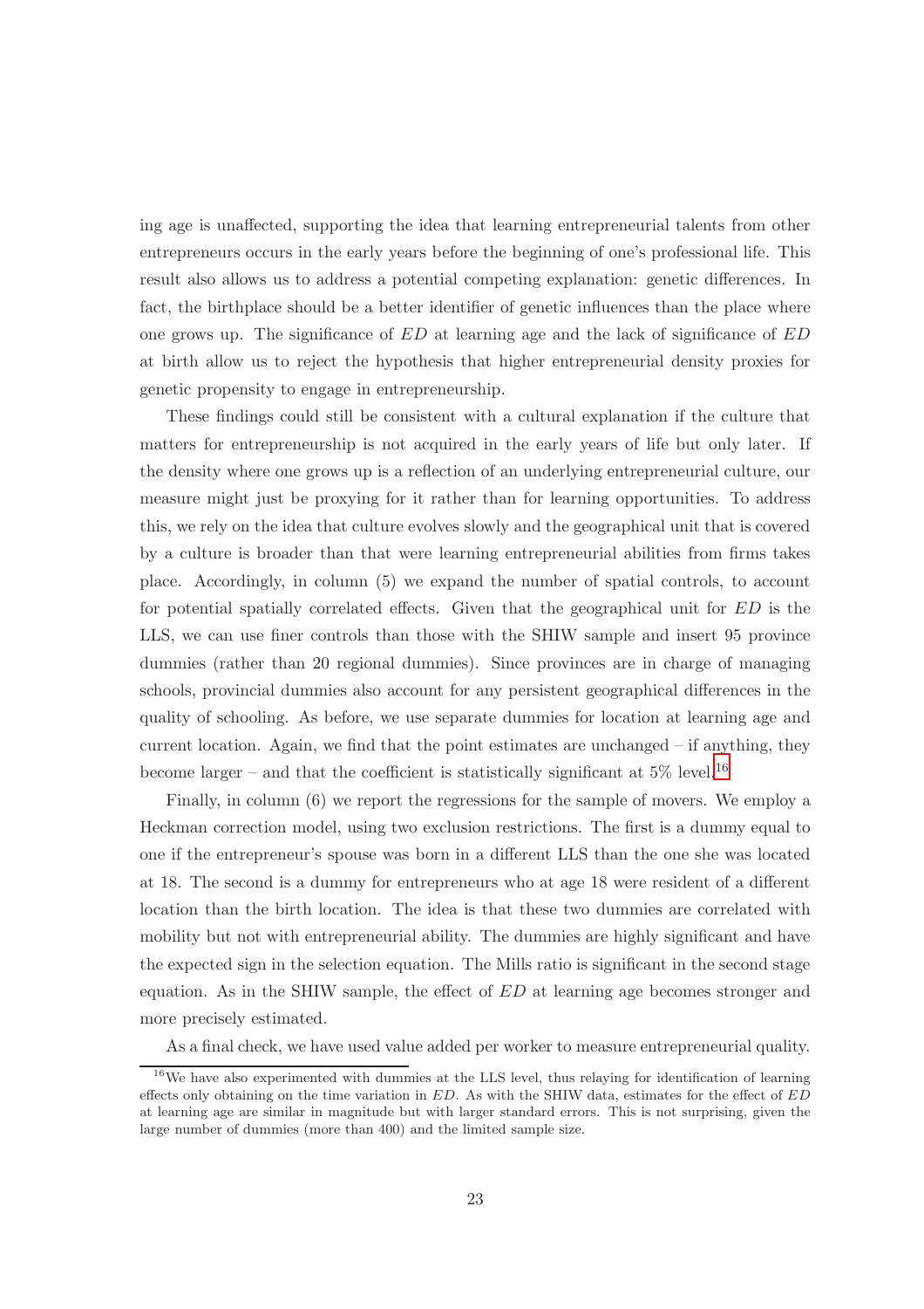ing age is unaffected, supporting the idea that learning entrepreneurial talents from other entrepreneurs occurs in the early years before the beginning of one's professional life. This result also allows us to address a potential competing explanation: genetic differences. In fact, the birthplace should be a better identifier of genetic influences than the place where one grows up. The significance of $ED$ at learning age and the lack of significance of $ED$ at birth allow us to reject the hypothesis that higher entrepreneurial density proxies for genetic propensity to engage in entrepreneurship.

These findings could still be consistent with a cultural explanation if the culture that matters for entrepreneurship is not acquired in the early years of life but only later. If the density where one grows up is a reflection of an underlying entrepreneurial culture, our measure might just be proxying for it rather than for learning opportunities. To address this, we rely on the idea that culture evolves slowly and the geographical unit that is covered by a culture is broader than that were learning entrepreneurial abilities from firms takes place. Accordingly, in column (5) we expand the number of spatial controls, to account for potential spatially correlated effects. Given that the geographical unit for $ED$ is the LLS, we can use finer controls than those with the SHIW sample and insert 95 province dummies (rather than 20 regional dummies). Since provinces are in charge of managing schools, provincial dummies also account for any persistent geographical differences in the quality of schooling. As before, we use separate dummies for location at learning age and current location. Again, we find that the point estimates are unchanged – if anything, they become larger – and that the coefficient is statistically significant at 5% level.[16]

Finally, in column (6) we report the regressions for the sample of movers. We employ a Heckman correction model, using two exclusion restrictions. The first is a dummy equal to one if the entrepreneur's spouse was born in a different LLS than the one she was located at 18. The second is a dummy for entrepreneurs who at age 18 were resident of a different location than the birth location. The idea is that these two dummies are correlated with mobility but not with entrepreneurial ability. The dummies are highly significant and have the expected sign in the selection equation. The Mills ratio is significant in the second stage equation. As in the SHIW sample, the effect of $ED$ at learning age becomes stronger and more precisely estimated.

As a final check, we have used value added per worker to measure entrepreneurial quality.

[16] We have also experimented with dummies at the LLS level, thus relaying for identification of learning effects only obtaining on the time variation in $ED$. As with the SHIW data, estimates for the effect of $ED$ at learning age are similar in magnitude but with larger standard errors. This is not surprising, given the large number of dummies (more than 400) and the limited sample size.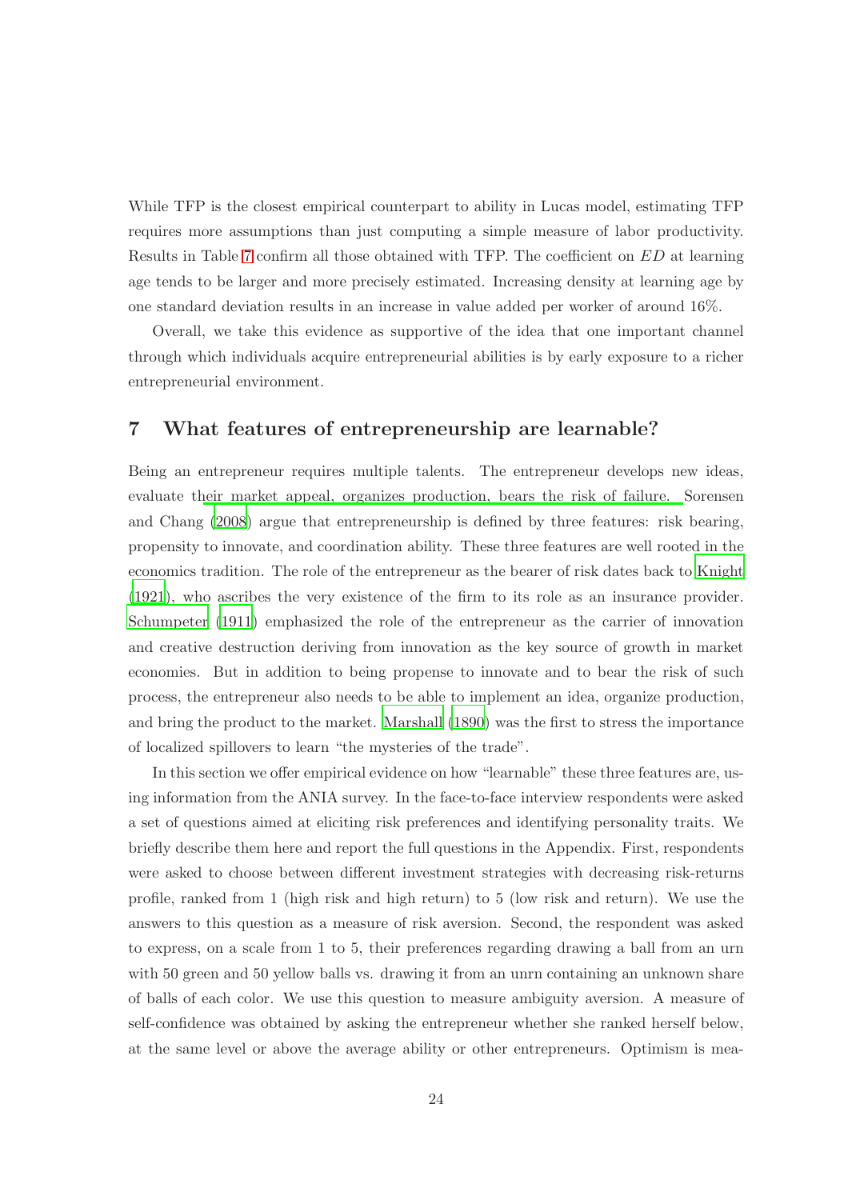While TFP is the closest empirical counterpart to ability in Lucas model, estimating TFP requires more assumptions than just computing a simple measure of labor productivity. Results in Table 7 confirm all those obtained with TFP. The coefficient on $ED$ at learning age tends to be larger and more precisely estimated. Increasing density at learning age by one standard deviation results in an increase in value added per worker of around 16%.

Overall, we take this evidence as supportive of the idea that one important channel through which individuals acquire entrepreneurial abilities is by early exposure to a richer entrepreneurial environment.

## 7 What features of entrepreneurship are learnable?

Being an entrepreneur requires multiple talents. The entrepreneur develops new ideas, evaluate their market appeal, organizes production, bears the risk of failure. Sorensen and Chang (2008) argue that entrepreneurship is defined by three features: risk bearing, propensity to innovate, and coordination ability. These three features are well rooted in the economics tradition. The role of the entrepreneur as the bearer of risk dates back to Knight (1921), who ascribes the very existence of the firm to its role as an insurance provider. Schumpeter (1911) emphasized the role of the entrepreneur as the carrier of innovation and creative destruction deriving from innovation as the key source of growth in market economies. But in addition to being propense to innovate and to bear the risk of such process, the entrepreneur also needs to be able to implement an idea, organize production, and bring the product to the market. Marshall (1890) was the first to stress the importance of localized spillovers to learn "the mysteries of the trade".

In this section we offer empirical evidence on how "learnable" these three features are, using information from the ANIA survey. In the face-to-face interview respondents were asked a set of questions aimed at eliciting risk preferences and identifying personality traits. We briefly describe them here and report the full questions in the Appendix. First, respondents were asked to choose between different investment strategies with decreasing risk-returns profile, ranked from 1 (high risk and high return) to 5 (low risk and return). We use the answers to this question as a measure of risk aversion. Second, the respondent was asked to express, on a scale from 1 to 5, their preferences regarding drawing a ball from an urn with 50 green and 50 yellow balls vs. drawing it from an unrn containing an unknown share of balls of each color. We use this question to measure ambiguity aversion. A measure of self-confidence was obtained by asking the entrepreneur whether she ranked herself below, at the same level or above the average ability or other entrepreneurs. Optimism is mea-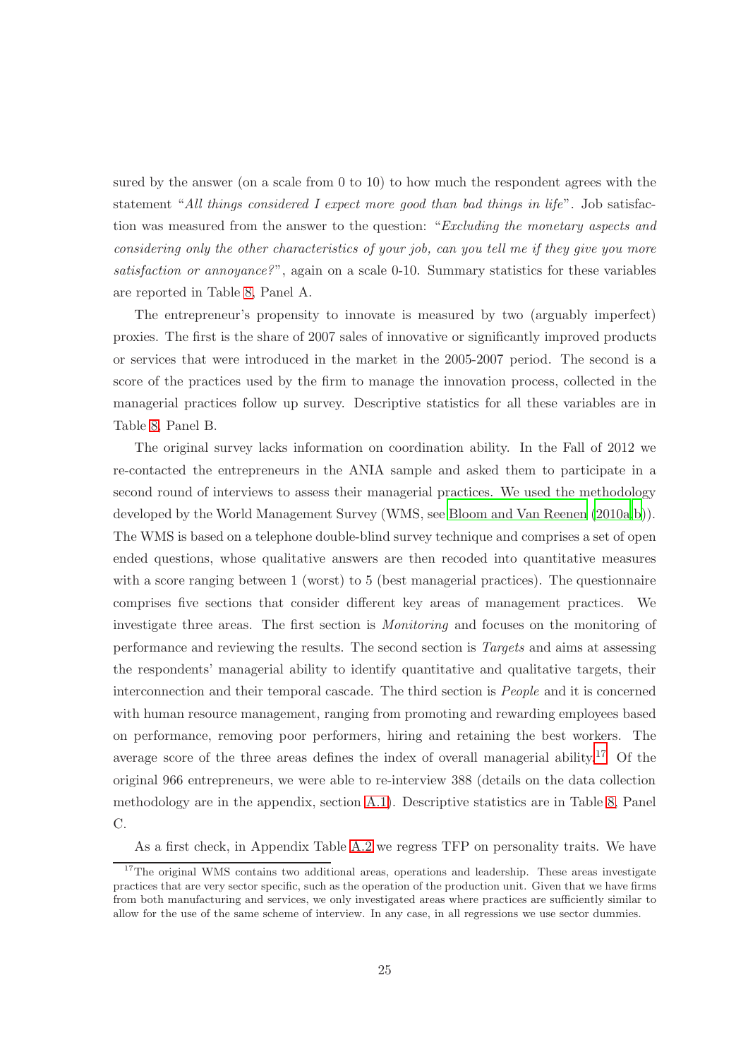sured by the answer (on a scale from 0 to 10) to how much the respondent agrees with the statement "*All things considered I expect more good than bad things in life*". Job satisfaction was measured from the answer to the question: "*Excluding the monetary aspects and considering only the other characteristics of your job, can you tell me if they give you more satisfaction or annoyance?*", again on a scale 0-10. Summary statistics for these variables are reported in Table 8, Panel A.

The entrepreneur's propensity to innovate is measured by two (arguably imperfect) proxies. The first is the share of 2007 sales of innovative or significantly improved products or services that were introduced in the market in the 2005-2007 period. The second is a score of the practices used by the firm to manage the innovation process, collected in the managerial practices follow up survey. Descriptive statistics for all these variables are in Table 8, Panel B.

The original survey lacks information on coordination ability. In the Fall of 2012 we re-contacted the entrepreneurs in the ANIA sample and asked them to participate in a second round of interviews to assess their managerial practices. We used the methodology developed by the World Management Survey (WMS, see Bloom and Van Reenen (2010a,b)). The WMS is based on a telephone double-blind survey technique and comprises a set of open ended questions, whose qualitative answers are then recoded into quantitative measures with a score ranging between 1 (worst) to 5 (best managerial practices). The questionnaire comprises five sections that consider different key areas of management practices. We investigate three areas. The first section is *Monitoring* and focuses on the monitoring of performance and reviewing the results. The second section is *Targets* and aims at assessing the respondents' managerial ability to identify quantitative and qualitative targets, their interconnection and their temporal cascade. The third section is *People* and it is concerned with human resource management, ranging from promoting and rewarding employees based on performance, removing poor performers, hiring and retaining the best workers. The average score of the three areas defines the index of overall managerial ability.[17] Of the original 966 entrepreneurs, we were able to re-interview 388 (details on the data collection methodology are in the appendix, section A.1). Descriptive statistics are in Table 8, Panel C.

As a first check, in Appendix Table A.2 we regress TFP on personality traits. We have

[17] The original WMS contains two additional areas, operations and leadership. These areas investigate practices that are very sector specific, such as the operation of the production unit. Given that we have firms from both manufacturing and services, we only investigated areas where practices are sufficiently similar to allow for the use of the same scheme of interview. In any case, in all regressions we use sector dummies.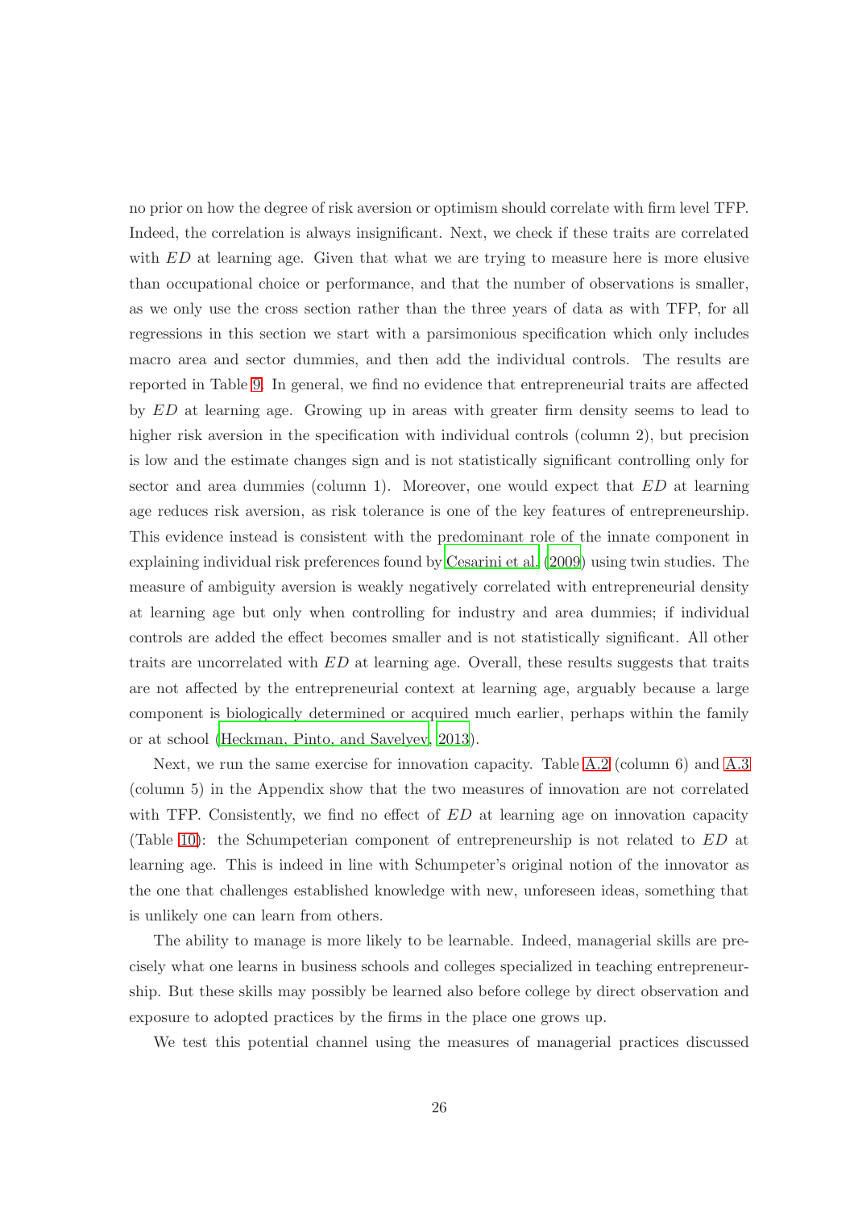no prior on how the degree of risk aversion or optimism should correlate with firm level TFP. Indeed, the correlation is always insignificant. Next, we check if these traits are correlated with $ED$ at learning age. Given that what we are trying to measure here is more elusive than occupational choice or performance, and that the number of observations is smaller, as we only use the cross section rather than the three years of data as with TFP, for all regressions in this section we start with a parsimonious specification which only includes macro area and sector dummies, and then add the individual controls. The results are reported in Table 9. In general, we find no evidence that entrepreneurial traits are affected by $ED$ at learning age. Growing up in areas with greater firm density seems to lead to higher risk aversion in the specification with individual controls (column 2), but precision is low and the estimate changes sign and is not statistically significant controlling only for sector and area dummies (column 1). Moreover, one would expect that $ED$ at learning age reduces risk aversion, as risk tolerance is one of the key features of entrepreneurship. This evidence instead is consistent with the predominant role of the innate component in explaining individual risk preferences found by Cesarini et al. (2009) using twin studies. The measure of ambiguity aversion is weakly negatively correlated with entrepreneurial density at learning age but only when controlling for industry and area dummies; if individual controls are added the effect becomes smaller and is not statistically significant. All other traits are uncorrelated with $ED$ at learning age. Overall, these results suggests that traits are not affected by the entrepreneurial context at learning age, arguably because a large component is biologically determined or acquired much earlier, perhaps within the family or at school (Heckman, Pinto, and Savelyev, 2013).

Next, we run the same exercise for innovation capacity. Table A.2 (column 6) and A.3 (column 5) in the Appendix show that the two measures of innovation are not correlated with TFP. Consistently, we find no effect of $ED$ at learning age on innovation capacity (Table 10): the Schumpeterian component of entrepreneurship is not related to $ED$ at learning age. This is indeed in line with Schumpeter's original notion of the innovator as the one that challenges established knowledge with new, unforeseen ideas, something that is unlikely one can learn from others.

The ability to manage is more likely to be learnable. Indeed, managerial skills are precisely what one learns in business schools and colleges specialized in teaching entrepreneurship. But these skills may possibly be learned also before college by direct observation and exposure to adopted practices by the firms in the place one grows up.

We test this potential channel using the measures of managerial practices discussed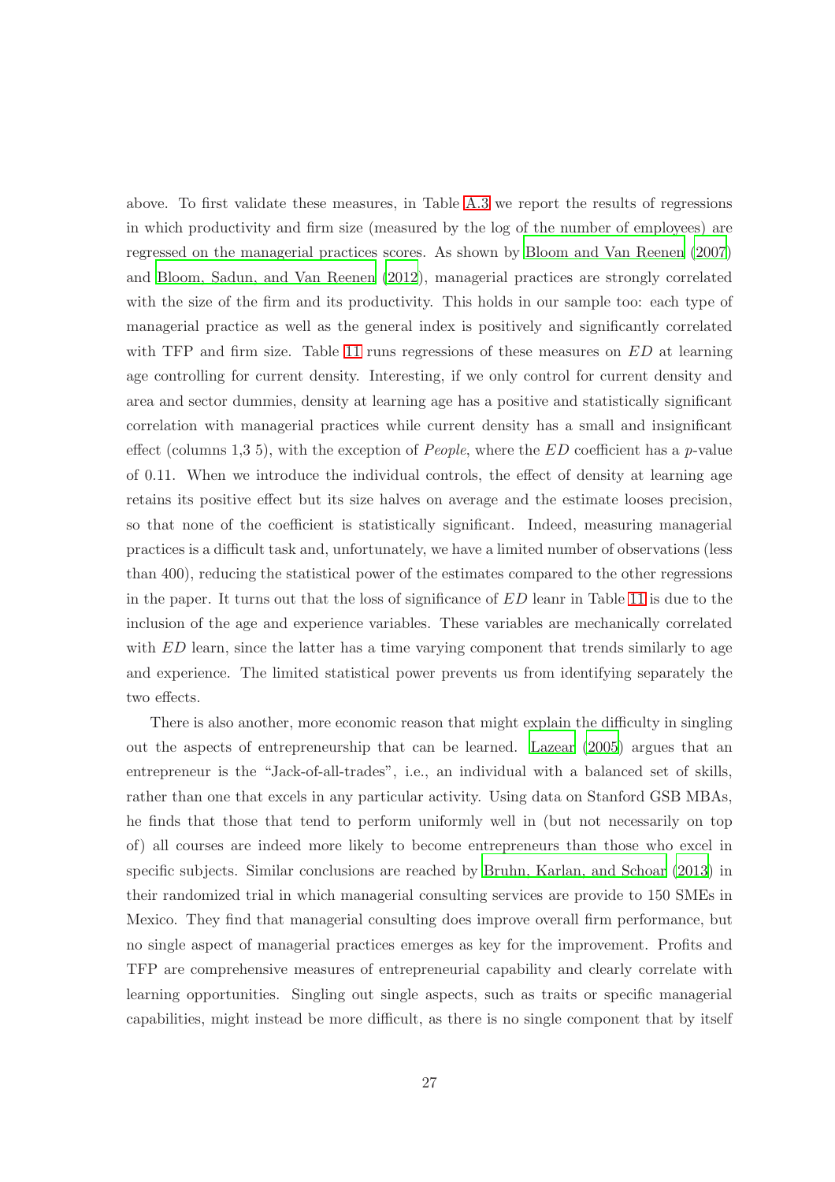above. To first validate these measures, in Table A.3 we report the results of regressions in which productivity and firm size (measured by the log of the number of employees) are regressed on the managerial practices scores. As shown by Bloom and Van Reenen (2007) and Bloom, Sadun, and Van Reenen (2012), managerial practices are strongly correlated with the size of the firm and its productivity. This holds in our sample too: each type of managerial practice as well as the general index is positively and significantly correlated with TFP and firm size. Table 11 runs regressions of these measures on $ED$ at learning age controlling for current density. Interesting, if we only control for current density and area and sector dummies, density at learning age has a positive and statistically significant correlation with managerial practices while current density has a small and insignificant effect (columns 1,3 5), with the exception of *People*, where the $ED$ coefficient has a $p$-value of 0.11. When we introduce the individual controls, the effect of density at learning age retains its positive effect but its size halves on average and the estimate looses precision, so that none of the coefficient is statistically significant. Indeed, measuring managerial practices is a difficult task and, unfortunately, we have a limited number of observations (less than 400), reducing the statistical power of the estimates compared to the other regressions in the paper. It turns out that the loss of significance of $ED$ leanr in Table 11 is due to the inclusion of the age and experience variables. These variables are mechanically correlated with $ED$ learn, since the latter has a time varying component that trends similarly to age and experience. The limited statistical power prevents us from identifying separately the two effects.

There is also another, more economic reason that might explain the difficulty in singling out the aspects of entrepreneurship that can be learned. Lazear (2005) argues that an entrepreneur is the "Jack-of-all-trades", i.e., an individual with a balanced set of skills, rather than one that excels in any particular activity. Using data on Stanford GSB MBAs, he finds that those that tend to perform uniformly well in (but not necessarily on top of) all courses are indeed more likely to become entrepreneurs than those who excel in specific subjects. Similar conclusions are reached by Bruhn, Karlan, and Schoar (2013) in their randomized trial in which managerial consulting services are provide to 150 SMEs in Mexico. They find that managerial consulting does improve overall firm performance, but no single aspect of managerial practices emerges as key for the improvement. Profits and TFP are comprehensive measures of entrepreneurial capability and clearly correlate with learning opportunities. Singling out single aspects, such as traits or specific managerial capabilities, might instead be more difficult, as there is no single component that by itself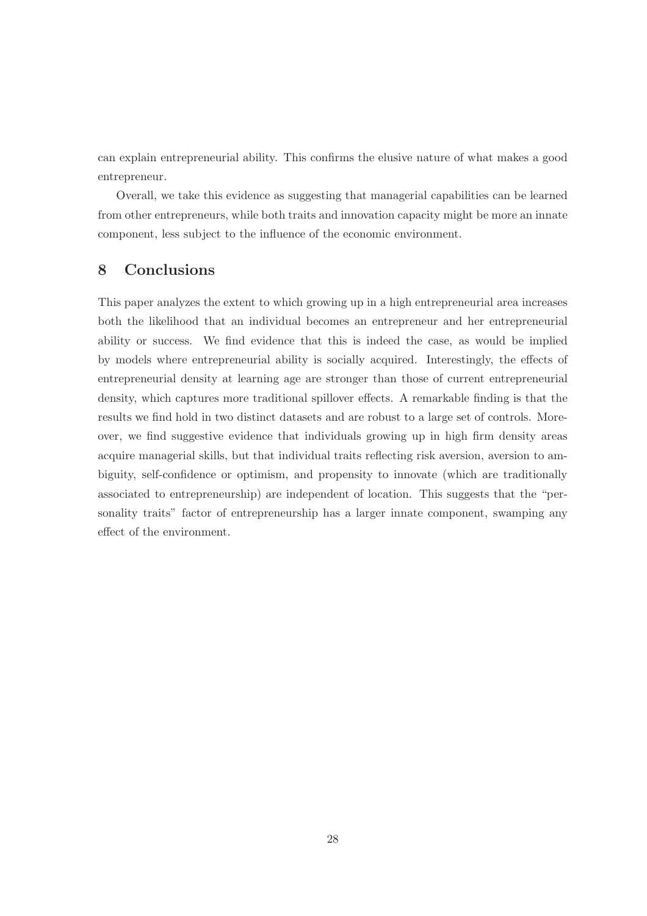can explain entrepreneurial ability. This confirms the elusive nature of what makes a good entrepreneur.

Overall, we take this evidence as suggesting that managerial capabilities can be learned from other entrepreneurs, while both traits and innovation capacity might be more an innate component, less subject to the influence of the economic environment.

## 8 Conclusions

This paper analyzes the extent to which growing up in a high entrepreneurial area increases both the likelihood that an individual becomes an entrepreneur and her entrepreneurial ability or success. We find evidence that this is indeed the case, as would be implied by models where entrepreneurial ability is socially acquired. Interestingly, the effects of entrepreneurial density at learning age are stronger than those of current entrepreneurial density, which captures more traditional spillover effects. A remarkable finding is that the results we find hold in two distinct datasets and are robust to a large set of controls. Moreover, we find suggestive evidence that individuals growing up in high firm density areas acquire managerial skills, but that individual traits reflecting risk aversion, aversion to ambiguity, self-confidence or optimism, and propensity to innovate (which are traditionally associated to entrepreneurship) are independent of location. This suggests that the "personality traits" factor of entrepreneurship has a larger innate component, swamping any effect of the environment.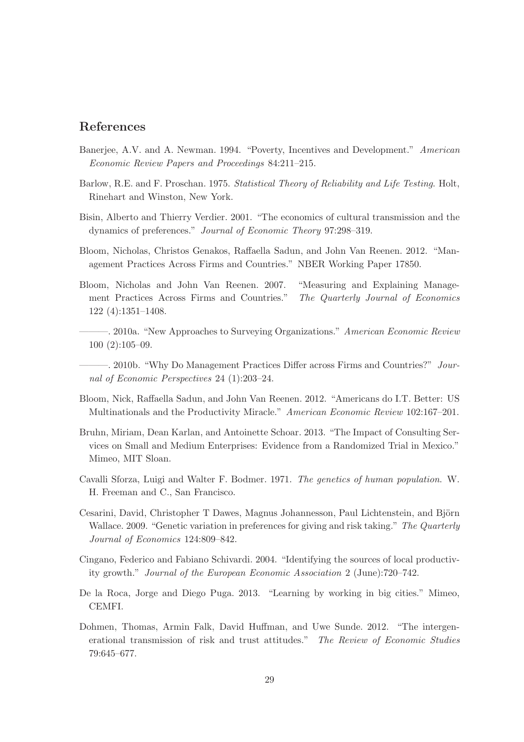## References

Banerjee, A.V. and A. Newman. 1994. "Poverty, Incentives and Development." *American Economic Review Papers and Proceedings* 84:211–215.

Barlow, R.E. and F. Proschan. 1975. *Statistical Theory of Reliability and Life Testing*. Holt, Rinehart and Winston, New York.

Bisin, Alberto and Thierry Verdier. 2001. "The economics of cultural transmission and the dynamics of preferences." *Journal of Economic Theory* 97:298–319.

Bloom, Nicholas, Christos Genakos, Raffaella Sadun, and John Van Reenen. 2012. "Management Practices Across Firms and Countries." NBER Working Paper 17850.

Bloom, Nicholas and John Van Reenen. 2007. "Measuring and Explaining Management Practices Across Firms and Countries." *The Quarterly Journal of Economics* 122 (4):1351–1408.

———. 2010a. "New Approaches to Surveying Organizations." *American Economic Review* 100 (2):105–09.

———. 2010b. "Why Do Management Practices Differ across Firms and Countries?" *Journal of Economic Perspectives* 24 (1):203–24.

Bloom, Nick, Raffaella Sadun, and John Van Reenen. 2012. "Americans do I.T. Better: US Multinationals and the Productivity Miracle." *American Economic Review* 102:167–201.

Bruhn, Miriam, Dean Karlan, and Antoinette Schoar. 2013. "The Impact of Consulting Services on Small and Medium Enterprises: Evidence from a Randomized Trial in Mexico." Mimeo, MIT Sloan.

Cavalli Sforza, Luigi and Walter F. Bodmer. 1971. *The genetics of human population*. W. H. Freeman and C., San Francisco.

Cesarini, David, Christopher T Dawes, Magnus Johannesson, Paul Lichtenstein, and Björn Wallace. 2009. "Genetic variation in preferences for giving and risk taking." *The Quarterly Journal of Economics* 124:809–842.

Cingano, Federico and Fabiano Schivardi. 2004. "Identifying the sources of local productivity growth." *Journal of the European Economic Association* 2 (June):720–742.

De la Roca, Jorge and Diego Puga. 2013. "Learning by working in big cities." Mimeo, CEMFI.

Dohmen, Thomas, Armin Falk, David Huffman, and Uwe Sunde. 2012. "The intergenerational transmission of risk and trust attitudes." *The Review of Economic Studies* 79:645–677.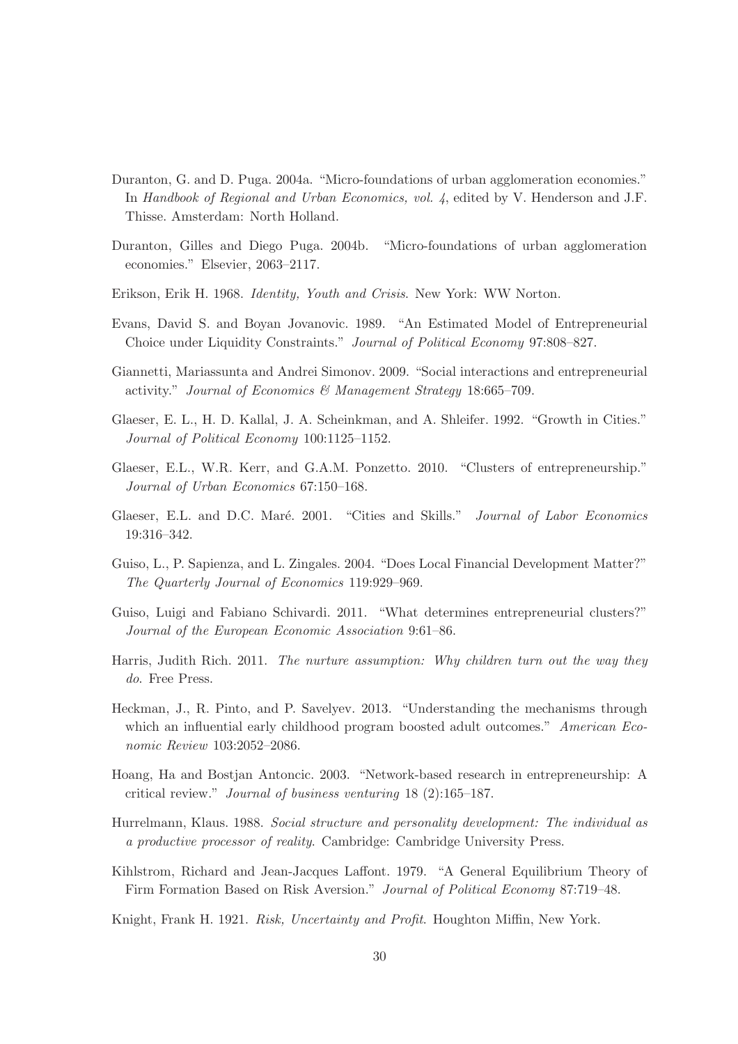Duranton, G. and D. Puga. 2004a. "Micro-foundations of urban agglomeration economies." In *Handbook of Regional and Urban Economics, vol. 4*, edited by V. Henderson and J.F. Thisse. Amsterdam: North Holland.

Duranton, Gilles and Diego Puga. 2004b. "Micro-foundations of urban agglomeration economies." Elsevier, 2063–2117.

Erikson, Erik H. 1968. *Identity, Youth and Crisis*. New York: WW Norton.

Evans, David S. and Boyan Jovanovic. 1989. "An Estimated Model of Entrepreneurial Choice under Liquidity Constraints." *Journal of Political Economy* 97:808–827.

Giannetti, Mariassunta and Andrei Simonov. 2009. "Social interactions and entrepreneurial activity." *Journal of Economics & Management Strategy* 18:665–709.

Glaeser, E. L., H. D. Kallal, J. A. Scheinkman, and A. Shleifer. 1992. "Growth in Cities." *Journal of Political Economy* 100:1125–1152.

Glaeser, E.L., W.R. Kerr, and G.A.M. Ponzetto. 2010. "Clusters of entrepreneurship." *Journal of Urban Economics* 67:150–168.

Glaeser, E.L. and D.C. Maré. 2001. "Cities and Skills." *Journal of Labor Economics* 19:316–342.

Guiso, L., P. Sapienza, and L. Zingales. 2004. "Does Local Financial Development Matter?" *The Quarterly Journal of Economics* 119:929–969.

Guiso, Luigi and Fabiano Schivardi. 2011. "What determines entrepreneurial clusters?" *Journal of the European Economic Association* 9:61–86.

Harris, Judith Rich. 2011. *The nurture assumption: Why children turn out the way they do*. Free Press.

Heckman, J., R. Pinto, and P. Savelyev. 2013. "Understanding the mechanisms through which an influential early childhood program boosted adult outcomes." *American Economic Review* 103:2052–2086.

Hoang, Ha and Bostjan Antoncic. 2003. "Network-based research in entrepreneurship: A critical review." *Journal of business venturing* 18 (2):165–187.

Hurrelmann, Klaus. 1988. *Social structure and personality development: The individual as a productive processor of reality*. Cambridge: Cambridge University Press.

Kihlstrom, Richard and Jean-Jacques Laffont. 1979. "A General Equilibrium Theory of Firm Formation Based on Risk Aversion." *Journal of Political Economy* 87:719–48.

Knight, Frank H. 1921. *Risk, Uncertainty and Profit*. Houghton Miffin, New York.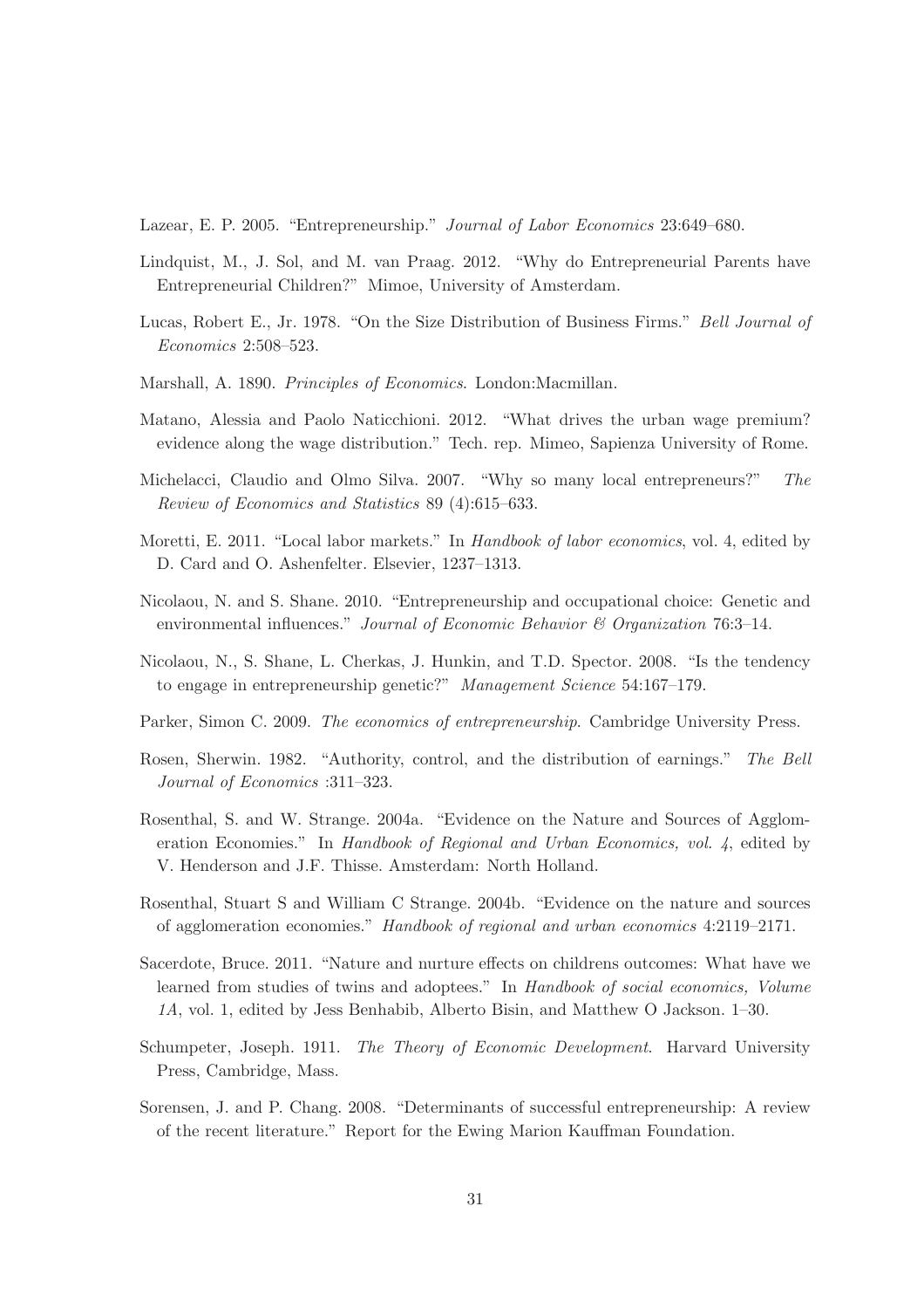Lazear, E. P. 2005. "Entrepreneurship." *Journal of Labor Economics* 23:649–680.

Lindquist, M., J. Sol, and M. van Praag. 2012. "Why do Entrepreneurial Parents have Entrepreneurial Children?" Mimoe, University of Amsterdam.

Lucas, Robert E., Jr. 1978. "On the Size Distribution of Business Firms." *Bell Journal of Economics* 2:508–523.

Marshall, A. 1890. *Principles of Economics*. London:Macmillan.

Matano, Alessia and Paolo Naticchioni. 2012. "What drives the urban wage premium? evidence along the wage distribution." Tech. rep. Mimeo, Sapienza University of Rome.

Michelacci, Claudio and Olmo Silva. 2007. "Why so many local entrepreneurs?" *The Review of Economics and Statistics* 89 (4):615–633.

Moretti, E. 2011. "Local labor markets." In *Handbook of labor economics*, vol. 4, edited by D. Card and O. Ashenfelter. Elsevier, 1237–1313.

Nicolaou, N. and S. Shane. 2010. "Entrepreneurship and occupational choice: Genetic and environmental influences." *Journal of Economic Behavior & Organization* 76:3–14.

Nicolaou, N., S. Shane, L. Cherkas, J. Hunkin, and T.D. Spector. 2008. "Is the tendency to engage in entrepreneurship genetic?" *Management Science* 54:167–179.

Parker, Simon C. 2009. *The economics of entrepreneurship*. Cambridge University Press.

Rosen, Sherwin. 1982. "Authority, control, and the distribution of earnings." *The Bell Journal of Economics* :311–323.

Rosenthal, S. and W. Strange. 2004a. "Evidence on the Nature and Sources of Agglomeration Economies." In *Handbook of Regional and Urban Economics, vol. 4*, edited by V. Henderson and J.F. Thisse. Amsterdam: North Holland.

Rosenthal, Stuart S and William C Strange. 2004b. "Evidence on the nature and sources of agglomeration economies." *Handbook of regional and urban economics* 4:2119–2171.

Sacerdote, Bruce. 2011. "Nature and nurture effects on childrens outcomes: What have we learned from studies of twins and adoptees." In *Handbook of social economics, Volume 1A*, vol. 1, edited by Jess Benhabib, Alberto Bisin, and Matthew O Jackson. 1–30.

Schumpeter, Joseph. 1911. *The Theory of Economic Development*. Harvard University Press, Cambridge, Mass.

Sorensen, J. and P. Chang. 2008. "Determinants of successful entrepreneurship: A review of the recent literature." Report for the Ewing Marion Kauffman Foundation.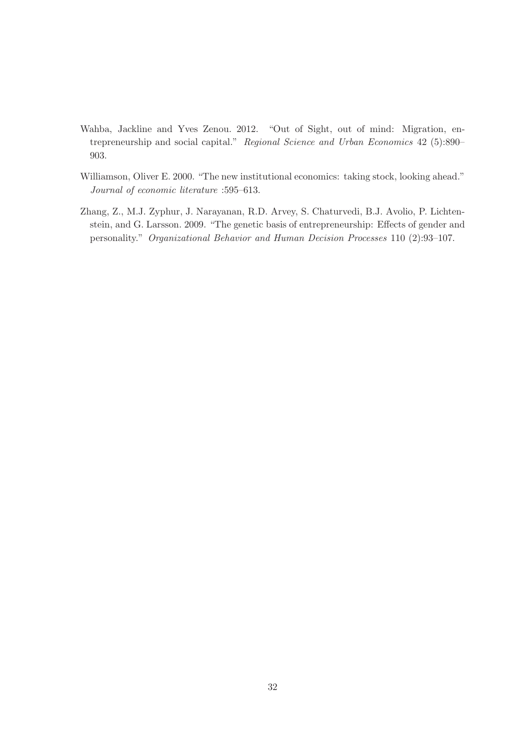Wahba, Jackline and Yves Zenou. 2012. "Out of Sight, out of mind: Migration, entrepreneurship and social capital." *Regional Science and Urban Economics* 42 (5):890–903.

Williamson, Oliver E. 2000. "The new institutional economics: taking stock, looking ahead." *Journal of economic literature* :595–613.

Zhang, Z., M.J. Zyphur, J. Narayanan, R.D. Arvey, S. Chaturvedi, B.J. Avolio, P. Lichtenstein, and G. Larsson. 2009. "The genetic basis of entrepreneurship: Effects of gender and personality." *Organizational Behavior and Human Decision Processes* 110 (2):93–107.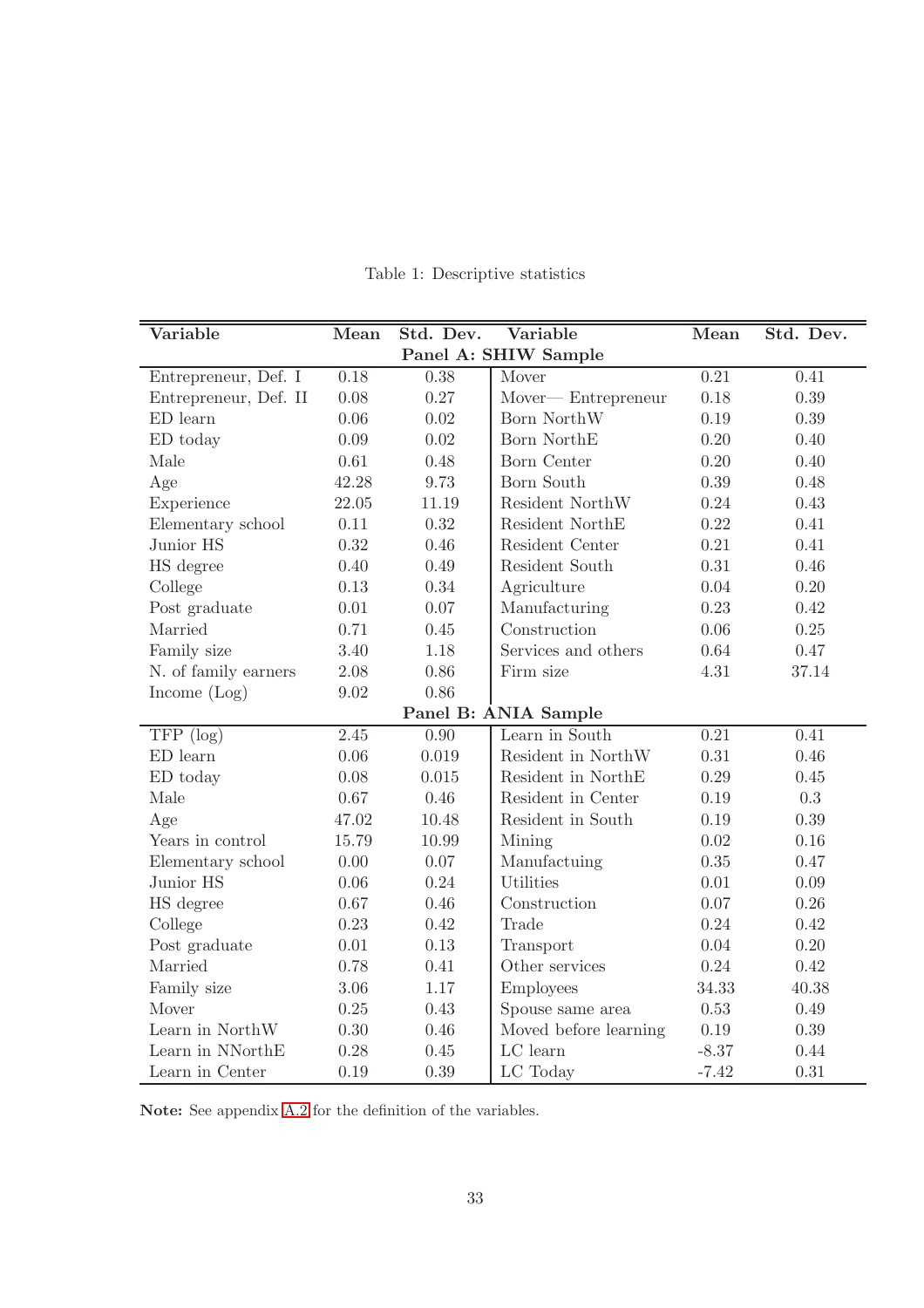Table 1: Descriptive statistics

| Variable | Mean | Std. Dev. | Variable | Mean | Std. Dev. |
|---|---|---|---|---|---|
| **Panel A: SHIW Sample** | | | | | |
| Entrepreneur, Def. I | 0.18 | 0.38 | Mover | 0.21 | 0.41 |
| Entrepreneur, Def. II | 0.08 | 0.27 | Mover— Entrepreneur | 0.18 | 0.39 |
| ED learn | 0.06 | 0.02 | Born NorthW | 0.19 | 0.39 |
| ED today | 0.09 | 0.02 | Born NorthE | 0.20 | 0.40 |
| Male | 0.61 | 0.48 | Born Center | 0.20 | 0.40 |
| Age | 42.28 | 9.73 | Born South | 0.39 | 0.48 |
| Experience | 22.05 | 11.19 | Resident NorthW | 0.24 | 0.43 |
| Elementary school | 0.11 | 0.32 | Resident NorthE | 0.22 | 0.41 |
| Junior HS | 0.32 | 0.46 | Resident Center | 0.21 | 0.41 |
| HS degree | 0.40 | 0.49 | Resident South | 0.31 | 0.46 |
| College | 0.13 | 0.34 | Agriculture | 0.04 | 0.20 |
| Post graduate | 0.01 | 0.07 | Manufacturing | 0.23 | 0.42 |
| Married | 0.71 | 0.45 | Construction | 0.06 | 0.25 |
| Family size | 3.40 | 1.18 | Services and others | 0.64 | 0.47 |
| N. of family earners | 2.08 | 0.86 | Firm size | 4.31 | 37.14 |
| Income (Log) | 9.02 | 0.86 | | | |
| **Panel B: ANIA Sample** | | | | | |
| TFP (log) | 2.45 | 0.90 | Learn in South | 0.21 | 0.41 |
| ED learn | 0.06 | 0.019 | Resident in NorthW | 0.31 | 0.46 |
| ED today | 0.08 | 0.015 | Resident in NorthE | 0.29 | 0.45 |
| Male | 0.67 | 0.46 | Resident in Center | 0.19 | 0.3 |
| Age | 47.02 | 10.48 | Resident in South | 0.19 | 0.39 |
| Years in control | 15.79 | 10.99 | Mining | 0.02 | 0.16 |
| Elementary school | 0.00 | 0.07 | Manufactuing | 0.35 | 0.47 |
| Junior HS | 0.06 | 0.24 | Utilities | 0.01 | 0.09 |
| HS degree | 0.67 | 0.46 | Construction | 0.07 | 0.26 |
| College | 0.23 | 0.42 | Trade | 0.24 | 0.42 |
| Post graduate | 0.01 | 0.13 | Transport | 0.04 | 0.20 |
| Married | 0.78 | 0.41 | Other services | 0.24 | 0.42 |
| Family size | 3.06 | 1.17 | Employees | 34.33 | 40.38 |
| Mover | 0.25 | 0.43 | Spouse same area | 0.53 | 0.49 |
| Learn in NorthW | 0.30 | 0.46 | Moved before learning | 0.19 | 0.39 |
| Learn in NNorthE | 0.28 | 0.45 | LC learn | -8.37 | 0.44 |
| Learn in Center | 0.19 | 0.39 | LC Today | -7.42 | 0.31 |

**Note:** See appendix A.2 for the definition of the variables.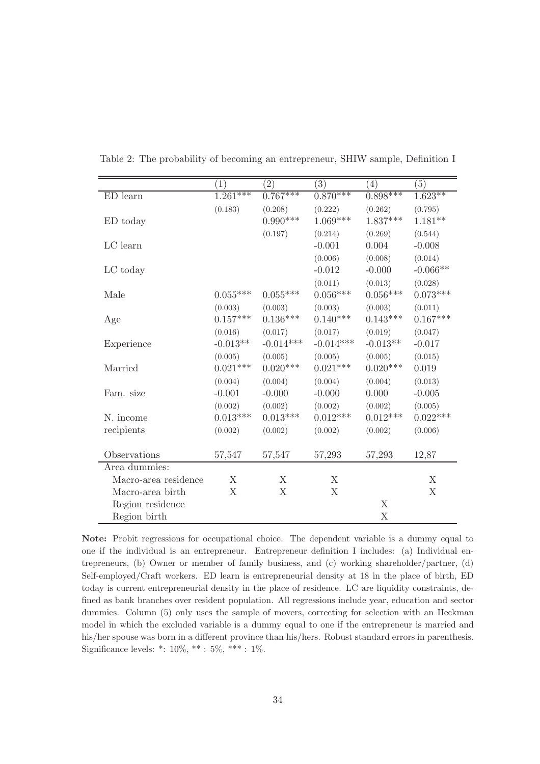Table 2: The probability of becoming an entrepreneur, SHIW sample, Definition I

| | (1) | (2) | (3) | (4) | (5) |
|---|---|---|---|---|---|
| ED learn | 1.261*** | 0.767*** | 0.870*** | 0.898*** | 1.623** |
| | (0.183) | (0.208) | (0.222) | (0.262) | (0.795) |
| ED today | | 0.990*** | 1.069*** | 1.837*** | 1.181** |
| | | (0.197) | (0.214) | (0.269) | (0.544) |
| LC learn | | | -0.001 | 0.004 | -0.008 |
| | | | (0.006) | (0.008) | (0.014) |
| LC today | | | -0.012 | -0.000 | -0.066** |
| | | | (0.011) | (0.013) | (0.028) |
| Male | 0.055*** | 0.055*** | 0.056*** | 0.056*** | 0.073*** |
| | (0.003) | (0.003) | (0.003) | (0.003) | (0.011) |
| Age | 0.157*** | 0.136*** | 0.140*** | 0.143*** | 0.167*** |
| | (0.016) | (0.017) | (0.017) | (0.019) | (0.047) |
| Experience | -0.013** | -0.014*** | -0.014*** | -0.013** | -0.017 |
| | (0.005) | (0.005) | (0.005) | (0.005) | (0.015) |
| Married | 0.021*** | 0.020*** | 0.021*** | 0.020*** | 0.019 |
| | (0.004) | (0.004) | (0.004) | (0.004) | (0.013) |
| Fam. size | -0.001 | -0.000 | -0.000 | 0.000 | -0.005 |
| | (0.002) | (0.002) | (0.002) | (0.002) | (0.005) |
| N. income | 0.013*** | 0.013*** | 0.012*** | 0.012*** | 0.022*** |
| recipients | (0.002) | (0.002) | (0.002) | (0.002) | (0.006) |
| Observations | 57,547 | 57,547 | 57,293 | 57,293 | 12,87 |
| Area dummies: | | | | | |
| Macro-area residence | X | X | X | | X |
| Macro-area birth | X | X | X | | X |
| Region residence | | | | X | |
| Region birth | | | | X | |

**Note:** Probit regressions for occupational choice. The dependent variable is a dummy equal to one if the individual is an entrepreneur. Entrepreneur definition I includes: (a) Individual entrepreneurs, (b) Owner or member of family business, and (c) working shareholder/partner, (d) Self-employed/Craft workers. ED learn is entrepreneurial density at 18 in the place of birth, ED today is current entrepreneurial density in the place of residence. LC are liquidity constraints, defined as bank branches over resident population. All regressions include year, education and sector dummies. Column (5) only uses the sample of movers, correcting for selection with an Heckman model in which the excluded variable is a dummy equal to one if the entrepreneur is married and his/her spouse was born in a different province than his/hers. Robust standard errors in parenthesis. Significance levels: *: 10%, ** : 5%, *** : 1%.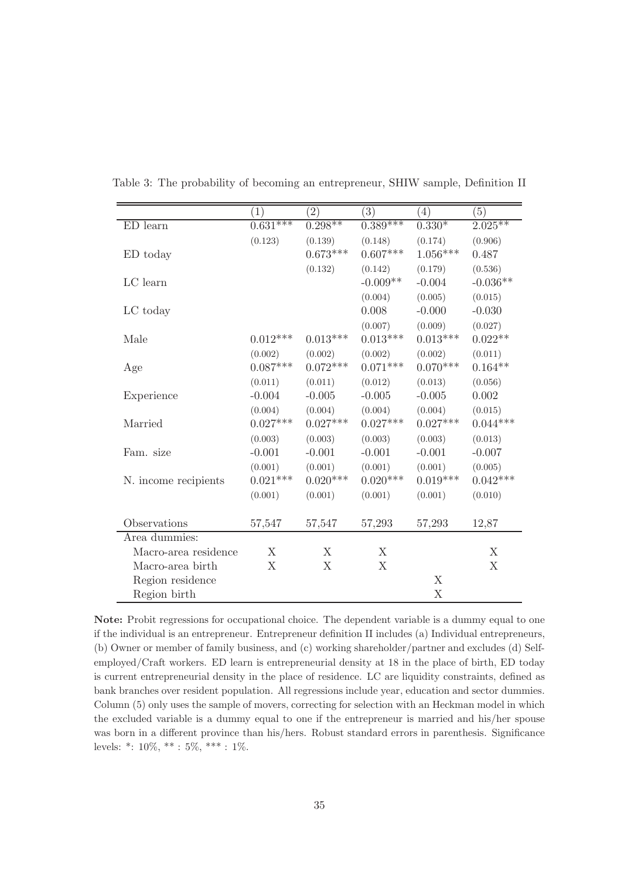Table 3: The probability of becoming an entrepreneur, SHIW sample, Definition II

| | (1) | (2) | (3) | (4) | (5) |
|---|---|---|---|---|---|
| ED learn | 0.631*** | 0.298** | 0.389*** | 0.330* | 2.025** |
| | (0.123) | (0.139) | (0.148) | (0.174) | (0.906) |
| ED today | | 0.673*** | 0.607*** | 1.056*** | 0.487 |
| | | (0.132) | (0.142) | (0.179) | (0.536) |
| LC learn | | | -0.009** | -0.004 | -0.036** |
| | | | (0.004) | (0.005) | (0.015) |
| LC today | | | 0.008 | -0.000 | -0.030 |
| | | | (0.007) | (0.009) | (0.027) |
| Male | 0.012*** | 0.013*** | 0.013*** | 0.013*** | 0.022** |
| | (0.002) | (0.002) | (0.002) | (0.002) | (0.011) |
| Age | 0.087*** | 0.072*** | 0.071*** | 0.070*** | 0.164** |
| | (0.011) | (0.011) | (0.012) | (0.013) | (0.056) |
| Experience | -0.004 | -0.005 | -0.005 | -0.005 | 0.002 |
| | (0.004) | (0.004) | (0.004) | (0.004) | (0.015) |
| Married | 0.027*** | 0.027*** | 0.027*** | 0.027*** | 0.044*** |
| | (0.003) | (0.003) | (0.003) | (0.003) | (0.013) |
| Fam. size | -0.001 | -0.001 | -0.001 | -0.001 | -0.007 |
| | (0.001) | (0.001) | (0.001) | (0.001) | (0.005) |
| N. income recipients | 0.021*** | 0.020*** | 0.020*** | 0.019*** | 0.042*** |
| | (0.001) | (0.001) | (0.001) | (0.001) | (0.010) |
| Observations | 57,547 | 57,547 | 57,293 | 57,293 | 12,87 |
| Area dummies: | | | | | |
| Macro-area residence | X | X | X | | X |
| Macro-area birth | X | X | X | | X |
| Region residence | | | | X | |
| Region birth | | | | X | |

**Note:** Probit regressions for occupational choice. The dependent variable is a dummy equal to one if the individual is an entrepreneur. Entrepreneur definition II includes (a) Individual entrepreneurs, (b) Owner or member of family business, and (c) working shareholder/partner and excludes (d) Self-employed/Craft workers. ED learn is entrepreneurial density at 18 in the place of birth, ED today is current entrepreneurial density in the place of residence. LC are liquidity constraints, defined as bank branches over resident population. All regressions include year, education and sector dummies. Column (5) only uses the sample of movers, correcting for selection with an Heckman model in which the excluded variable is a dummy equal to one if the entrepreneur is married and his/her spouse was born in a different province than his/hers. Robust standard errors in parenthesis. Significance levels: *: 10%, ** : 5%, *** : 1%.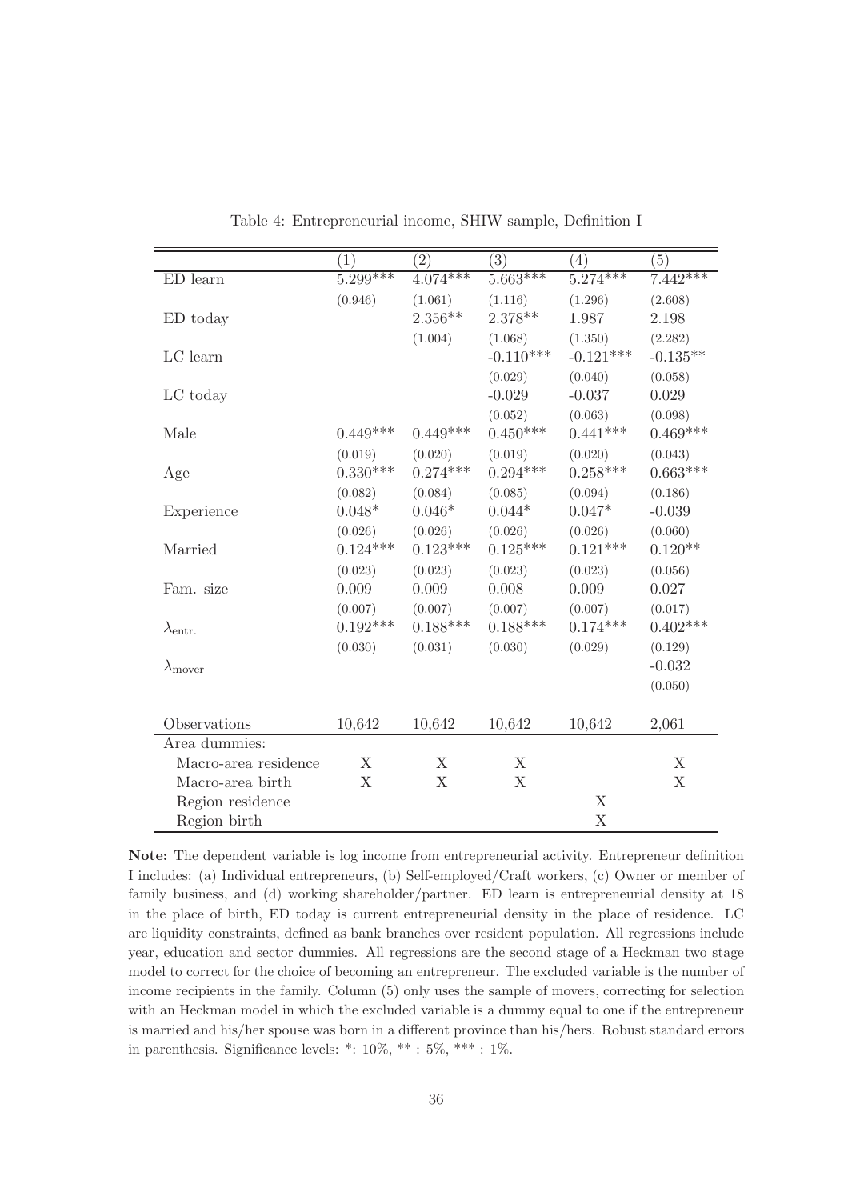Table 4: Entrepreneurial income, SHIW sample, Definition I

| | (1) | (2) | (3) | (4) | (5) |
|---|---|---|---|---|---|
| ED learn | 5.299*** | 4.074*** | 5.663*** | 5.274*** | 7.442*** |
| | (0.946) | (1.061) | (1.116) | (1.296) | (2.608) |
| ED today | | 2.356** | 2.378** | 1.987 | 2.198 |
| | | (1.004) | (1.068) | (1.350) | (2.282) |
| LC learn | | | -0.110*** | -0.121*** | -0.135** |
| | | | (0.029) | (0.040) | (0.058) |
| LC today | | | -0.029 | -0.037 | 0.029 |
| | | | (0.052) | (0.063) | (0.098) |
| Male | 0.449*** | 0.449*** | 0.450*** | 0.441*** | 0.469*** |
| | (0.019) | (0.020) | (0.019) | (0.020) | (0.043) |
| Age | 0.330*** | 0.274*** | 0.294*** | 0.258*** | 0.663*** |
| | (0.082) | (0.084) | (0.085) | (0.094) | (0.186) |
| Experience | 0.048* | 0.046* | 0.044* | 0.047* | -0.039 |
| | (0.026) | (0.026) | (0.026) | (0.026) | (0.060) |
| Married | 0.124*** | 0.123*** | 0.125*** | 0.121*** | 0.120** |
| | (0.023) | (0.023) | (0.023) | (0.023) | (0.056) |
| Fam. size | 0.009 | 0.009 | 0.008 | 0.009 | 0.027 |
| | (0.007) | (0.007) | (0.007) | (0.007) | (0.017) |
| $\lambda_{\text{entr.}}$ | 0.192*** | 0.188*** | 0.188*** | 0.174*** | 0.402*** |
| | (0.030) | (0.031) | (0.030) | (0.029) | (0.129) |
| $\lambda_{\text{mover}}$ | | | | | -0.032 |
| | | | | | (0.050) |
| Observations | 10,642 | 10,642 | 10,642 | 10,642 | 2,061 |
| Area dummies: | | | | | |
| Macro-area residence | X | X | X | | X |
| Macro-area birth | X | X | X | | X |
| Region residence | | | | X | |
| Region birth | | | | X | |

**Note:** The dependent variable is log income from entrepreneurial activity. Entrepreneur definition I includes: (a) Individual entrepreneurs, (b) Self-employed/Craft workers, (c) Owner or member of family business, and (d) working shareholder/partner. ED learn is entrepreneurial density at 18 in the place of birth, ED today is current entrepreneurial density in the place of residence. LC are liquidity constraints, defined as bank branches over resident population. All regressions include year, education and sector dummies. All regressions are the second stage of a Heckman two stage model to correct for the choice of becoming an entrepreneur. The excluded variable is the number of income recipients in the family. Column (5) only uses the sample of movers, correcting for selection with an Heckman model in which the excluded variable is a dummy equal to one if the entrepreneur is married and his/her spouse was born in a different province than his/hers. Robust standard errors in parenthesis. Significance levels: *: 10%, ** : 5%, *** : 1%.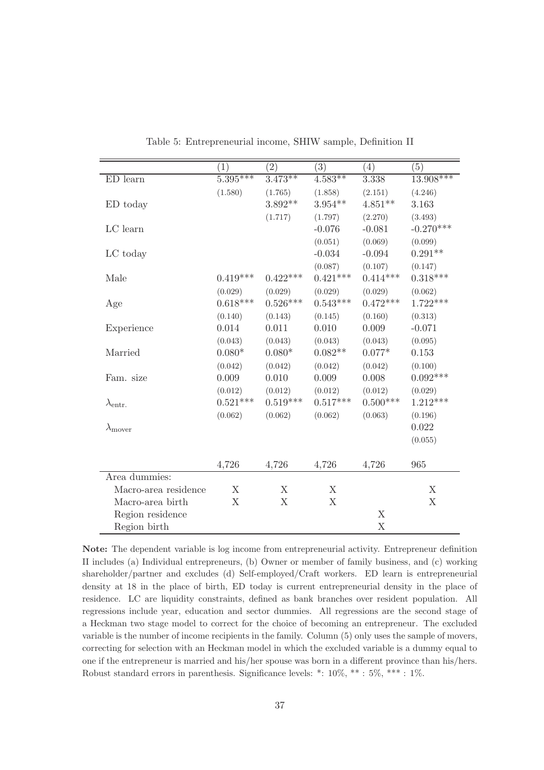Table 5: Entrepreneurial income, SHIW sample, Definition II

| | (1) | (2) | (3) | (4) | (5) |
|---|---|---|---|---|---|
| ED learn | 5.395*** | 3.473** | 4.583** | 3.338 | 13.908*** |
| | (1.580) | (1.765) | (1.858) | (2.151) | (4.246) |
| ED today | | 3.892** | 3.954** | 4.851** | 3.163 |
| | | (1.717) | (1.797) | (2.270) | (3.493) |
| LC learn | | | -0.076 | -0.081 | -0.270*** |
| | | | (0.051) | (0.069) | (0.099) |
| LC today | | | -0.034 | -0.094 | 0.291** |
| | | | (0.087) | (0.107) | (0.147) |
| Male | 0.419*** | 0.422*** | 0.421*** | 0.414*** | 0.318*** |
| | (0.029) | (0.029) | (0.029) | (0.029) | (0.062) |
| Age | 0.618*** | 0.526*** | 0.543*** | 0.472*** | 1.722*** |
| | (0.140) | (0.143) | (0.145) | (0.160) | (0.313) |
| Experience | 0.014 | 0.011 | 0.010 | 0.009 | -0.071 |
| | (0.043) | (0.043) | (0.043) | (0.043) | (0.095) |
| Married | 0.080* | 0.080* | 0.082** | 0.077* | 0.153 |
| | (0.042) | (0.042) | (0.042) | (0.042) | (0.100) |
| Fam. size | 0.009 | 0.010 | 0.009 | 0.008 | 0.092*** |
| | (0.012) | (0.012) | (0.012) | (0.012) | (0.029) |
| $\lambda_{\text{entr.}}$ | 0.521*** | 0.519*** | 0.517*** | 0.500*** | 1.212*** |
| | (0.062) | (0.062) | (0.062) | (0.063) | (0.196) |
| $\lambda_{\text{mover}}$ | | | | | 0.022 |
| | | | | | (0.055) |
| | 4,726 | 4,726 | 4,726 | 4,726 | 965 |
| Area dummies: | | | | | |
| Macro-area residence | X | X | X | | X |
| Macro-area birth | X | X | X | | X |
| Region residence | | | | X | |
| Region birth | | | | X | |

**Note:** The dependent variable is log income from entrepreneurial activity. Entrepreneur definition II includes (a) Individual entrepreneurs, (b) Owner or member of family business, and (c) working shareholder/partner and excludes (d) Self-employed/Craft workers. ED learn is entrepreneurial density at 18 in the place of birth, ED today is current entrepreneurial density in the place of residence. LC are liquidity constraints, defined as bank branches over resident population. All regressions include year, education and sector dummies. All regressions are the second stage of a Heckman two stage model to correct for the choice of becoming an entrepreneur. The excluded variable is the number of income recipients in the family. Column (5) only uses the sample of movers, correcting for selection with an Heckman model in which the excluded variable is a dummy equal to one if the entrepreneur is married and his/her spouse was born in a different province than his/hers. Robust standard errors in parenthesis. Significance levels: *: 10%, ** : 5%, *** : 1%.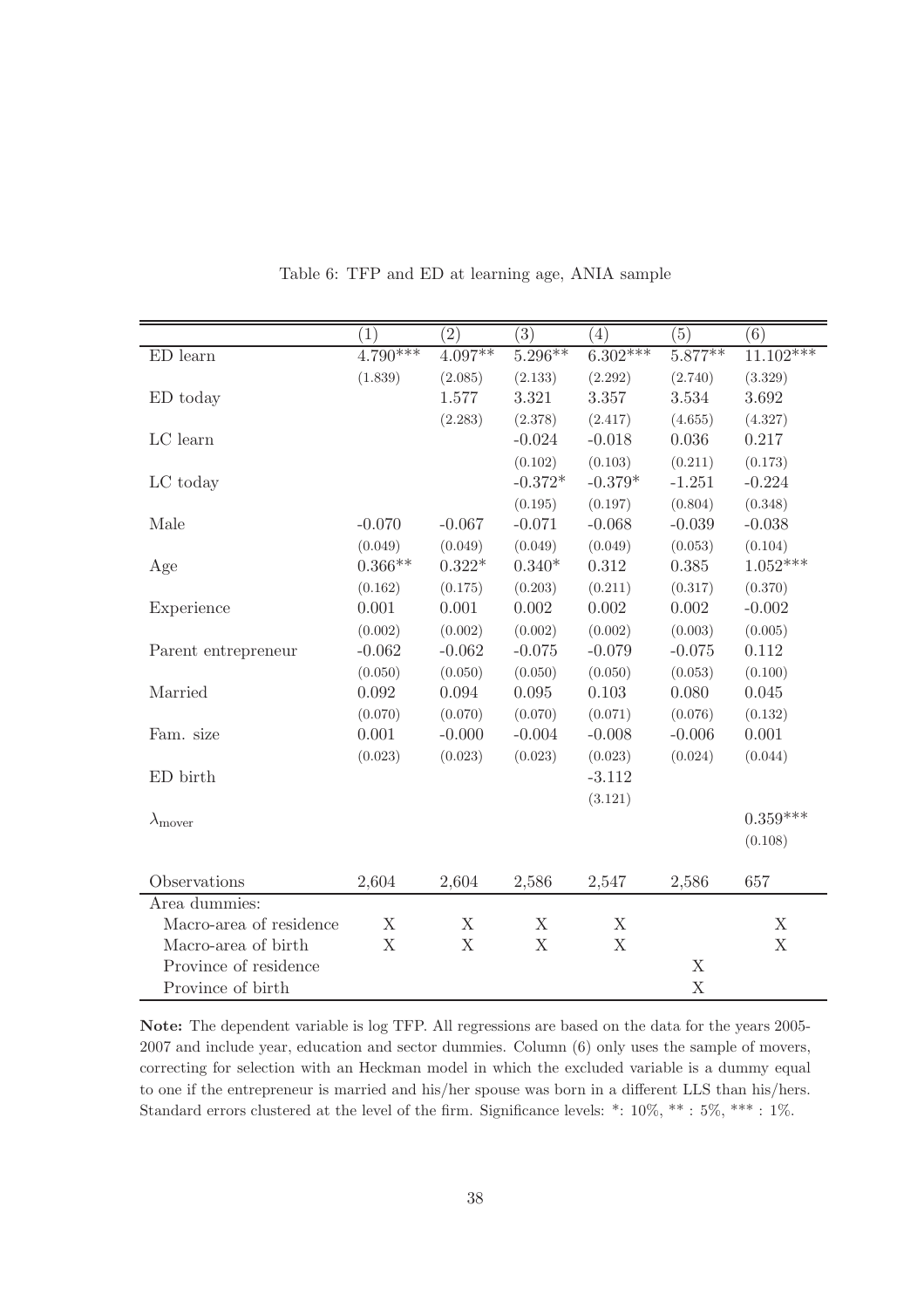Table 6: TFP and ED at learning age, ANIA sample

| | (1) | (2) | (3) | (4) | (5) | (6) |
|---|---|---|---|---|---|---|
| ED learn | 4.790*** | 4.097** | 5.296** | 6.302*** | 5.877** | 11.102*** |
| | (1.839) | (2.085) | (2.133) | (2.292) | (2.740) | (3.329) |
| ED today | | 1.577 | 3.321 | 3.357 | 3.534 | 3.692 |
| | | (2.283) | (2.378) | (2.417) | (4.655) | (4.327) |
| LC learn | | | -0.024 | -0.018 | 0.036 | 0.217 |
| | | | (0.102) | (0.103) | (0.211) | (0.173) |
| LC today | | | -0.372* | -0.379* | -1.251 | -0.224 |
| | | | (0.195) | (0.197) | (0.804) | (0.348) |
| Male | -0.070 | -0.067 | -0.071 | -0.068 | -0.039 | -0.038 |
| | (0.049) | (0.049) | (0.049) | (0.049) | (0.053) | (0.104) |
| Age | 0.366** | 0.322* | 0.340* | 0.312 | 0.385 | 1.052*** |
| | (0.162) | (0.175) | (0.203) | (0.211) | (0.317) | (0.370) |
| Experience | 0.001 | 0.001 | 0.002 | 0.002 | 0.002 | -0.002 |
| | (0.002) | (0.002) | (0.002) | (0.002) | (0.003) | (0.005) |
| Parent entrepreneur | -0.062 | -0.062 | -0.075 | -0.079 | -0.075 | 0.112 |
| | (0.050) | (0.050) | (0.050) | (0.050) | (0.053) | (0.100) |
| Married | 0.092 | 0.094 | 0.095 | 0.103 | 0.080 | 0.045 |
| | (0.070) | (0.070) | (0.070) | (0.071) | (0.076) | (0.132) |
| Fam. size | 0.001 | -0.000 | -0.004 | -0.008 | -0.006 | 0.001 |
| | (0.023) | (0.023) | (0.023) | (0.023) | (0.024) | (0.044) |
| ED birth | | | | -3.112 | | |
| | | | | (3.121) | | |
| $\lambda_{\text{mover}}$ | | | | | | 0.359*** |
| | | | | | | (0.108) |
| Observations | 2,604 | 2,604 | 2,586 | 2,547 | 2,586 | 657 |
| Area dummies: | | | | | | |
| Macro-area of residence | X | X | X | X | | X |
| Macro-area of birth | X | X | X | X | | X |
| Province of residence | | | | | X | |
| Province of birth | | | | | X | |

**Note:** The dependent variable is log TFP. All regressions are based on the data for the years 2005-2007 and include year, education and sector dummies. Column (6) only uses the sample of movers, correcting for selection with an Heckman model in which the excluded variable is a dummy equal to one if the entrepreneur is married and his/her spouse was born in a different LLS than his/hers. Standard errors clustered at the level of the firm. Significance levels: *: 10%, ** : 5%, *** : 1%.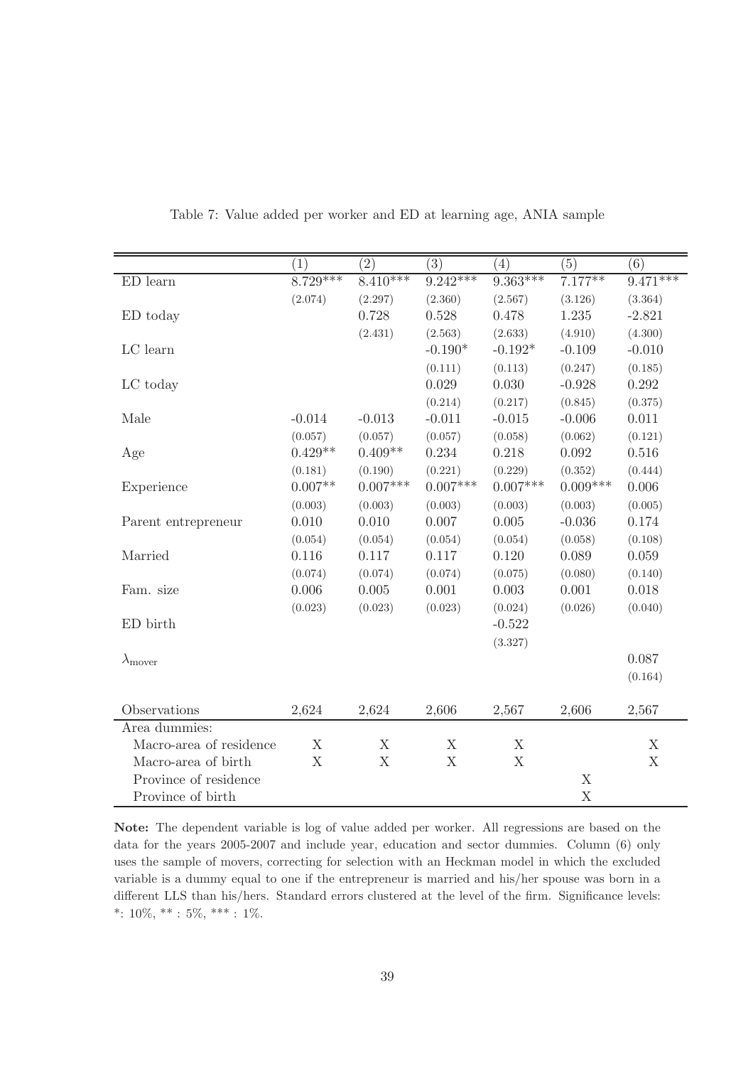Table 7: Value added per worker and ED at learning age, ANIA sample

| | (1) | (2) | (3) | (4) | (5) | (6) |
|---|---|---|---|---|---|---|
| ED learn | 8.729*** | 8.410*** | 9.242*** | 9.363*** | 7.177** | 9.471*** |
| | (2.074) | (2.297) | (2.360) | (2.567) | (3.126) | (3.364) |
| ED today | | 0.728 | 0.528 | 0.478 | 1.235 | -2.821 |
| | | (2.431) | (2.563) | (2.633) | (4.910) | (4.300) |
| LC learn | | | -0.190* | -0.192* | -0.109 | -0.010 |
| | | | (0.111) | (0.113) | (0.247) | (0.185) |
| LC today | | | 0.029 | 0.030 | -0.928 | 0.292 |
| | | | (0.214) | (0.217) | (0.845) | (0.375) |
| Male | -0.014 | -0.013 | -0.011 | -0.015 | -0.006 | 0.011 |
| | (0.057) | (0.057) | (0.057) | (0.058) | (0.062) | (0.121) |
| Age | 0.429** | 0.409** | 0.234 | 0.218 | 0.092 | 0.516 |
| | (0.181) | (0.190) | (0.221) | (0.229) | (0.352) | (0.444) |
| Experience | 0.007** | 0.007*** | 0.007*** | 0.007*** | 0.009*** | 0.006 |
| | (0.003) | (0.003) | (0.003) | (0.003) | (0.003) | (0.005) |
| Parent entrepreneur | 0.010 | 0.010 | 0.007 | 0.005 | -0.036 | 0.174 |
| | (0.054) | (0.054) | (0.054) | (0.054) | (0.058) | (0.108) |
| Married | 0.116 | 0.117 | 0.117 | 0.120 | 0.089 | 0.059 |
| | (0.074) | (0.074) | (0.074) | (0.075) | (0.080) | (0.140) |
| Fam. size | 0.006 | 0.005 | 0.001 | 0.003 | 0.001 | 0.018 |
| | (0.023) | (0.023) | (0.023) | (0.024) | (0.026) | (0.040) |
| ED birth | | | | -0.522 | | |
| | | | | (3.327) | | |
| $\lambda_{\text{mover}}$ | | | | | | 0.087 |
| | | | | | | (0.164) |
| Observations | 2,624 | 2,624 | 2,606 | 2,567 | 2,606 | 2,567 |
| Area dummies: | | | | | | |
| Macro-area of residence | X | X | X | X | | X |
| Macro-area of birth | X | X | X | X | | X |
| Province of residence | | | | | X | |
| Province of birth | | | | | X | |

**Note:** The dependent variable is log of value added per worker. All regressions are based on the data for the years 2005-2007 and include year, education and sector dummies. Column (6) only uses the sample of movers, correcting for selection with an Heckman model in which the excluded variable is a dummy equal to one if the entrepreneur is married and his/her spouse was born in a different LLS than his/hers. Standard errors clustered at the level of the firm. Significance levels: *: 10%, ** : 5%, *** : 1%.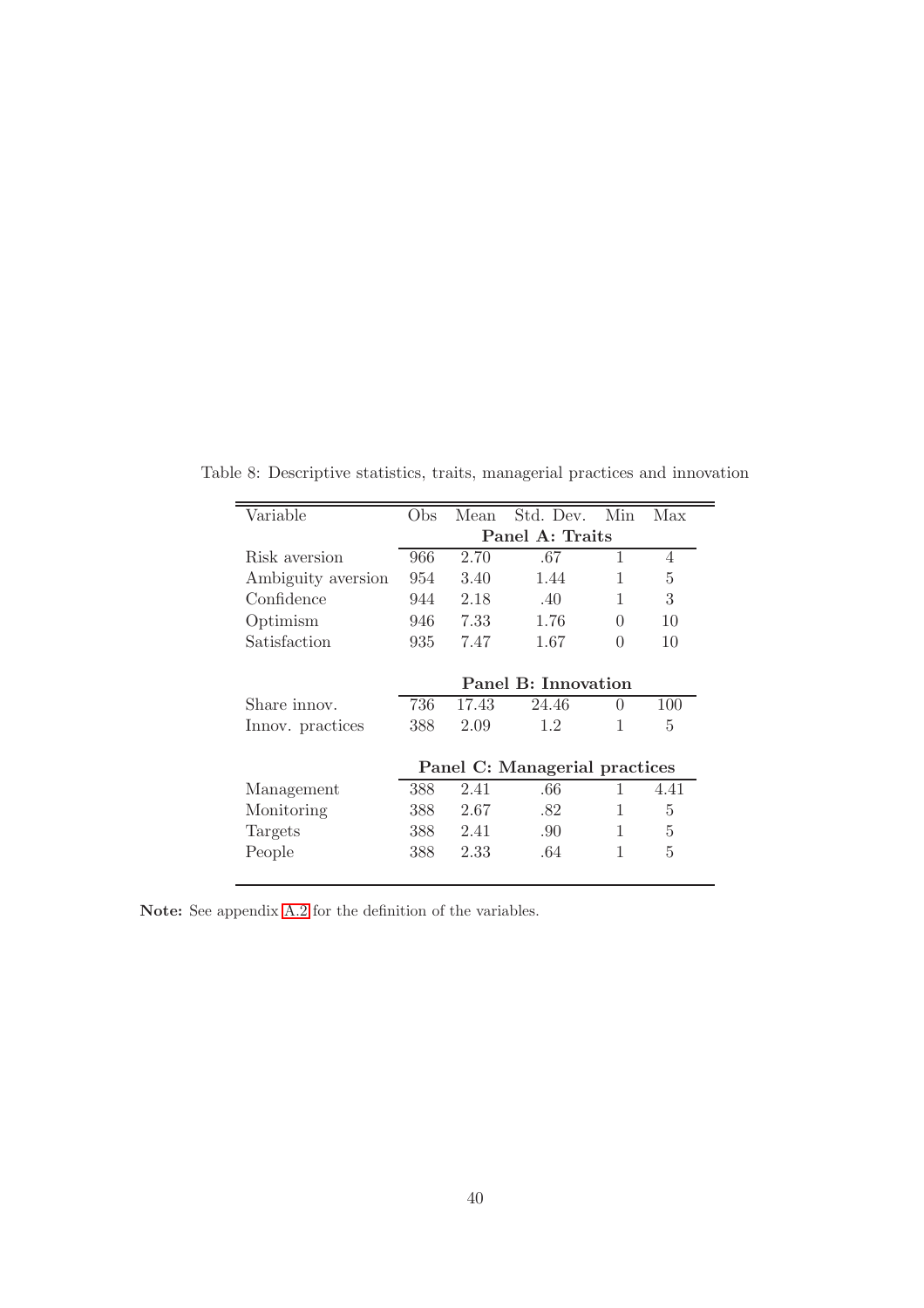Table 8: Descriptive statistics, traits, managerial practices and innovation

| Variable | Obs | Mean | Std. Dev. | Min | Max |
|---|---|---|---|---|---|
| | **Panel A: Traits** | | | | |
| Risk aversion | 966 | 2.70 | .67 | 1 | 4 |
| Ambiguity aversion | 954 | 3.40 | 1.44 | 1 | 5 |
| Confidence | 944 | 2.18 | .40 | 1 | 3 |
| Optimism | 946 | 7.33 | 1.76 | 0 | 10 |
| Satisfaction | 935 | 7.47 | 1.67 | 0 | 10 |
| | **Panel B: Innovation** | | | | |
| Share innov. | 736 | 17.43 | 24.46 | 0 | 100 |
| Innov. practices | 388 | 2.09 | 1.2 | 1 | 5 |
| | **Panel C: Managerial practices** | | | | |
| Management | 388 | 2.41 | .66 | 1 | 4.41 |
| Monitoring | 388 | 2.67 | .82 | 1 | 5 |
| Targets | 388 | 2.41 | .90 | 1 | 5 |
| People | 388 | 2.33 | .64 | 1 | 5 |

**Note:** See appendix A.2 for the definition of the variables.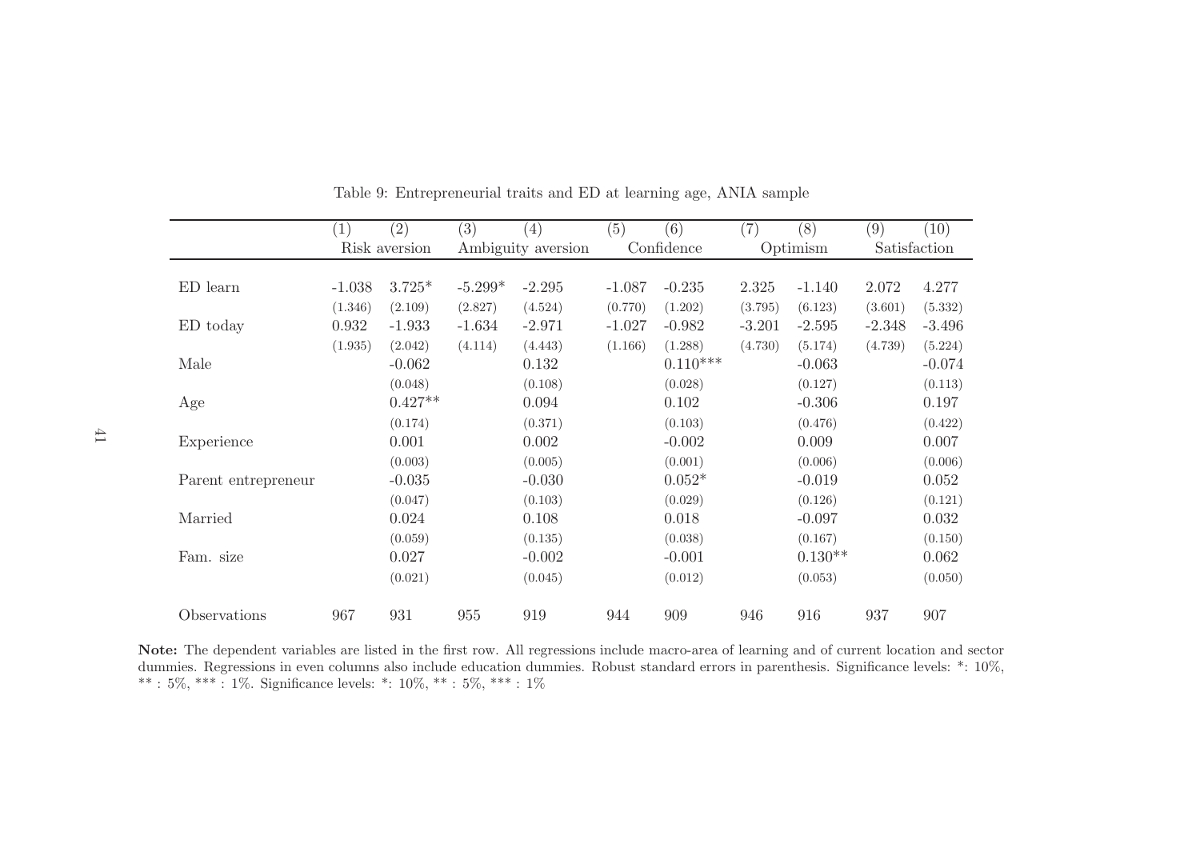Table 9: Entrepreneurial traits and ED at learning age, ANIA sample

| | (1) | (2) | (3) | (4) | (5) | (6) | (7) | (8) | (9) | (10) |
|---|---|---|---|---|---|---|---|---|---|---|
| | Risk aversion | | Ambiguity aversion | | Confidence | | Optimism | | Satisfaction | |
| ED learn | -1.038 | 3.725* | -5.299* | -2.295 | -1.087 | -0.235 | 2.325 | -1.140 | 2.072 | 4.277 |
| | (1.346) | (2.109) | (2.827) | (4.524) | (0.770) | (1.202) | (3.795) | (6.123) | (3.601) | (5.332) |
| ED today | 0.932 | -1.933 | -1.634 | -2.971 | -1.027 | -0.982 | -3.201 | -2.595 | -2.348 | -3.496 |
| | (1.935) | (2.042) | (4.114) | (4.443) | (1.166) | (1.288) | (4.730) | (5.174) | (4.739) | (5.224) |
| Male | | -0.062 | | 0.132 | | 0.110*** | | -0.063 | | -0.074 |
| | | (0.048) | | (0.108) | | (0.028) | | (0.127) | | (0.113) |
| Age | | 0.427** | | 0.094 | | 0.102 | | -0.306 | | 0.197 |
| | | (0.174) | | (0.371) | | (0.103) | | (0.476) | | (0.422) |
| Experience | | 0.001 | | 0.002 | | -0.002 | | 0.009 | | 0.007 |
| | | (0.003) | | (0.005) | | (0.001) | | (0.006) | | (0.006) |
| Parent entrepreneur | | -0.035 | | -0.030 | | 0.052* | | -0.019 | | 0.052 |
| | | (0.047) | | (0.103) | | (0.029) | | (0.126) | | (0.121) |
| Married | | 0.024 | | 0.108 | | 0.018 | | -0.097 | | 0.032 |
| | | (0.059) | | (0.135) | | (0.038) | | (0.167) | | (0.150) |
| Fam. size | | 0.027 | | -0.002 | | -0.001 | | 0.130** | | 0.062 |
| | | (0.021) | | (0.045) | | (0.012) | | (0.053) | | (0.050) |
| Observations | 967 | 931 | 955 | 919 | 944 | 909 | 946 | 916 | 937 | 907 |

**Note:** The dependent variables are listed in the first row. All regressions include macro-area of learning and of current location and sector dummies. Regressions in even columns also include education dummies. Robust standard errors in parenthesis. Significance levels: *: 10%, ** : 5%, *** : 1%. Significance levels: *: 10%, ** : 5%, *** : 1%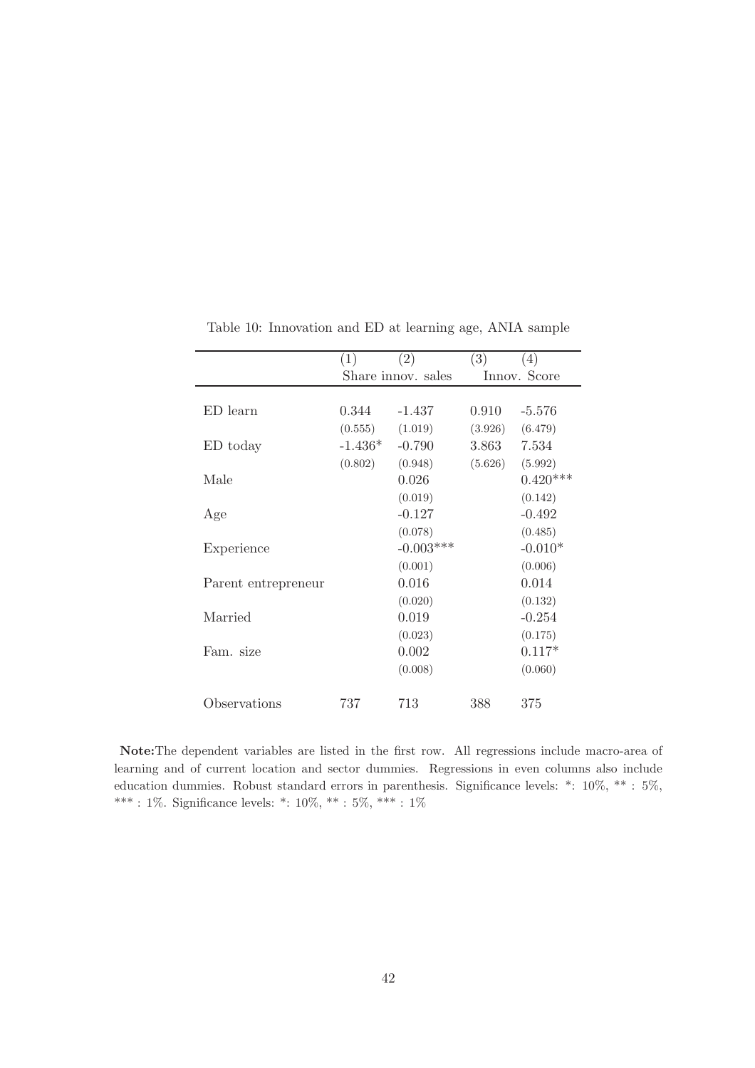Table 10: Innovation and ED at learning age, ANIA sample

| | (1) | (2) | (3) | (4) |
|---|---|---|---|---|
| | Share innov. sales | | Innov. Score | |
| ED learn | 0.344 | -1.437 | 0.910 | -5.576 |
| | (0.555) | (1.019) | (3.926) | (6.479) |
| ED today | -1.436* | -0.790 | 3.863 | 7.534 |
| | (0.802) | (0.948) | (5.626) | (5.992) |
| Male | | 0.026 | | 0.420*** |
| | | (0.019) | | (0.142) |
| Age | | -0.127 | | -0.492 |
| | | (0.078) | | (0.485) |
| Experience | | -0.003*** | | -0.010* |
| | | (0.001) | | (0.006) |
| Parent entrepreneur | | 0.016 | | 0.014 |
| | | (0.020) | | (0.132) |
| Married | | 0.019 | | -0.254 |
| | | (0.023) | | (0.175) |
| Fam. size | | 0.002 | | 0.117* |
| | | (0.008) | | (0.060) |
| Observations | 737 | 713 | 388 | 375 |

**Note:**The dependent variables are listed in the first row. All regressions include macro-area of learning and of current location and sector dummies. Regressions in even columns also include education dummies. Robust standard errors in parenthesis. Significance levels: *: 10%, ** : 5%, *** : 1%. Significance levels: *: 10%, ** : 5%, *** : 1%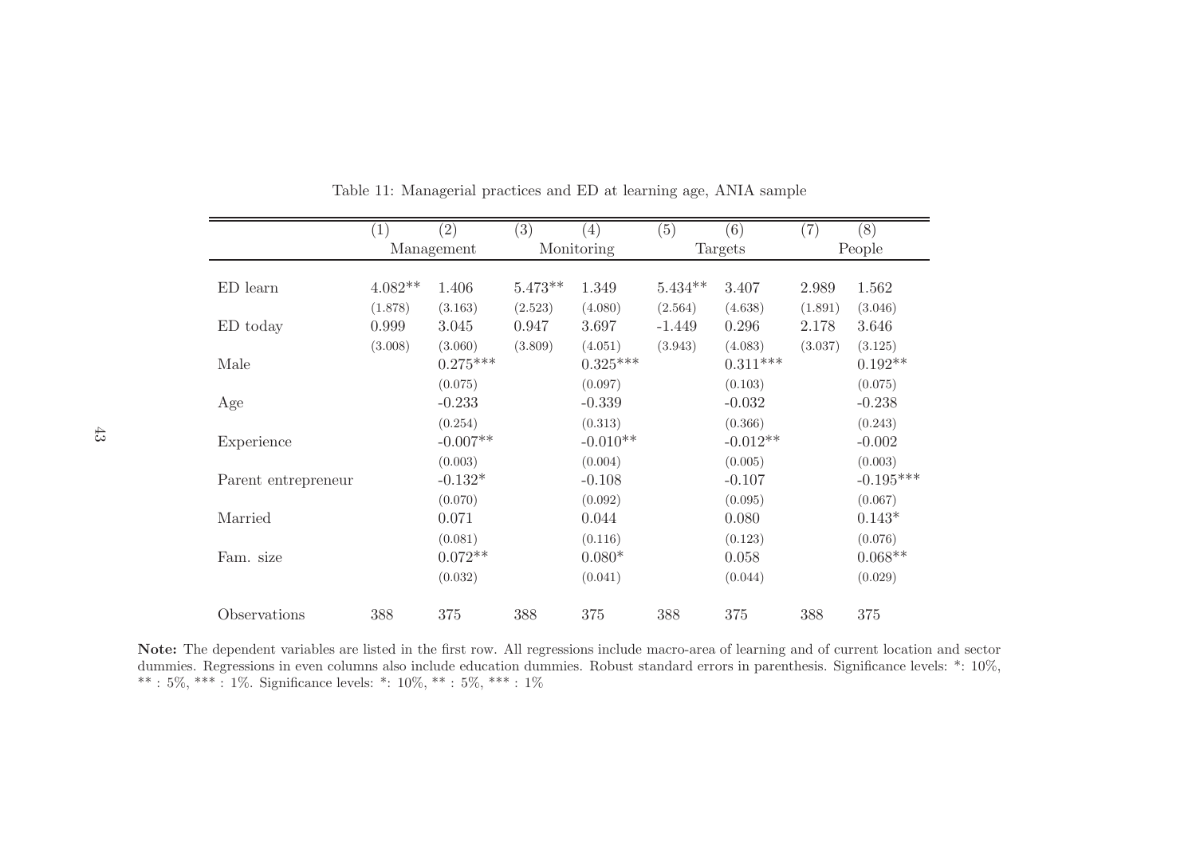Table 11: Managerial practices and ED at learning age, ANIA sample

| | (1) | (2) | (3) | (4) | (5) | (6) | (7) | (8) |
|---|---|---|---|---|---|---|---|---|
| | Management | | Monitoring | | Targets | | People | |
| ED learn | 4.082** | 1.406 | 5.473** | 1.349 | 5.434** | 3.407 | 2.989 | 1.562 |
| | (1.878) | (3.163) | (2.523) | (4.080) | (2.564) | (4.638) | (1.891) | (3.046) |
| ED today | 0.999 | 3.045 | 0.947 | 3.697 | -1.449 | 0.296 | 2.178 | 3.646 |
| | (3.008) | (3.060) | (3.809) | (4.051) | (3.943) | (4.083) | (3.037) | (3.125) |
| Male | | 0.275*** | | 0.325*** | | 0.311*** | | 0.192** |
| | | (0.075) | | (0.097) | | (0.103) | | (0.075) |
| Age | | -0.233 | | -0.339 | | -0.032 | | -0.238 |
| | | (0.254) | | (0.313) | | (0.366) | | (0.243) |
| Experience | | -0.007** | | -0.010** | | -0.012** | | -0.002 |
| | | (0.003) | | (0.004) | | (0.005) | | (0.003) |
| Parent entrepreneur | | -0.132* | | -0.108 | | -0.107 | | -0.195*** |
| | | (0.070) | | (0.092) | | (0.095) | | (0.067) |
| Married | | 0.071 | | 0.044 | | 0.080 | | 0.143* |
| | | (0.081) | | (0.116) | | (0.123) | | (0.076) |
| Fam. size | | 0.072** | | 0.080* | | 0.058 | | 0.068** |
| | | (0.032) | | (0.041) | | (0.044) | | (0.029) |
| Observations | 388 | 375 | 388 | 375 | 388 | 375 | 388 | 375 |

**Note:** The dependent variables are listed in the first row. All regressions include macro-area of learning and of current location and sector dummies. Regressions in even columns also include education dummies. Robust standard errors in parenthesis. Significance levels: *: 10%, ** : 5%, *** : 1%. Significance levels: *: 10%, ** : 5%, *** : 1%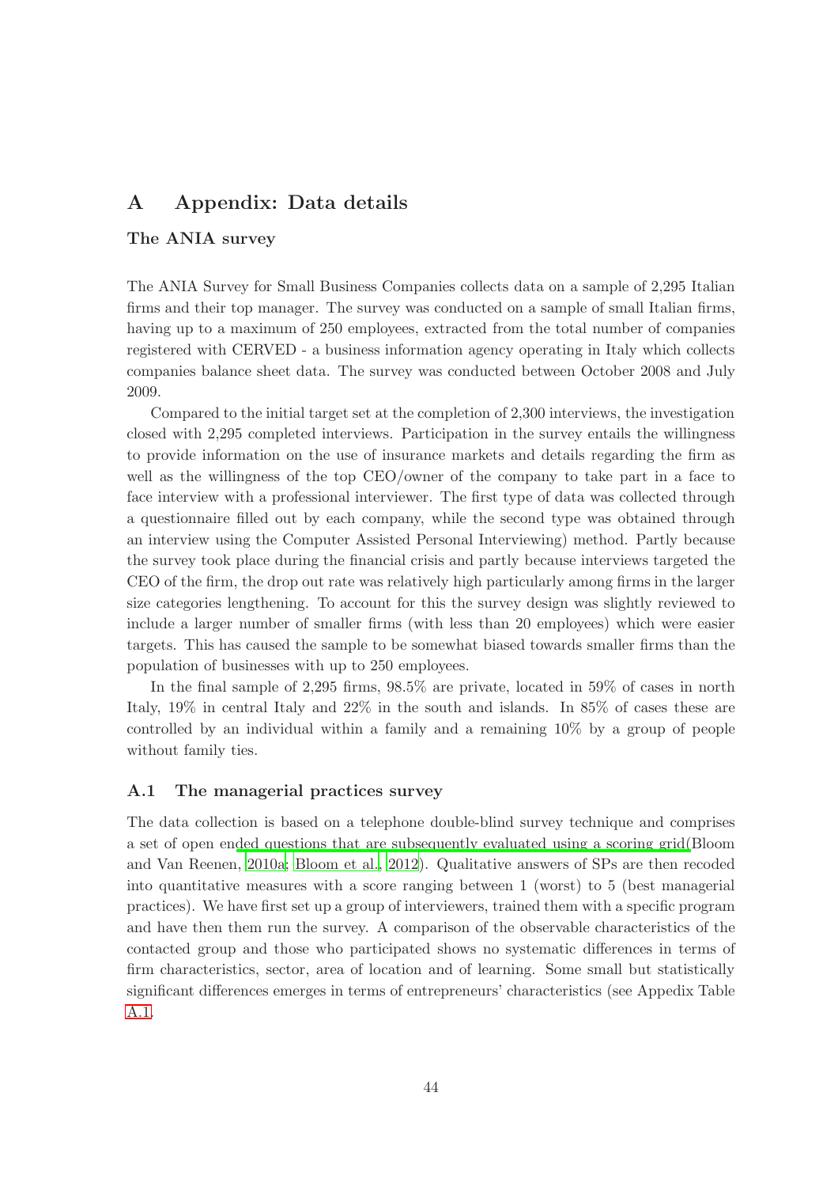# A Appendix: Data details

### The ANIA survey

The ANIA Survey for Small Business Companies collects data on a sample of 2,295 Italian firms and their top manager. The survey was conducted on a sample of small Italian firms, having up to a maximum of 250 employees, extracted from the total number of companies registered with CERVED - a business information agency operating in Italy which collects companies balance sheet data. The survey was conducted between October 2008 and July 2009.

Compared to the initial target set at the completion of 2,300 interviews, the investigation closed with 2,295 completed interviews. Participation in the survey entails the willingness to provide information on the use of insurance markets and details regarding the firm as well as the willingness of the top CEO/owner of the company to take part in a face to face interview with a professional interviewer. The first type of data was collected through a questionnaire filled out by each company, while the second type was obtained through an interview using the Computer Assisted Personal Interviewing) method. Partly because the survey took place during the financial crisis and partly because interviews targeted the CEO of the firm, the drop out rate was relatively high particularly among firms in the larger size categories lengthening. To account for this the survey design was slightly reviewed to include a larger number of smaller firms (with less than 20 employees) which were easier targets. This has caused the sample to be somewhat biased towards smaller firms than the population of businesses with up to 250 employees.

In the final sample of 2,295 firms, 98.5% are private, located in 59% of cases in north Italy, 19% in central Italy and 22% in the south and islands. In 85% of cases these are controlled by an individual within a family and a remaining 10% by a group of people without family ties.

## A.1 The managerial practices survey

The data collection is based on a telephone double-blind survey technique and comprises a set of open ended questions that are subsequently evaluated using a scoring grid(Bloom and Van Reenen, 2010a; Bloom et al., 2012). Qualitative answers of SPs are then recoded into quantitative measures with a score ranging between 1 (worst) to 5 (best managerial practices). We have first set up a group of interviewers, trained them with a specific program and have then them run the survey. A comparison of the observable characteristics of the contacted group and those who participated shows no systematic differences in terms of firm characteristics, sector, area of location and of learning. Some small but statistically significant differences emerges in terms of entrepreneurs' characteristics (see Appedix Table A.1.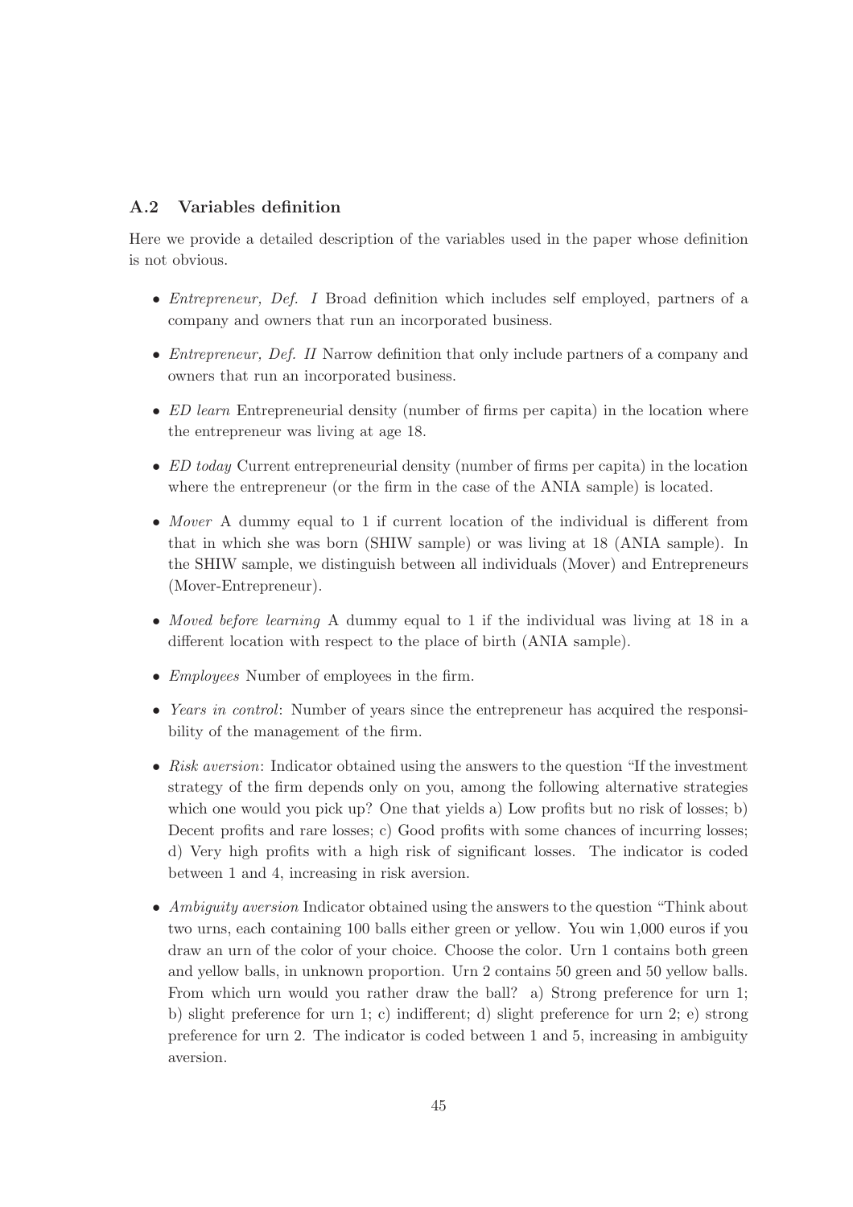### A.2 Variables definition

Here we provide a detailed description of the variables used in the paper whose definition is not obvious.

- *Entrepreneur, Def. I* Broad definition which includes self employed, partners of a company and owners that run an incorporated business.
- *Entrepreneur, Def. II* Narrow definition that only include partners of a company and owners that run an incorporated business.
- *ED learn* Entrepreneurial density (number of firms per capita) in the location where the entrepreneur was living at age 18.
- *ED today* Current entrepreneurial density (number of firms per capita) in the location where the entrepreneur (or the firm in the case of the ANIA sample) is located.
- *Mover* A dummy equal to 1 if current location of the individual is different from that in which she was born (SHIW sample) or was living at 18 (ANIA sample). In the SHIW sample, we distinguish between all individuals (Mover) and Entrepreneurs (Mover-Entrepreneur).
- *Moved before learning* A dummy equal to 1 if the individual was living at 18 in a different location with respect to the place of birth (ANIA sample).
- *Employees* Number of employees in the firm.
- *Years in control*: Number of years since the entrepreneur has acquired the responsibility of the management of the firm.
- *Risk aversion*: Indicator obtained using the answers to the question "If the investment strategy of the firm depends only on you, among the following alternative strategies which one would you pick up? One that yields a) Low profits but no risk of losses; b) Decent profits and rare losses; c) Good profits with some chances of incurring losses; d) Very high profits with a high risk of significant losses. The indicator is coded between 1 and 4, increasing in risk aversion.
- *Ambiguity aversion* Indicator obtained using the answers to the question "Think about two urns, each containing 100 balls either green or yellow. You win 1,000 euros if you draw an urn of the color of your choice. Choose the color. Urn 1 contains both green and yellow balls, in unknown proportion. Urn 2 contains 50 green and 50 yellow balls. From which urn would you rather draw the ball? a) Strong preference for urn 1; b) slight preference for urn 1; c) indifferent; d) slight preference for urn 2; e) strong preference for urn 2. The indicator is coded between 1 and 5, increasing in ambiguity aversion.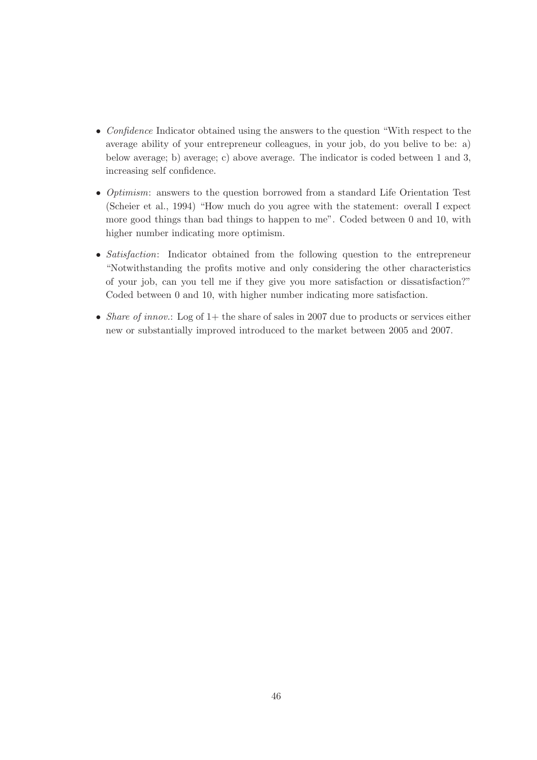- *Confidence* Indicator obtained using the answers to the question "With respect to the average ability of your entrepreneur colleagues, in your job, do you belive to be: a) below average; b) average; c) above average. The indicator is coded between 1 and 3, increasing self confidence.

- *Optimism*: answers to the question borrowed from a standard Life Orientation Test (Scheier et al., 1994) "How much do you agree with the statement: overall I expect more good things than bad things to happen to me". Coded between 0 and 10, with higher number indicating more optimism.

- *Satisfaction*: Indicator obtained from the following question to the entrepreneur "Notwithstanding the profits motive and only considering the other characteristics of your job, can you tell me if they give you more satisfaction or dissatisfaction?" Coded between 0 and 10, with higher number indicating more satisfaction.

- *Share of innov.*: Log of 1+ the share of sales in 2007 due to products or services either new or substantially improved introduced to the market between 2005 and 2007.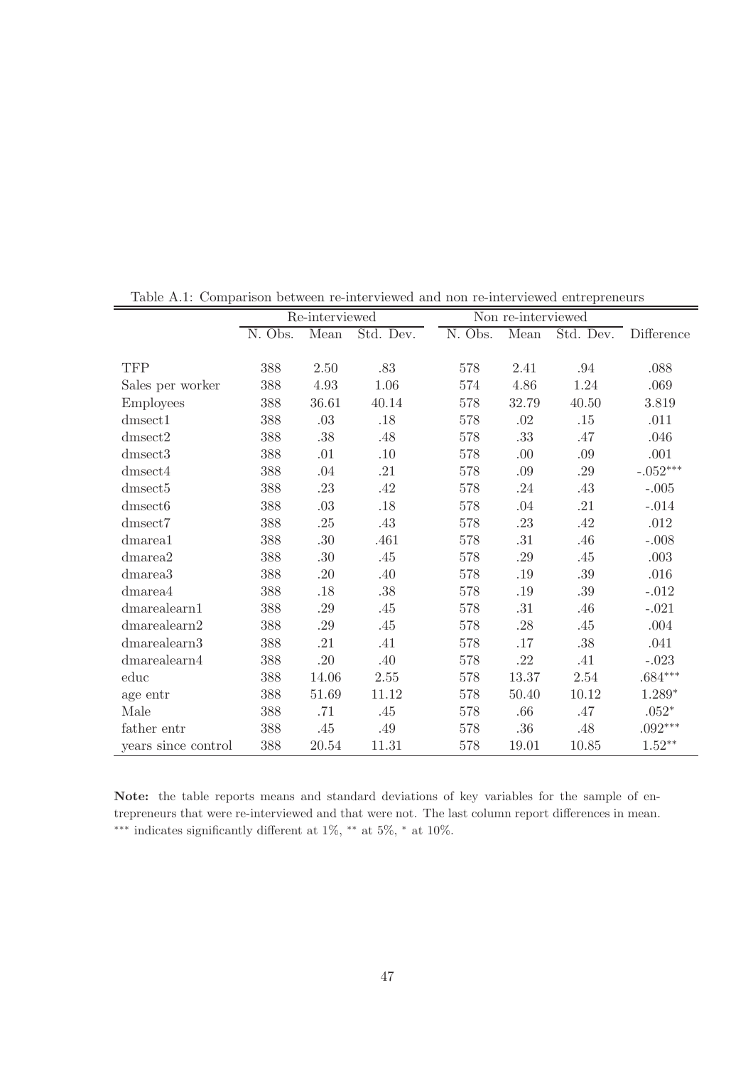Table A.1: Comparison between re-interviewed and non re-interviewed entrepreneurs

| | Re-interviewed | | | Non re-interviewed | | | |
|---|---|---|---|---|---|---|---|
| | N. Obs. | Mean | Std. Dev. | N. Obs. | Mean | Std. Dev. | Difference |
| TFP | 388 | 2.50 | .83 | 578 | 2.41 | .94 | .088 |
| Sales per worker | 388 | 4.93 | 1.06 | 574 | 4.86 | 1.24 | .069 |
| Employees | 388 | 36.61 | 40.14 | 578 | 32.79 | 40.50 | 3.819 |
| dmsect1 | 388 | .03 | .18 | 578 | .02 | .15 | .011 |
| dmsect2 | 388 | .38 | .48 | 578 | .33 | .47 | .046 |
| dmsect3 | 388 | .01 | .10 | 578 | .00 | .09 | .001 |
| dmsect4 | 388 | .04 | .21 | 578 | .09 | .29 | -.052*** |
| dmsect5 | 388 | .23 | .42 | 578 | .24 | .43 | -.005 |
| dmsect6 | 388 | .03 | .18 | 578 | .04 | .21 | -.014 |
| dmsect7 | 388 | .25 | .43 | 578 | .23 | .42 | .012 |
| dmarea1 | 388 | .30 | .461 | 578 | .31 | .46 | -.008 |
| dmarea2 | 388 | .30 | .45 | 578 | .29 | .45 | .003 |
| dmarea3 | 388 | .20 | .40 | 578 | .19 | .39 | .016 |
| dmarea4 | 388 | .18 | .38 | 578 | .19 | .39 | -.012 |
| dmarealearn1 | 388 | .29 | .45 | 578 | .31 | .46 | -.021 |
| dmarealearn2 | 388 | .29 | .45 | 578 | .28 | .45 | .004 |
| dmarealearn3 | 388 | .21 | .41 | 578 | .17 | .38 | .041 |
| dmarealearn4 | 388 | .20 | .40 | 578 | .22 | .41 | -.023 |
| educ | 388 | 14.06 | 2.55 | 578 | 13.37 | 2.54 | .684*** |
| age entr | 388 | 51.69 | 11.12 | 578 | 50.40 | 10.12 | 1.289* |
| Male | 388 | .71 | .45 | 578 | .66 | .47 | .052* |
| father entr | 388 | .45 | .49 | 578 | .36 | .48 | .092*** |
| years since control | 388 | 20.54 | 11.31 | 578 | 19.01 | 10.85 | 1.52** |

**Note:** the table reports means and standard deviations of key variables for the sample of entrepreneurs that were re-interviewed and that were not. The last column report differences in mean. *** indicates significantly different at 1%, ** at 5%, * at 10%.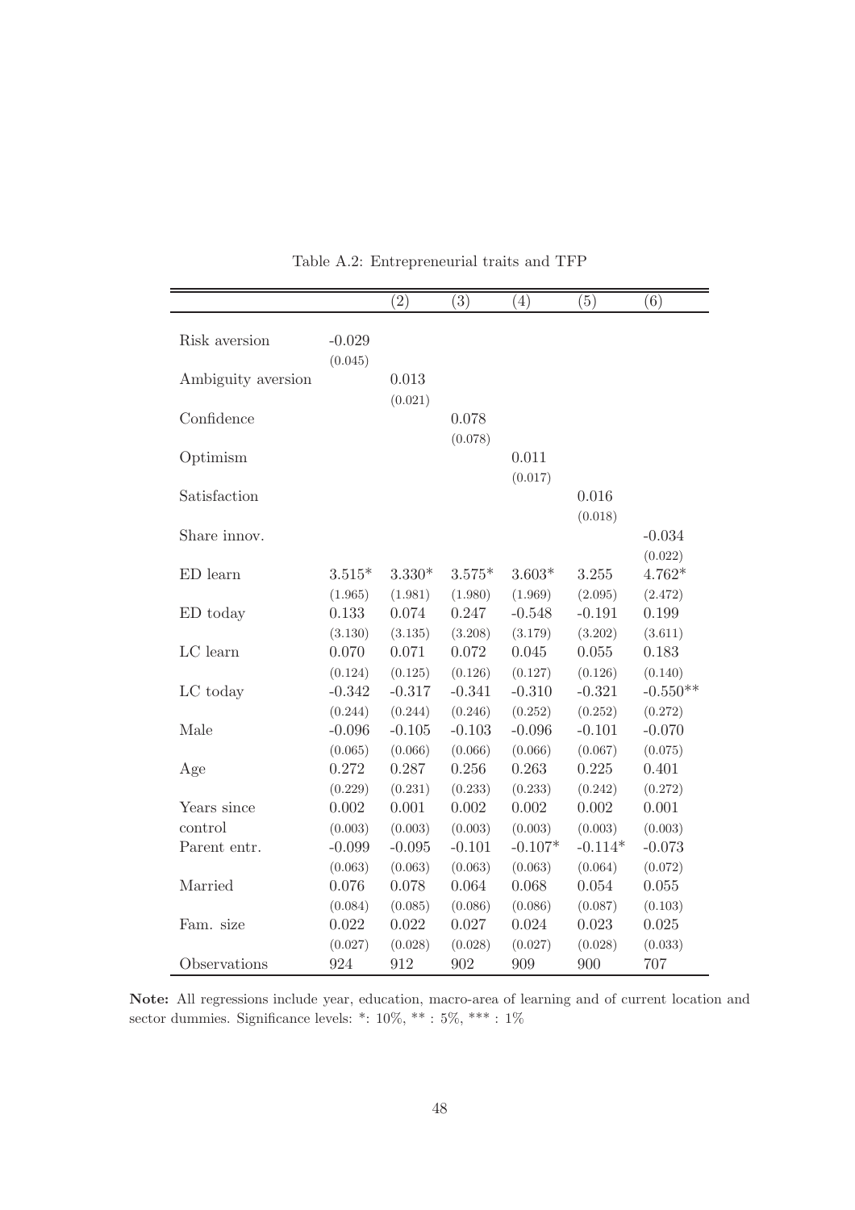Table A.2: Entrepreneurial traits and TFP

| | | (2) | (3) | (4) | (5) | (6) |
|---|---|---|---|---|---|---|
| Risk aversion | -0.029 | | | | | |
| | (0.045) | | | | | |
| Ambiguity aversion | | 0.013 | | | | |
| | | (0.021) | | | | |
| Confidence | | | 0.078 | | | |
| | | | (0.078) | | | |
| Optimism | | | | 0.011 | | |
| | | | | (0.017) | | |
| Satisfaction | | | | | 0.016 | |
| | | | | | (0.018) | |
| Share innov. | | | | | | -0.034 |
| | | | | | | (0.022) |
| ED learn | 3.515* | 3.330* | 3.575* | 3.603* | 3.255 | 4.762* |
| | (1.965) | (1.981) | (1.980) | (1.969) | (2.095) | (2.472) |
| ED today | 0.133 | 0.074 | 0.247 | -0.548 | -0.191 | 0.199 |
| | (3.130) | (3.135) | (3.208) | (3.179) | (3.202) | (3.611) |
| LC learn | 0.070 | 0.071 | 0.072 | 0.045 | 0.055 | 0.183 |
| | (0.124) | (0.125) | (0.126) | (0.127) | (0.126) | (0.140) |
| LC today | -0.342 | -0.317 | -0.341 | -0.310 | -0.321 | -0.550** |
| | (0.244) | (0.244) | (0.246) | (0.252) | (0.252) | (0.272) |
| Male | -0.096 | -0.105 | -0.103 | -0.096 | -0.101 | -0.070 |
| | (0.065) | (0.066) | (0.066) | (0.066) | (0.067) | (0.075) |
| Age | 0.272 | 0.287 | 0.256 | 0.263 | 0.225 | 0.401 |
| | (0.229) | (0.231) | (0.233) | (0.233) | (0.242) | (0.272) |
| Years since | 0.002 | 0.001 | 0.002 | 0.002 | 0.002 | 0.001 |
| control | (0.003) | (0.003) | (0.003) | (0.003) | (0.003) | (0.003) |
| Parent entr. | -0.099 | -0.095 | -0.101 | -0.107* | -0.114* | -0.073 |
| | (0.063) | (0.063) | (0.063) | (0.063) | (0.064) | (0.072) |
| Married | 0.076 | 0.078 | 0.064 | 0.068 | 0.054 | 0.055 |
| | (0.084) | (0.085) | (0.086) | (0.086) | (0.087) | (0.103) |
| Fam. size | 0.022 | 0.022 | 0.027 | 0.024 | 0.023 | 0.025 |
| | (0.027) | (0.028) | (0.028) | (0.027) | (0.028) | (0.033) |
| Observations | 924 | 912 | 902 | 909 | 900 | 707 |

**Note:** All regressions include year, education, macro-area of learning and of current location and sector dummies. Significance levels: *: 10%, ** : 5%, *** : 1%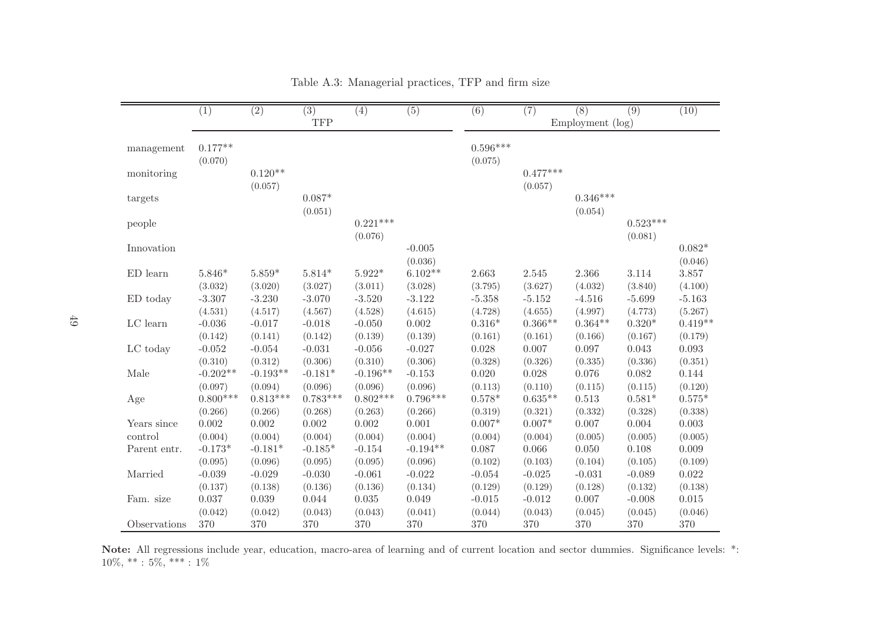Table A.3: Managerial practices, TFP and firm size

| | (1) | (2) | (3) | (4) | (5) | (6) | (7) | (8) | (9) | (10) |
|---|---|---|---|---|---|---|---|---|---|---|
| | TFP | | | | | Employment (log) | | | | |
| management | 0.177** | | | | | 0.596*** | | | | |
| | (0.070) | | | | | (0.075) | | | | |
| monitoring | | 0.120** | | | | | 0.477*** | | | |
| | | (0.057) | | | | | (0.057) | | | |
| targets | | | 0.087* | | | | | 0.346*** | | |
| | | | (0.051) | | | | | (0.054) | | |
| people | | | | 0.221*** | | | | | 0.523*** | |
| | | | | (0.076) | | | | | (0.081) | |
| Innovation | | | | | -0.005 | | | | | 0.082* |
| | | | | | (0.036) | | | | | (0.046) |
| ED learn | 5.846* | 5.859* | 5.814* | 5.922* | 6.102** | 2.663 | 2.545 | 2.366 | 3.114 | 3.857 |
| | (3.032) | (3.020) | (3.027) | (3.011) | (3.028) | (3.795) | (3.627) | (4.032) | (3.840) | (4.100) |
| ED today | -3.307 | -3.230 | -3.070 | -3.520 | -3.122 | -5.358 | -5.152 | -4.516 | -5.699 | -5.163 |
| | (4.531) | (4.517) | (4.567) | (4.528) | (4.615) | (4.728) | (4.655) | (4.997) | (4.773) | (5.267) |
| LC learn | -0.036 | -0.017 | -0.018 | -0.050 | 0.002 | 0.316* | 0.366** | 0.364** | 0.320* | 0.419** |
| | (0.142) | (0.141) | (0.142) | (0.139) | (0.139) | (0.161) | (0.161) | (0.166) | (0.167) | (0.179) |
| LC today | -0.052 | -0.054 | -0.031 | -0.056 | -0.027 | 0.028 | 0.007 | 0.097 | 0.043 | 0.093 |
| | (0.310) | (0.312) | (0.306) | (0.310) | (0.306) | (0.328) | (0.326) | (0.335) | (0.336) | (0.351) |
| Male | -0.202** | -0.193** | -0.181* | -0.196** | -0.153 | 0.020 | 0.028 | 0.076 | 0.082 | 0.144 |
| | (0.097) | (0.094) | (0.096) | (0.096) | (0.096) | (0.113) | (0.110) | (0.115) | (0.115) | (0.120) |
| Age | 0.800*** | 0.813*** | 0.783*** | 0.802*** | 0.796*** | 0.578* | 0.635** | 0.513 | 0.581* | 0.575* |
| | (0.266) | (0.266) | (0.268) | (0.263) | (0.266) | (0.319) | (0.321) | (0.332) | (0.328) | (0.338) |
| Years since control | 0.002 | 0.002 | 0.002 | 0.002 | 0.001 | 0.007* | 0.007* | 0.007 | 0.004 | 0.003 |
| | (0.004) | (0.004) | (0.004) | (0.004) | (0.004) | (0.004) | (0.004) | (0.005) | (0.005) | (0.005) |
| Parent entr. | -0.173* | -0.181* | -0.185* | -0.154 | -0.194** | 0.087 | 0.066 | 0.050 | 0.108 | 0.009 |
| | (0.095) | (0.096) | (0.095) | (0.095) | (0.096) | (0.102) | (0.103) | (0.104) | (0.105) | (0.109) |
| Married | -0.039 | -0.029 | -0.030 | -0.061 | -0.022 | -0.054 | -0.025 | -0.031 | -0.089 | 0.022 |
| | (0.137) | (0.138) | (0.136) | (0.136) | (0.134) | (0.129) | (0.129) | (0.128) | (0.132) | (0.138) |
| Fam. size | 0.037 | 0.039 | 0.044 | 0.035 | 0.049 | -0.015 | -0.012 | 0.007 | -0.008 | 0.015 |
| | (0.042) | (0.042) | (0.043) | (0.043) | (0.041) | (0.044) | (0.043) | (0.045) | (0.045) | (0.046) |
| Observations | 370 | 370 | 370 | 370 | 370 | 370 | 370 | 370 | 370 | 370 |

**Note:** All regressions include year, education, macro-area of learning and of current location and sector dummies. Significance levels: *: 10%, ** : 5%, *** : 1%